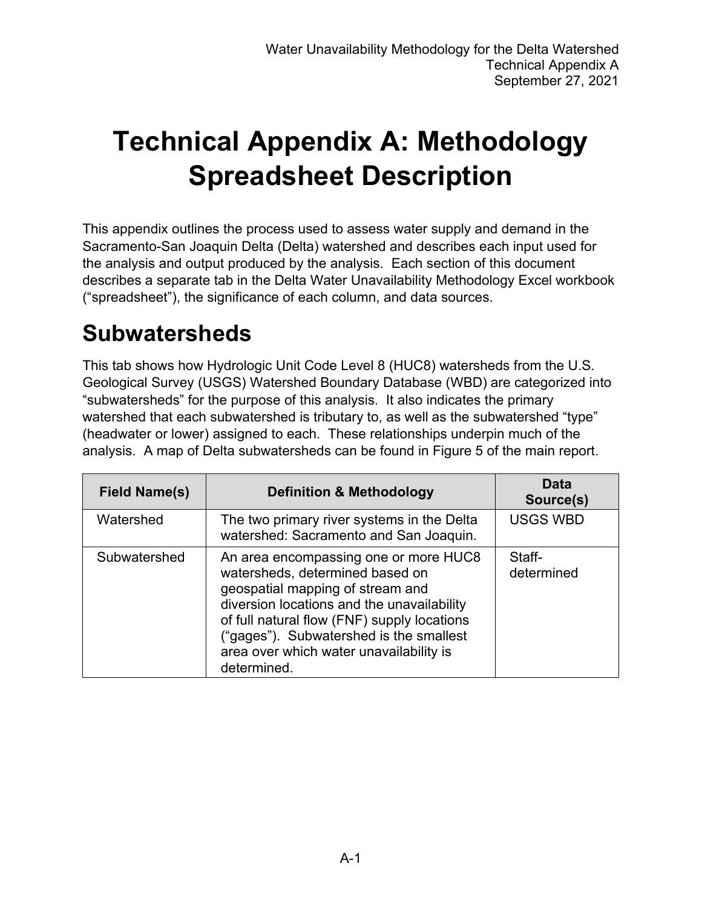# Technical Appendix A: Methodology Spreadsheet Description

This appendix outlines the process used to assess water supply and demand in the Sacramento-San Joaquin Delta (Delta) watershed and describes each input used for the analysis and output produced by the analysis. Each section of this document describes a separate tab in the Delta Water Unavailability Methodology Excel workbook ("spreadsheet"), the significance of each column, and data sources.

## Subwatersheds

This tab shows how Hydrologic Unit Code Level 8 (HUC8) watersheds from the U.S. Geological Survey (USGS) Watershed Boundary Database (WBD) are categorized into "subwatersheds" for the purpose of this analysis. It also indicates the primary watershed that each subwatershed is tributary to, as well as the subwatershed "type" (headwater or lower) assigned to each. These relationships underpin much of the analysis. A map of Delta subwatersheds can be found in Figure 5 of the main report.

| Field Name(s) | Definition & Methodology | Data Source(s) |
| --- | --- | --- |
| Watershed | The two primary river systems in the Delta watershed: Sacramento and San Joaquin. | USGS WBD |
| Subwatershed | An area encompassing one or more HUC8 watersheds, determined based on geospatial mapping of stream and diversion locations and the unavailability of full natural flow (FNF) supply locations ("gages"). Subwatershed is the smallest area over which water unavailability is determined. | Staff-determined |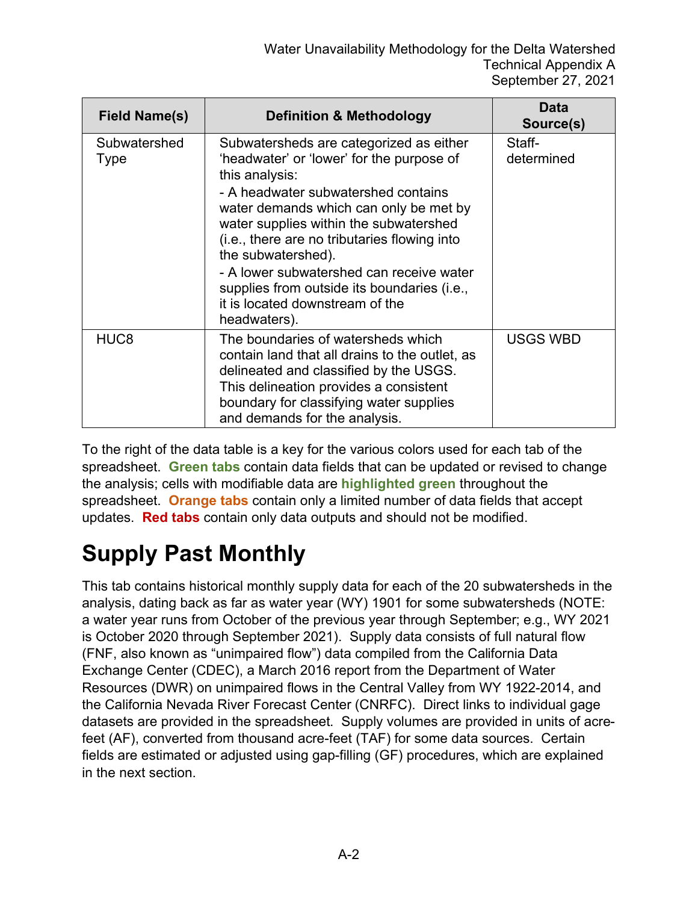| Field Name(s) | Definition & Methodology | Data Source(s) |
|---|---|---|
| Subwatershed Type | Subwatersheds are categorized as either 'headwater' or 'lower' for the purpose of this analysis:<br>- A headwater subwatershed contains water demands which can only be met by water supplies within the subwatershed (i.e., there are no tributaries flowing into the subwatershed).<br>- A lower subwatershed can receive water supplies from outside its boundaries (i.e., it is located downstream of the headwaters). | Staff-determined |
| HUC8 | The boundaries of watersheds which contain land that all drains to the outlet, as delineated and classified by the USGS. This delineation provides a consistent boundary for classifying water supplies and demands for the analysis. | USGS WBD |

To the right of the data table is a key for the various colors used for each tab of the spreadsheet. **Green tabs** contain data fields that can be updated or revised to change the analysis; cells with modifiable data are **highlighted green** throughout the spreadsheet. **Orange tabs** contain only a limited number of data fields that accept updates. **Red tabs** contain only data outputs and should not be modified.

# Supply Past Monthly

This tab contains historical monthly supply data for each of the 20 subwatersheds in the analysis, dating back as far as water year (WY) 1901 for some subwatersheds (NOTE: a water year runs from October of the previous year through September; e.g., WY 2021 is October 2020 through September 2021). Supply data consists of full natural flow (FNF, also known as "unimpaired flow") data compiled from the California Data Exchange Center (CDEC), a March 2016 report from the Department of Water Resources (DWR) on unimpaired flows in the Central Valley from WY 1922-2014, and the California Nevada River Forecast Center (CNRFC). Direct links to individual gage datasets are provided in the spreadsheet. Supply volumes are provided in units of acre-feet (AF), converted from thousand acre-feet (TAF) for some data sources. Certain fields are estimated or adjusted using gap-filling (GF) procedures, which are explained in the next section.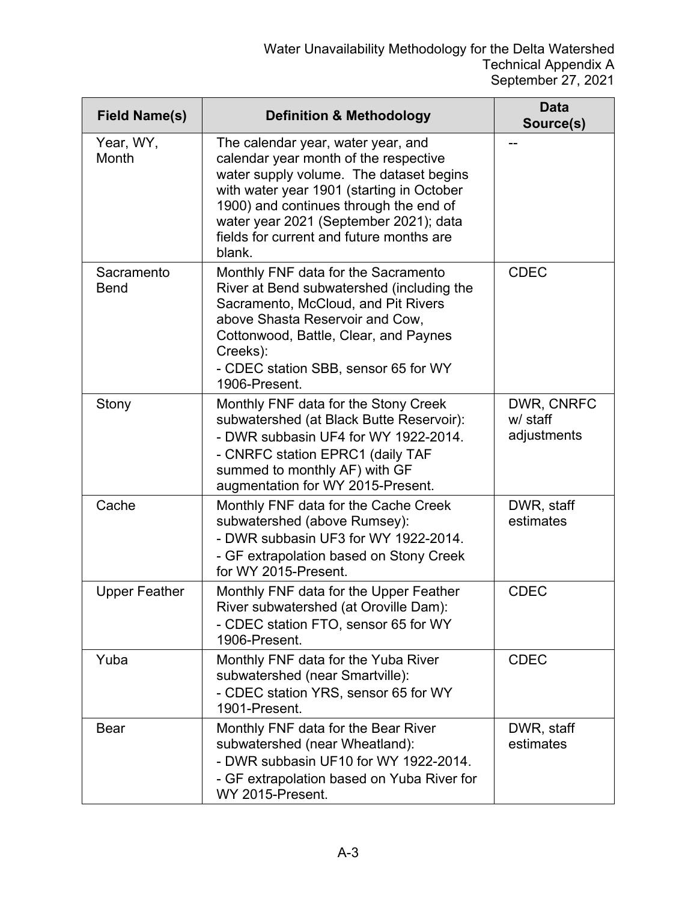| Field Name(s) | Definition & Methodology | Data Source(s) |
|---|---|---|
| Year, WY, Month | The calendar year, water year, and calendar year month of the respective water supply volume. The dataset begins with water year 1901 (starting in October 1900) and continues through the end of water year 2021 (September 2021); data fields for current and future months are blank. | -- |
| Sacramento Bend | Monthly FNF data for the Sacramento River at Bend subwatershed (including the Sacramento, McCloud, and Pit Rivers above Shasta Reservoir and Cow, Cottonwood, Battle, Clear, and Paynes Creeks):<br>- CDEC station SBB, sensor 65 for WY 1906-Present. | CDEC |
| Stony | Monthly FNF data for the Stony Creek subwatershed (at Black Butte Reservoir):<br>- DWR subbasin UF4 for WY 1922-2014.<br>- CNRFC station EPRC1 (daily TAF summed to monthly AF) with GF augmentation for WY 2015-Present. | DWR, CNRFC w/ staff adjustments |
| Cache | Monthly FNF data for the Cache Creek subwatershed (above Rumsey):<br>- DWR subbasin UF3 for WY 1922-2014.<br>- GF extrapolation based on Stony Creek for WY 2015-Present. | DWR, staff estimates |
| Upper Feather | Monthly FNF data for the Upper Feather River subwatershed (at Oroville Dam):<br>- CDEC station FTO, sensor 65 for WY 1906-Present. | CDEC |
| Yuba | Monthly FNF data for the Yuba River subwatershed (near Smartville):<br>- CDEC station YRS, sensor 65 for WY 1901-Present. | CDEC |
| Bear | Monthly FNF data for the Bear River subwatershed (near Wheatland):<br>- DWR subbasin UF10 for WY 1922-2014.<br>- GF extrapolation based on Yuba River for WY 2015-Present. | DWR, staff estimates |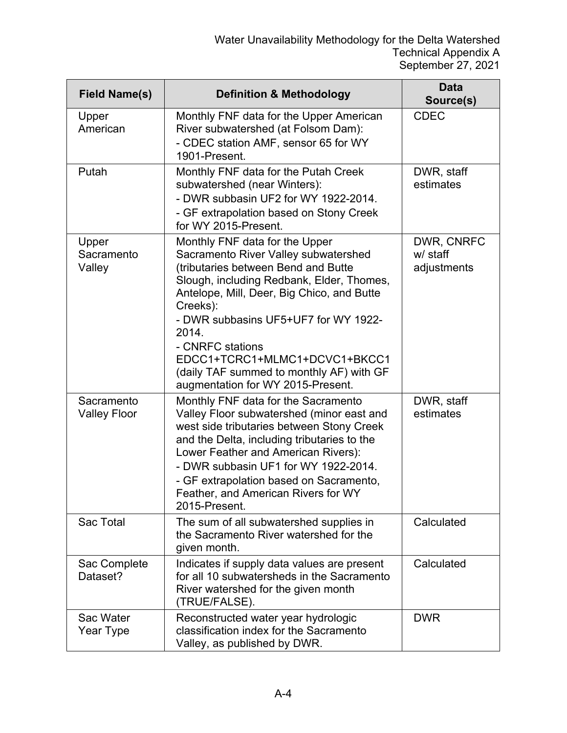| Field Name(s) | Definition & Methodology | Data Source(s) |
|---|---|---|
| Upper American | Monthly FNF data for the Upper American River subwatershed (at Folsom Dam):<br>- CDEC station AMF, sensor 65 for WY 1901-Present. | CDEC |
| Putah | Monthly FNF data for the Putah Creek subwatershed (near Winters):<br>- DWR subbasin UF2 for WY 1922-2014.<br>- GF extrapolation based on Stony Creek for WY 2015-Present. | DWR, staff estimates |
| Upper Sacramento Valley | Monthly FNF data for the Upper Sacramento River Valley subwatershed (tributaries between Bend and Butte Slough, including Redbank, Elder, Thomes, Antelope, Mill, Deer, Big Chico, and Butte Creeks):<br>- DWR subbasins UF5+UF7 for WY 1922-2014.<br>- CNRFC stations EDCC1+TCRC1+MLMC1+DCVC1+BKCC1 (daily TAF summed to monthly AF) with GF augmentation for WY 2015-Present. | DWR, CNRFC w/ staff adjustments |
| Sacramento Valley Floor | Monthly FNF data for the Sacramento Valley Floor subwatershed (minor east and west side tributaries between Stony Creek and the Delta, including tributaries to the Lower Feather and American Rivers):<br>- DWR subbasin UF1 for WY 1922-2014.<br>- GF extrapolation based on Sacramento, Feather, and American Rivers for WY 2015-Present. | DWR, staff estimates |
| Sac Total | The sum of all subwatershed supplies in the Sacramento River watershed for the given month. | Calculated |
| Sac Complete Dataset? | Indicates if supply data values are present for all 10 subwatersheds in the Sacramento River watershed for the given month (TRUE/FALSE). | Calculated |
| Sac Water Year Type | Reconstructed water year hydrologic classification index for the Sacramento Valley, as published by DWR. | DWR |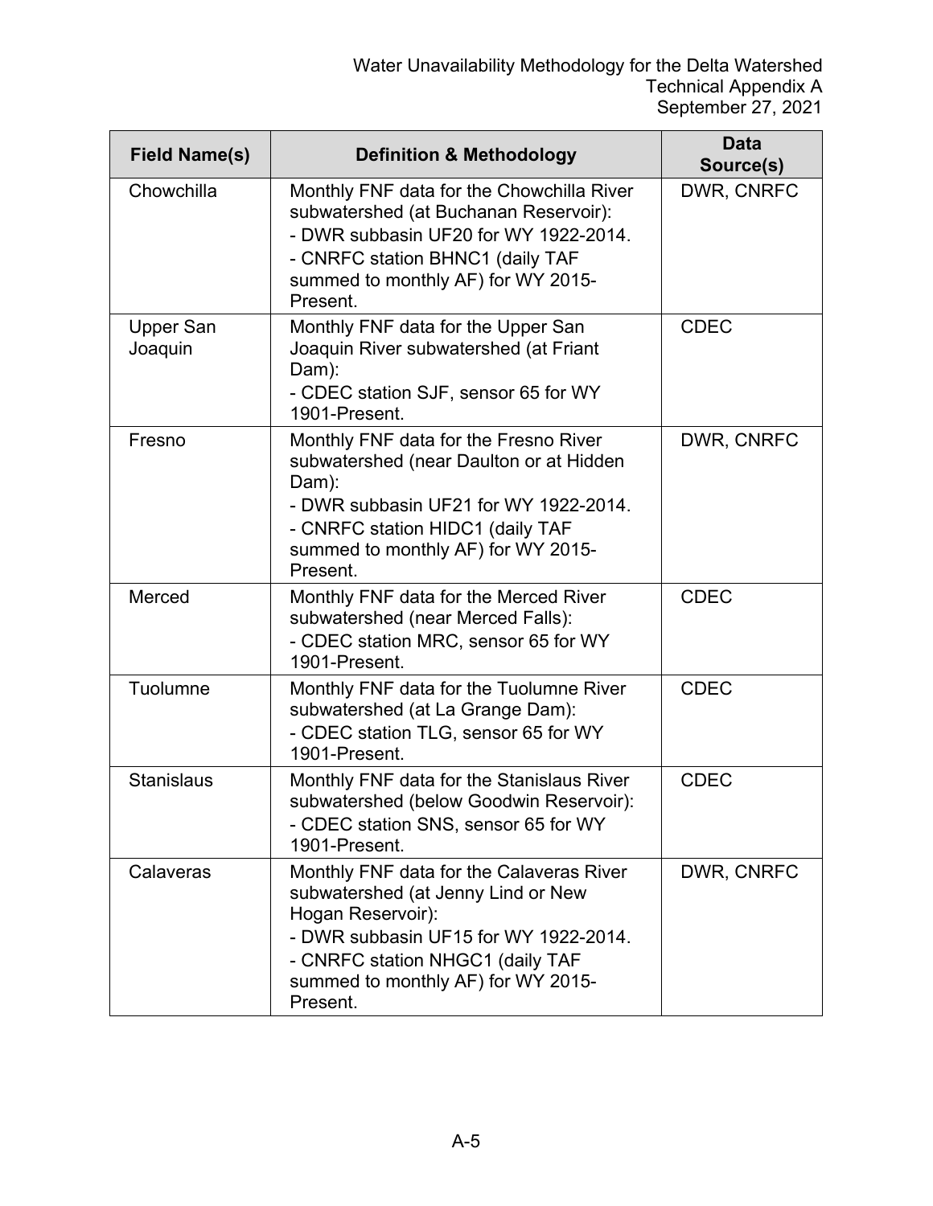| Field Name(s) | Definition & Methodology | Data Source(s) |
|---|---|---|
| Chowchilla | Monthly FNF data for the Chowchilla River subwatershed (at Buchanan Reservoir):<br>- DWR subbasin UF20 for WY 1922-2014.<br>- CNRFC station BHNC1 (daily TAF summed to monthly AF) for WY 2015-Present. | DWR, CNRFC |
| Upper San Joaquin | Monthly FNF data for the Upper San Joaquin River subwatershed (at Friant Dam):<br>- CDEC station SJF, sensor 65 for WY 1901-Present. | CDEC |
| Fresno | Monthly FNF data for the Fresno River subwatershed (near Daulton or at Hidden Dam):<br>- DWR subbasin UF21 for WY 1922-2014.<br>- CNRFC station HIDC1 (daily TAF summed to monthly AF) for WY 2015-Present. | DWR, CNRFC |
| Merced | Monthly FNF data for the Merced River subwatershed (near Merced Falls):<br>- CDEC station MRC, sensor 65 for WY 1901-Present. | CDEC |
| Tuolumne | Monthly FNF data for the Tuolumne River subwatershed (at La Grange Dam):<br>- CDEC station TLG, sensor 65 for WY 1901-Present. | CDEC |
| Stanislaus | Monthly FNF data for the Stanislaus River subwatershed (below Goodwin Reservoir):<br>- CDEC station SNS, sensor 65 for WY 1901-Present. | CDEC |
| Calaveras | Monthly FNF data for the Calaveras River subwatershed (at Jenny Lind or New Hogan Reservoir):<br>- DWR subbasin UF15 for WY 1922-2014.<br>- CNRFC station NHGC1 (daily TAF summed to monthly AF) for WY 2015-Present. | DWR, CNRFC |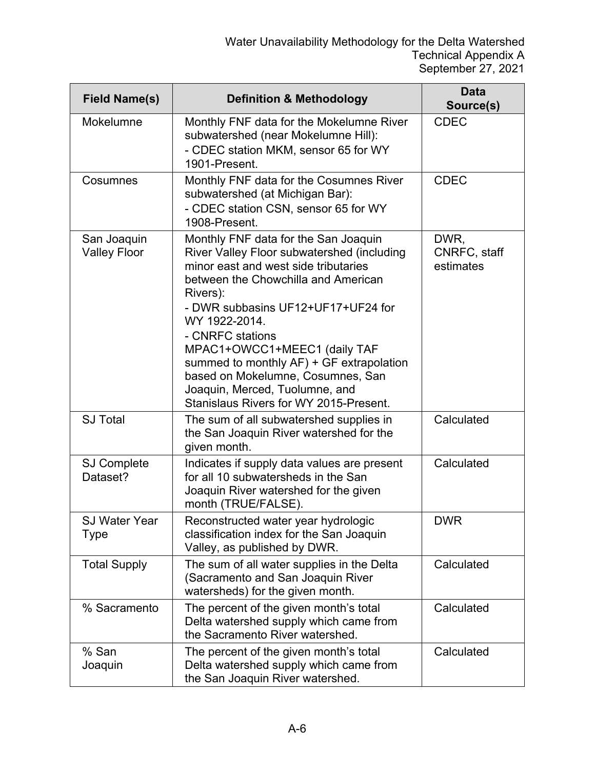| Field Name(s) | Definition & Methodology | Data Source(s) |
|---|---|---|
| Mokelumne | Monthly FNF data for the Mokelumne River subwatershed (near Mokelumne Hill):<br>- CDEC station MKM, sensor 65 for WY 1901-Present. | CDEC |
| Cosumnes | Monthly FNF data for the Cosumnes River subwatershed (at Michigan Bar):<br>- CDEC station CSN, sensor 65 for WY 1908-Present. | CDEC |
| San Joaquin Valley Floor | Monthly FNF data for the San Joaquin River Valley Floor subwatershed (including minor east and west side tributaries between the Chowchilla and American Rivers):<br>- DWR subbasins UF12+UF17+UF24 for WY 1922-2014.<br>- CNRFC stations MPAC1+OWCC1+MEEC1 (daily TAF summed to monthly AF) + GF extrapolation based on Mokelumne, Cosumnes, San Joaquin, Merced, Tuolumne, and Stanislaus Rivers for WY 2015-Present. | DWR, CNRFC, staff estimates |
| SJ Total | The sum of all subwatershed supplies in the San Joaquin River watershed for the given month. | Calculated |
| SJ Complete Dataset? | Indicates if supply data values are present for all 10 subwatersheds in the San Joaquin River watershed for the given month (TRUE/FALSE). | Calculated |
| SJ Water Year Type | Reconstructed water year hydrologic classification index for the San Joaquin Valley, as published by DWR. | DWR |
| Total Supply | The sum of all water supplies in the Delta (Sacramento and San Joaquin River watersheds) for the given month. | Calculated |
| % Sacramento | The percent of the given month's total Delta watershed supply which came from the Sacramento River watershed. | Calculated |
| % San Joaquin | The percent of the given month's total Delta watershed supply which came from the San Joaquin River watershed. | Calculated |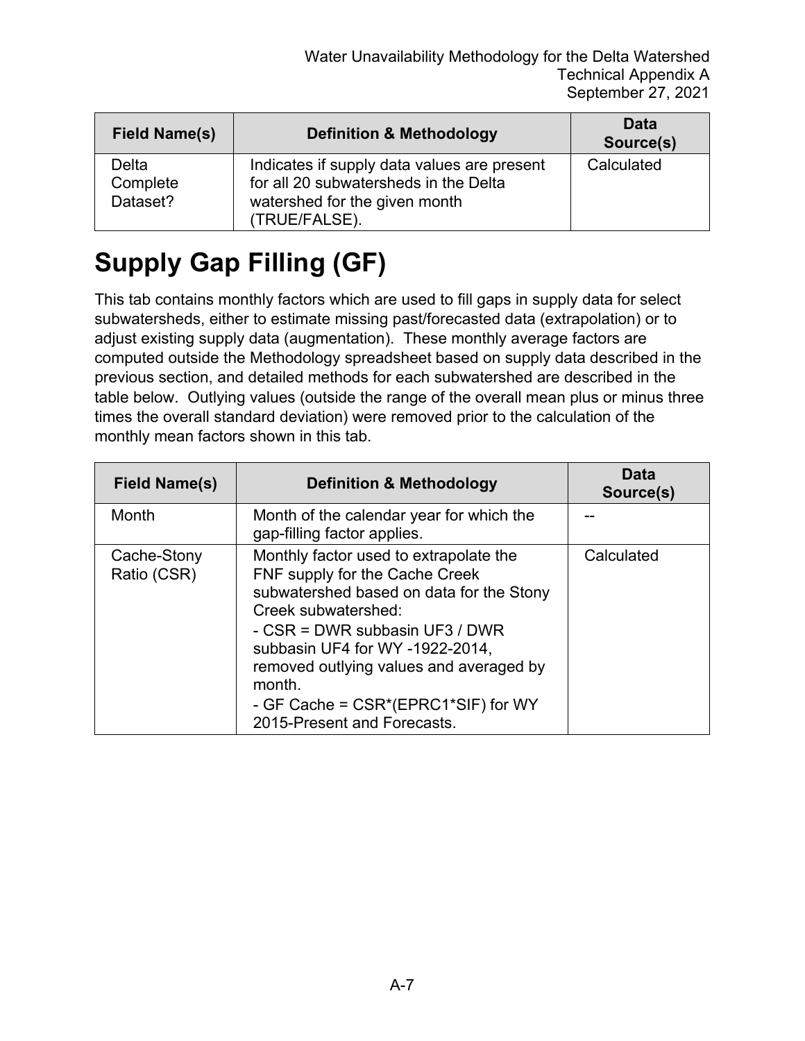| Field Name(s) | Definition & Methodology | Data Source(s) |
|---|---|---|
| Delta Complete Dataset? | Indicates if supply data values are present for all 20 subwatersheds in the Delta watershed for the given month (TRUE/FALSE). | Calculated |

# Supply Gap Filling (GF)

This tab contains monthly factors which are used to fill gaps in supply data for select subwatersheds, either to estimate missing past/forecasted data (extrapolation) or to adjust existing supply data (augmentation). These monthly average factors are computed outside the Methodology spreadsheet based on supply data described in the previous section, and detailed methods for each subwatershed are described in the table below. Outlying values (outside the range of the overall mean plus or minus three times the overall standard deviation) were removed prior to the calculation of the monthly mean factors shown in this tab.

| Field Name(s) | Definition & Methodology | Data Source(s) |
|---|---|---|
| Month | Month of the calendar year for which the gap-filling factor applies. | -- |
| Cache-Stony Ratio (CSR) | Monthly factor used to extrapolate the FNF supply for the Cache Creek subwatershed based on data for the Stony Creek subwatershed:<br>- CSR = DWR subbasin UF3 / DWR subbasin UF4 for WY -1922-2014, removed outlying values and averaged by month.<br>- GF Cache = CSR*(EPRC1*SIF) for WY 2015-Present and Forecasts. | Calculated |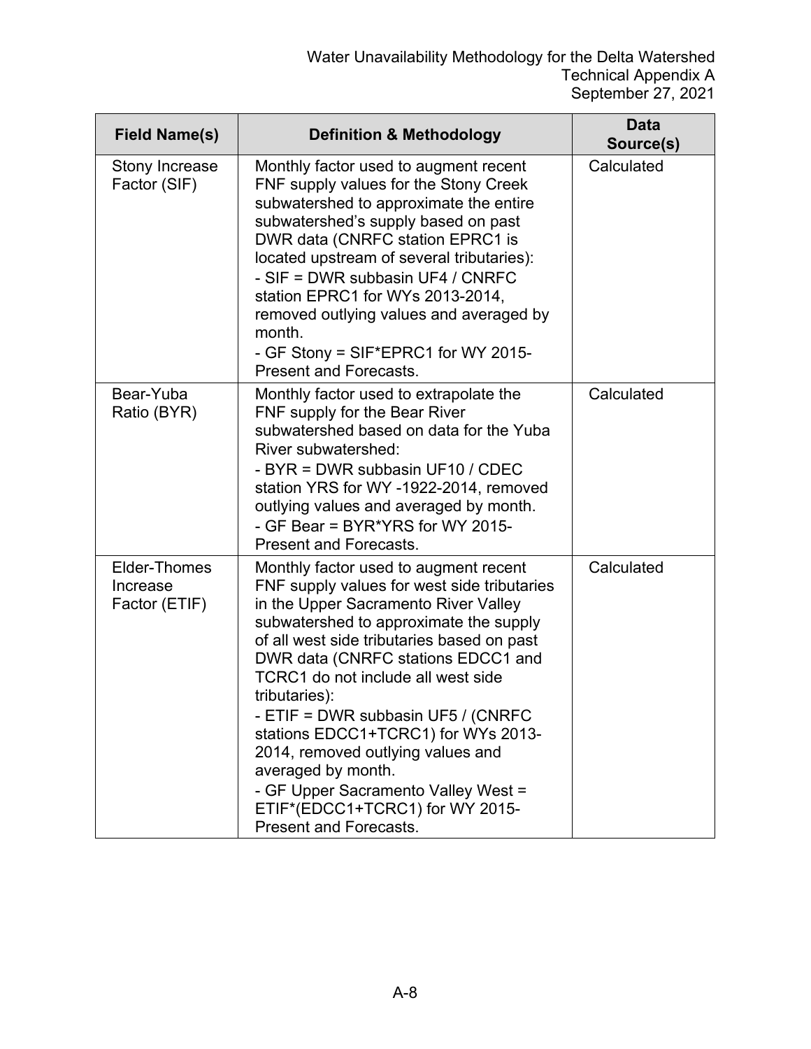| Field Name(s) | Definition & Methodology | Data Source(s) |
|---|---|---|
| Stony Increase Factor (SIF) | Monthly factor used to augment recent FNF supply values for the Stony Creek subwatershed to approximate the entire subwatershed's supply based on past DWR data (CNRFC station EPRC1 is located upstream of several tributaries):<br>- SIF = DWR subbasin UF4 / CNRFC station EPRC1 for WYs 2013-2014, removed outlying values and averaged by month.<br>- GF Stony = SIF*EPRC1 for WY 2015-Present and Forecasts. | Calculated |
| Bear-Yuba Ratio (BYR) | Monthly factor used to extrapolate the FNF supply for the Bear River subwatershed based on data for the Yuba River subwatershed:<br>- BYR = DWR subbasin UF10 / CDEC station YRS for WY -1922-2014, removed outlying values and averaged by month.<br>- GF Bear = BYR*YRS for WY 2015-Present and Forecasts. | Calculated |
| Elder-Thomes Increase Factor (ETIF) | Monthly factor used to augment recent FNF supply values for west side tributaries in the Upper Sacramento River Valley subwatershed to approximate the supply of all west side tributaries based on past DWR data (CNRFC stations EDCC1 and TCRC1 do not include all west side tributaries):<br>- ETIF = DWR subbasin UF5 / (CNRFC stations EDCC1+TCRC1) for WYs 2013-2014, removed outlying values and averaged by month.<br>- GF Upper Sacramento Valley West = ETIF*(EDCC1+TCRC1) for WY 2015-Present and Forecasts. | Calculated |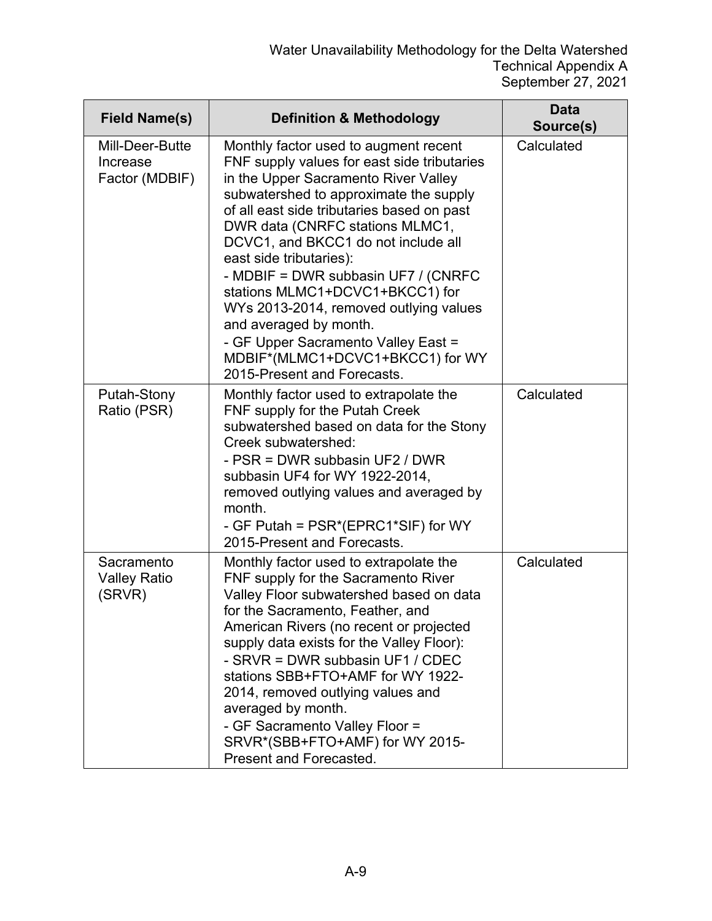| Field Name(s) | Definition & Methodology | Data Source(s) |
|---|---|---|
| Mill-Deer-Butte Increase Factor (MDBIF) | Monthly factor used to augment recent FNF supply values for east side tributaries in the Upper Sacramento River Valley subwatershed to approximate the supply of all east side tributaries based on past DWR data (CNRFC stations MLMC1, DCVC1, and BKCC1 do not include all east side tributaries):<br>- MDBIF = DWR subbasin UF7 / (CNRFC stations MLMC1+DCVC1+BKCC1) for WYs 2013-2014, removed outlying values and averaged by month.<br>- GF Upper Sacramento Valley East = MDBIF*(MLMC1+DCVC1+BKCC1) for WY 2015-Present and Forecasts. | Calculated |
| Putah-Stony Ratio (PSR) | Monthly factor used to extrapolate the FNF supply for the Putah Creek subwatershed based on data for the Stony Creek subwatershed:<br>- PSR = DWR subbasin UF2 / DWR subbasin UF4 for WY 1922-2014, removed outlying values and averaged by month.<br>- GF Putah = PSR*(EPRC1*SIF) for WY 2015-Present and Forecasts. | Calculated |
| Sacramento Valley Ratio (SRVR) | Monthly factor used to extrapolate the FNF supply for the Sacramento River Valley Floor subwatershed based on data for the Sacramento, Feather, and American Rivers (no recent or projected supply data exists for the Valley Floor):<br>- SRVR = DWR subbasin UF1 / CDEC stations SBB+FTO+AMF for WY 1922-2014, removed outlying values and averaged by month.<br>- GF Sacramento Valley Floor = SRVR*(SBB+FTO+AMF) for WY 2015-Present and Forecasted. | Calculated |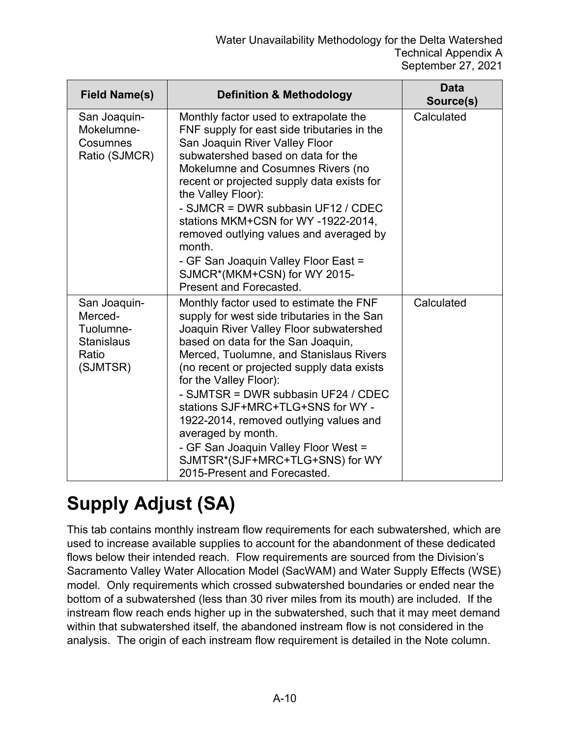| Field Name(s) | Definition & Methodology | Data Source(s) |
| --- | --- | --- |
| San Joaquin-Mokelumne-Cosumnes Ratio (SJMCR) | Monthly factor used to extrapolate the FNF supply for east side tributaries in the San Joaquin River Valley Floor subwatershed based on data for the Mokelumne and Cosumnes Rivers (no recent or projected supply data exists for the Valley Floor):<br>- SJMCR = DWR subbasin UF12 / CDEC stations MKM+CSN for WY -1922-2014, removed outlying values and averaged by month.<br>- GF San Joaquin Valley Floor East = SJMCR*(MKM+CSN) for WY 2015-Present and Forecasted. | Calculated |
| San Joaquin-Merced-Tuolumne-Stanislaus Ratio (SJMTSR) | Monthly factor used to estimate the FNF supply for west side tributaries in the San Joaquin River Valley Floor subwatershed based on data for the San Joaquin, Merced, Tuolumne, and Stanislaus Rivers (no recent or projected supply data exists for the Valley Floor):<br>- SJMTSR = DWR subbasin UF24 / CDEC stations SJF+MRC+TLG+SNS for WY -1922-2014, removed outlying values and averaged by month.<br>- GF San Joaquin Valley Floor West = SJMTSR*(SJF+MRC+TLG+SNS) for WY 2015-Present and Forecasted. | Calculated |

# Supply Adjust (SA)

This tab contains monthly instream flow requirements for each subwatershed, which are used to increase available supplies to account for the abandonment of these dedicated flows below their intended reach. Flow requirements are sourced from the Division's Sacramento Valley Water Allocation Model (SacWAM) and Water Supply Effects (WSE) model. Only requirements which crossed subwatershed boundaries or ended near the bottom of a subwatershed (less than 30 river miles from its mouth) are included. If the instream flow reach ends higher up in the subwatershed, such that it may meet demand within that subwatershed itself, the abandoned instream flow is not considered in the analysis. The origin of each instream flow requirement is detailed in the Note column.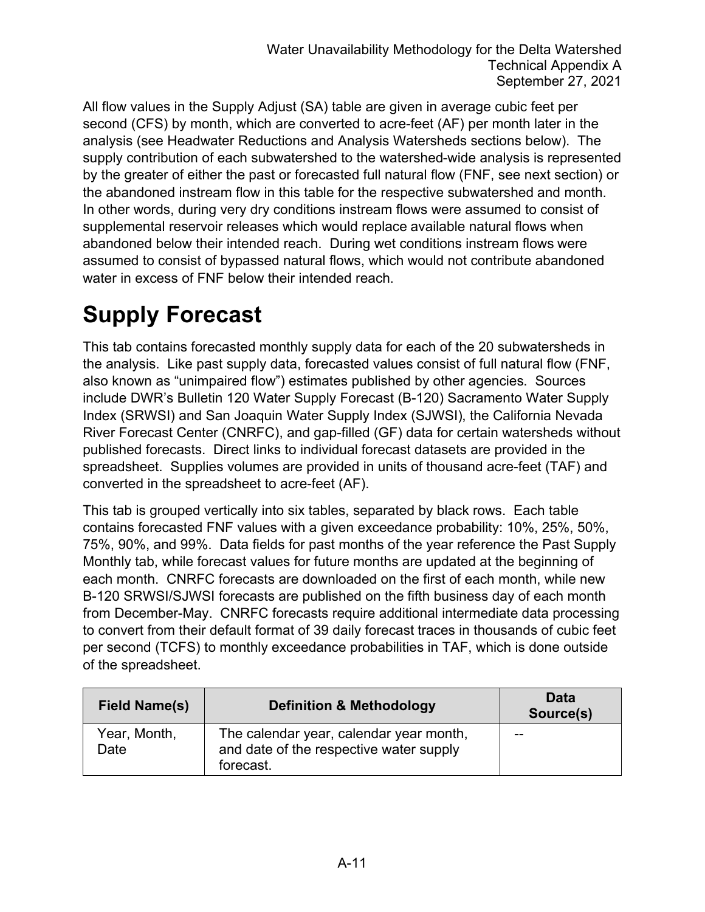All flow values in the Supply Adjust (SA) table are given in average cubic feet per second (CFS) by month, which are converted to acre-feet (AF) per month later in the analysis (see Headwater Reductions and Analysis Watersheds sections below). The supply contribution of each subwatershed to the watershed-wide analysis is represented by the greater of either the past or forecasted full natural flow (FNF, see next section) or the abandoned instream flow in this table for the respective subwatershed and month. In other words, during very dry conditions instream flows were assumed to consist of supplemental reservoir releases which would replace available natural flows when abandoned below their intended reach. During wet conditions instream flows were assumed to consist of bypassed natural flows, which would not contribute abandoned water in excess of FNF below their intended reach.

# Supply Forecast

This tab contains forecasted monthly supply data for each of the 20 subwatersheds in the analysis. Like past supply data, forecasted values consist of full natural flow (FNF, also known as “unimpaired flow”) estimates published by other agencies. Sources include DWR’s Bulletin 120 Water Supply Forecast (B-120) Sacramento Water Supply Index (SRWSI) and San Joaquin Water Supply Index (SJWSI), the California Nevada River Forecast Center (CNRFC), and gap-filled (GF) data for certain watersheds without published forecasts. Direct links to individual forecast datasets are provided in the spreadsheet. Supplies volumes are provided in units of thousand acre-feet (TAF) and converted in the spreadsheet to acre-feet (AF).

This tab is grouped vertically into six tables, separated by black rows. Each table contains forecasted FNF values with a given exceedance probability: 10%, 25%, 50%, 75%, 90%, and 99%. Data fields for past months of the year reference the Past Supply Monthly tab, while forecast values for future months are updated at the beginning of each month. CNRFC forecasts are downloaded on the first of each month, while new B-120 SRWSI/SJWSI forecasts are published on the fifth business day of each month from December-May. CNRFC forecasts require additional intermediate data processing to convert from their default format of 39 daily forecast traces in thousands of cubic feet per second (TCFS) to monthly exceedance probabilities in TAF, which is done outside of the spreadsheet.

| Field Name(s) | Definition & Methodology | Data Source(s) |
|---|---|---|
| Year, Month, Date | The calendar year, calendar year month, and date of the respective water supply forecast. | -- |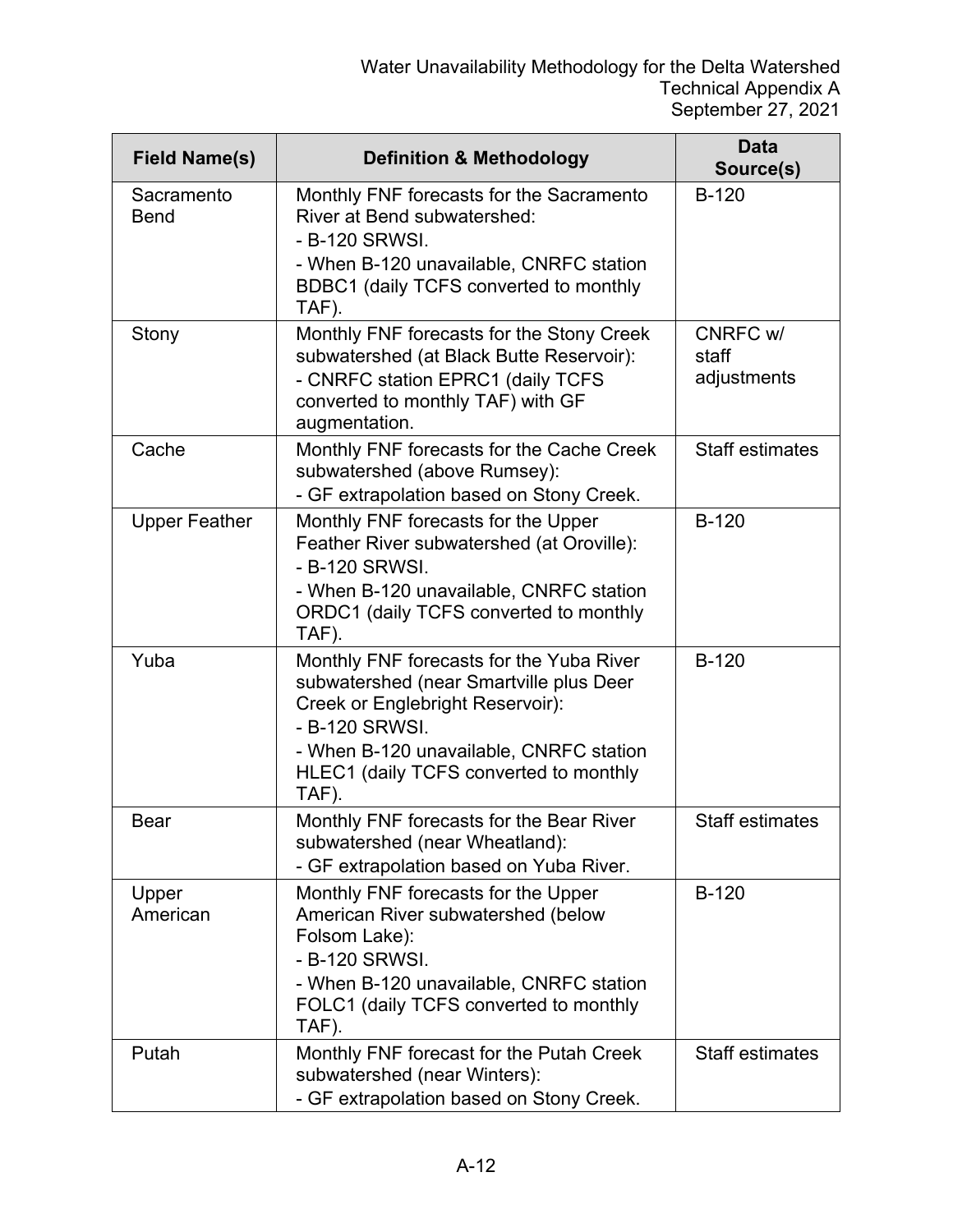| Field Name(s) | Definition & Methodology | Data Source(s) |
|---|---|---|
| Sacramento Bend | Monthly FNF forecasts for the Sacramento River at Bend subwatershed:<br>- B-120 SRWSI.<br>- When B-120 unavailable, CNRFC station BDBC1 (daily TCFS converted to monthly TAF). | B-120 |
| Stony | Monthly FNF forecasts for the Stony Creek subwatershed (at Black Butte Reservoir):<br>- CNRFC station EPRC1 (daily TCFS converted to monthly TAF) with GF augmentation. | CNRFC w/ staff adjustments |
| Cache | Monthly FNF forecasts for the Cache Creek subwatershed (above Rumsey):<br>- GF extrapolation based on Stony Creek. | Staff estimates |
| Upper Feather | Monthly FNF forecasts for the Upper Feather River subwatershed (at Oroville):<br>- B-120 SRWSI.<br>- When B-120 unavailable, CNRFC station ORDC1 (daily TCFS converted to monthly TAF). | B-120 |
| Yuba | Monthly FNF forecasts for the Yuba River subwatershed (near Smartville plus Deer Creek or Englebright Reservoir):<br>- B-120 SRWSI.<br>- When B-120 unavailable, CNRFC station HLEC1 (daily TCFS converted to monthly TAF). | B-120 |
| Bear | Monthly FNF forecasts for the Bear River subwatershed (near Wheatland):<br>- GF extrapolation based on Yuba River. | Staff estimates |
| Upper American | Monthly FNF forecasts for the Upper American River subwatershed (below Folsom Lake):<br>- B-120 SRWSI.<br>- When B-120 unavailable, CNRFC station FOLC1 (daily TCFS converted to monthly TAF). | B-120 |
| Putah | Monthly FNF forecast for the Putah Creek subwatershed (near Winters):<br>- GF extrapolation based on Stony Creek. | Staff estimates |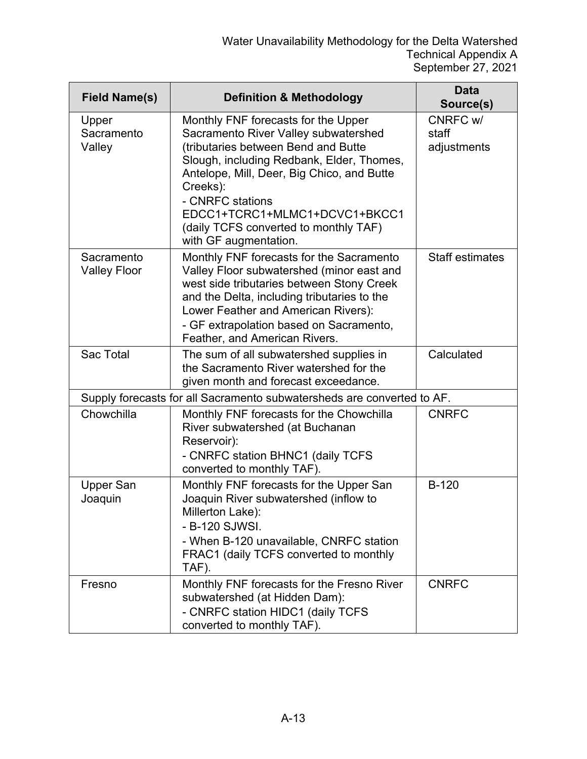| Field Name(s) | Definition & Methodology | Data Source(s) |
| --- | --- | --- |
| Upper Sacramento Valley | Monthly FNF forecasts for the Upper Sacramento River Valley subwatershed (tributaries between Bend and Butte Slough, including Redbank, Elder, Thomes, Antelope, Mill, Deer, Big Chico, and Butte Creeks):<br>- CNRFC stations EDCC1+TCRC1+MLMC1+DCVC1+BKCC1 (daily TCFS converted to monthly TAF) with GF augmentation. | CNRFC w/ staff adjustments |
| Sacramento Valley Floor | Monthly FNF forecasts for the Sacramento Valley Floor subwatershed (minor east and west side tributaries between Stony Creek and the Delta, including tributaries to the Lower Feather and American Rivers):<br>- GF extrapolation based on Sacramento, Feather, and American Rivers. | Staff estimates |
| Sac Total | The sum of all subwatershed supplies in the Sacramento River watershed for the given month and forecast exceedance. | Calculated |
| Supply forecasts for all Sacramento subwatersheds are converted to AF. | | |
| Chowchilla | Monthly FNF forecasts for the Chowchilla River subwatershed (at Buchanan Reservoir):<br>- CNRFC station BHNC1 (daily TCFS converted to monthly TAF). | CNRFC |
| Upper San Joaquin | Monthly FNF forecasts for the Upper San Joaquin River subwatershed (inflow to Millerton Lake):<br>- B-120 SJWSI.<br>- When B-120 unavailable, CNRFC station FRAC1 (daily TCFS converted to monthly TAF). | B-120 |
| Fresno | Monthly FNF forecasts for the Fresno River subwatershed (at Hidden Dam):<br>- CNRFC station HIDC1 (daily TCFS converted to monthly TAF). | CNRFC |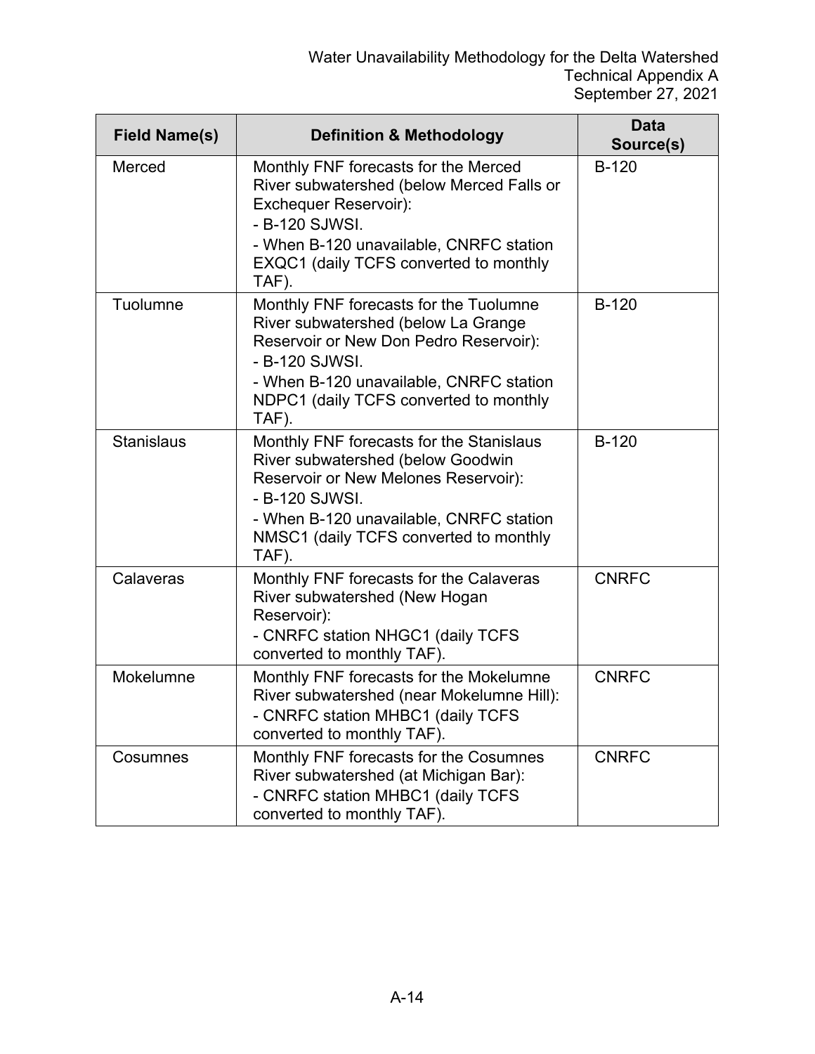| Field Name(s) | Definition & Methodology | Data Source(s) |
|---|---|---|
| Merced | Monthly FNF forecasts for the Merced River subwatershed (below Merced Falls or Exchequer Reservoir):<br>- B-120 SJWSI.<br>- When B-120 unavailable, CNRFC station EXQC1 (daily TCFS converted to monthly TAF). | B-120 |
| Tuolumne | Monthly FNF forecasts for the Tuolumne River subwatershed (below La Grange Reservoir or New Don Pedro Reservoir):<br>- B-120 SJWSI.<br>- When B-120 unavailable, CNRFC station NDPC1 (daily TCFS converted to monthly TAF). | B-120 |
| Stanislaus | Monthly FNF forecasts for the Stanislaus River subwatershed (below Goodwin Reservoir or New Melones Reservoir):<br>- B-120 SJWSI.<br>- When B-120 unavailable, CNRFC station NMSC1 (daily TCFS converted to monthly TAF). | B-120 |
| Calaveras | Monthly FNF forecasts for the Calaveras River subwatershed (New Hogan Reservoir):<br>- CNRFC station NHGC1 (daily TCFS converted to monthly TAF). | CNRFC |
| Mokelumne | Monthly FNF forecasts for the Mokelumne River subwatershed (near Mokelumne Hill):<br>- CNRFC station MHBC1 (daily TCFS converted to monthly TAF). | CNRFC |
| Cosumnes | Monthly FNF forecasts for the Cosumnes River subwatershed (at Michigan Bar):<br>- CNRFC station MHBC1 (daily TCFS converted to monthly TAF). | CNRFC |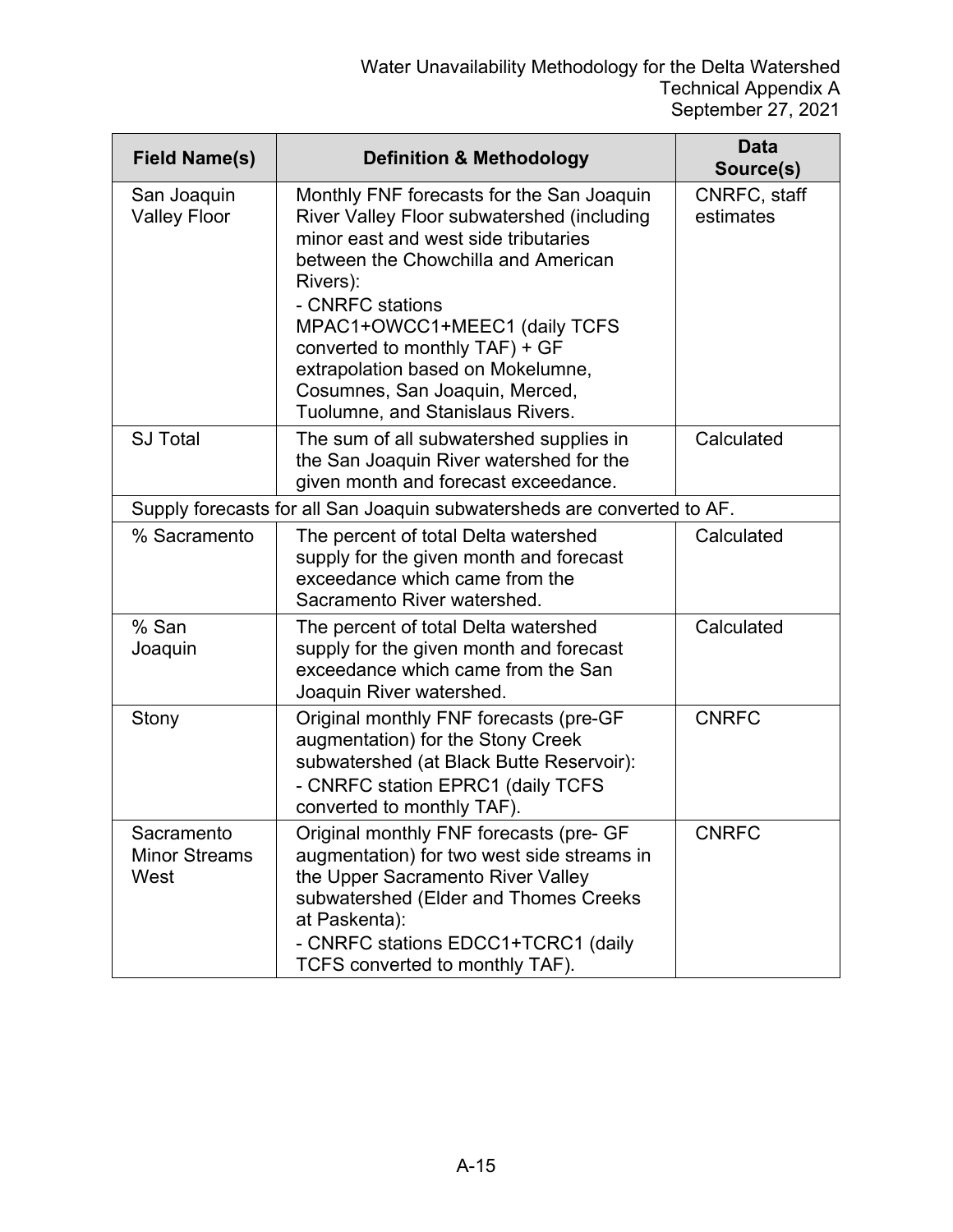| Field Name(s) | Definition & Methodology | Data Source(s) |
|---|---|---|
| San Joaquin Valley Floor | Monthly FNF forecasts for the San Joaquin River Valley Floor subwatershed (including minor east and west side tributaries between the Chowchilla and American Rivers):<br>- CNRFC stations MPAC1+OWCC1+MEEC1 (daily TCFS converted to monthly TAF) + GF extrapolation based on Mokelumne, Cosumnes, San Joaquin, Merced, Tuolumne, and Stanislaus Rivers. | CNRFC, staff estimates |
| SJ Total | The sum of all subwatershed supplies in the San Joaquin River watershed for the given month and forecast exceedance. | Calculated |
| Supply forecasts for all San Joaquin subwatersheds are converted to AF. | | |
| % Sacramento | The percent of total Delta watershed supply for the given month and forecast exceedance which came from the Sacramento River watershed. | Calculated |
| % San Joaquin | The percent of total Delta watershed supply for the given month and forecast exceedance which came from the San Joaquin River watershed. | Calculated |
| Stony | Original monthly FNF forecasts (pre-GF augmentation) for the Stony Creek subwatershed (at Black Butte Reservoir):<br>- CNRFC station EPRC1 (daily TCFS converted to monthly TAF). | CNRFC |
| Sacramento Minor Streams West | Original monthly FNF forecasts (pre- GF augmentation) for two west side streams in the Upper Sacramento River Valley subwatershed (Elder and Thomes Creeks at Paskenta):<br>- CNRFC stations EDCC1+TCRC1 (daily TCFS converted to monthly TAF). | CNRFC |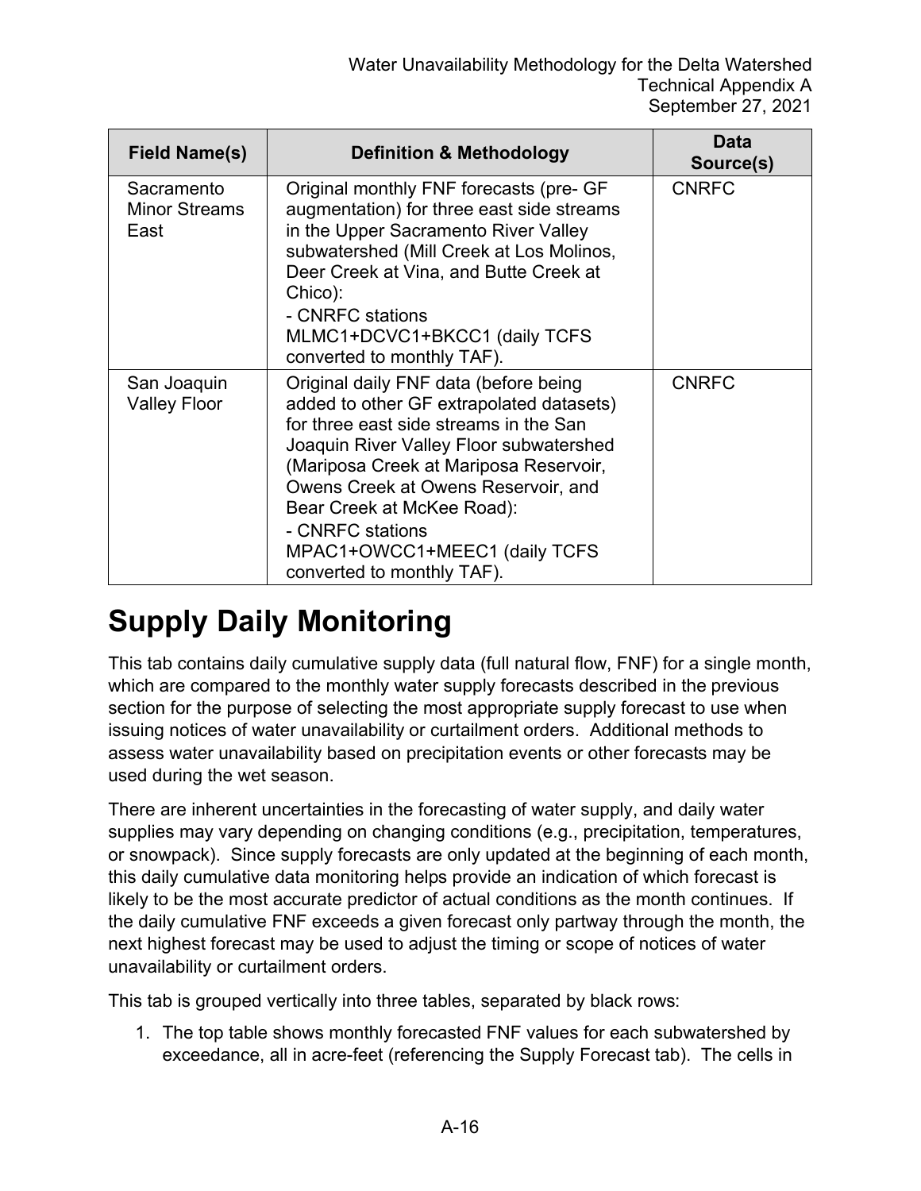| Field Name(s) | Definition & Methodology | Data Source(s) |
|---|---|---|
| Sacramento Minor Streams East | Original monthly FNF forecasts (pre- GF augmentation) for three east side streams in the Upper Sacramento River Valley subwatershed (Mill Creek at Los Molinos, Deer Creek at Vina, and Butte Creek at Chico):<br>- CNRFC stations MLMC1+DCVC1+BKCC1 (daily TCFS converted to monthly TAF). | CNRFC |
| San Joaquin Valley Floor | Original daily FNF data (before being added to other GF extrapolated datasets) for three east side streams in the San Joaquin River Valley Floor subwatershed (Mariposa Creek at Mariposa Reservoir, Owens Creek at Owens Reservoir, and Bear Creek at McKee Road):<br>- CNRFC stations MPAC1+OWCC1+MEEC1 (daily TCFS converted to monthly TAF). | CNRFC |

# Supply Daily Monitoring

This tab contains daily cumulative supply data (full natural flow, FNF) for a single month, which are compared to the monthly water supply forecasts described in the previous section for the purpose of selecting the most appropriate supply forecast to use when issuing notices of water unavailability or curtailment orders. Additional methods to assess water unavailability based on precipitation events or other forecasts may be used during the wet season.

There are inherent uncertainties in the forecasting of water supply, and daily water supplies may vary depending on changing conditions (e.g., precipitation, temperatures, or snowpack). Since supply forecasts are only updated at the beginning of each month, this daily cumulative data monitoring helps provide an indication of which forecast is likely to be the most accurate predictor of actual conditions as the month continues. If the daily cumulative FNF exceeds a given forecast only partway through the month, the next highest forecast may be used to adjust the timing or scope of notices of water unavailability or curtailment orders.

This tab is grouped vertically into three tables, separated by black rows:

1. The top table shows monthly forecasted FNF values for each subwatershed by exceedance, all in acre-feet (referencing the Supply Forecast tab). The cells in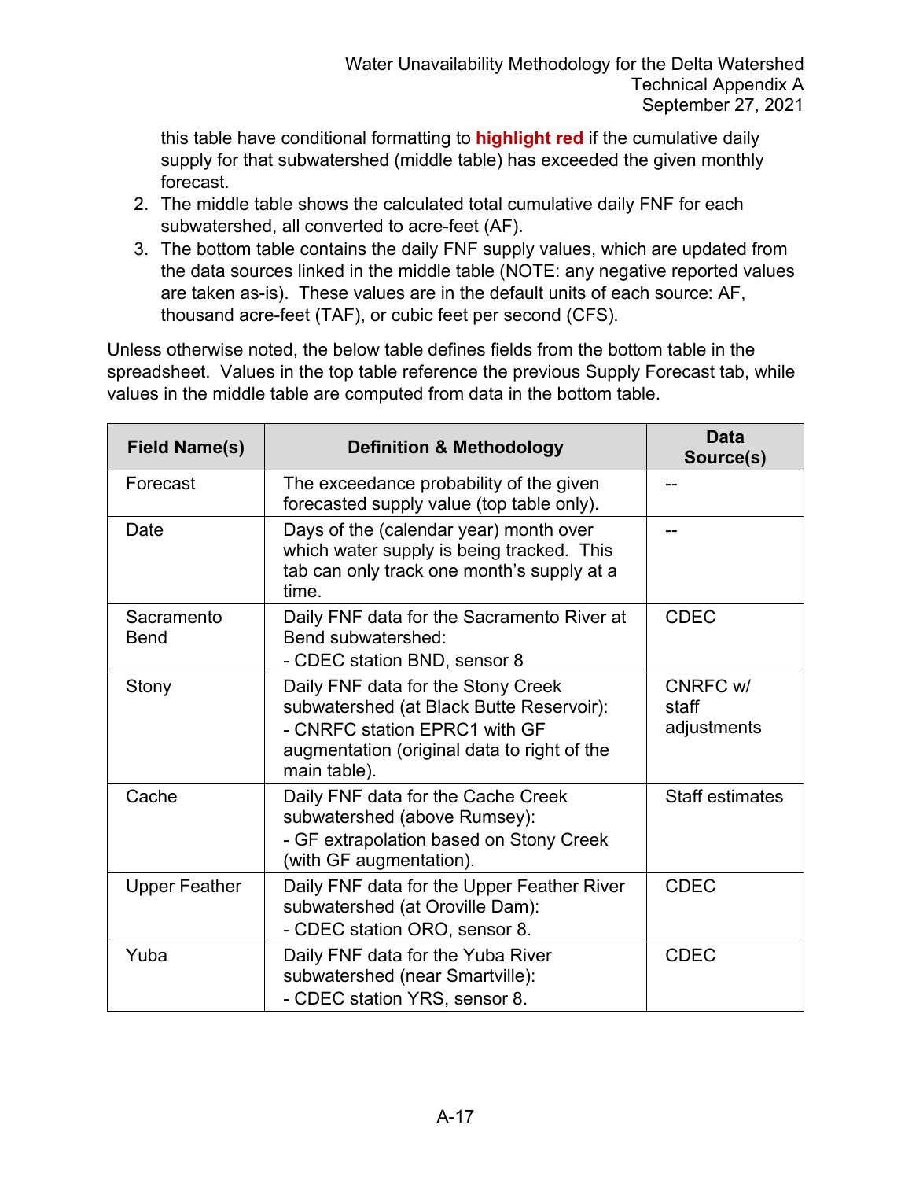this table have conditional formatting to **highlight red** if the cumulative daily supply for that subwatershed (middle table) has exceeded the given monthly forecast.

2. The middle table shows the calculated total cumulative daily FNF for each subwatershed, all converted to acre-feet (AF).
3. The bottom table contains the daily FNF supply values, which are updated from the data sources linked in the middle table (NOTE: any negative reported values are taken as-is). These values are in the default units of each source: AF, thousand acre-feet (TAF), or cubic feet per second (CFS).

Unless otherwise noted, the below table defines fields from the bottom table in the spreadsheet. Values in the top table reference the previous Supply Forecast tab, while values in the middle table are computed from data in the bottom table.

| Field Name(s) | Definition & Methodology | Data Source(s) |
|---|---|---|
| Forecast | The exceedance probability of the given forecasted supply value (top table only). | -- |
| Date | Days of the (calendar year) month over which water supply is being tracked. This tab can only track one month's supply at a time. | -- |
| Sacramento Bend | Daily FNF data for the Sacramento River at Bend subwatershed:<br>- CDEC station BND, sensor 8 | CDEC |
| Stony | Daily FNF data for the Stony Creek subwatershed (at Black Butte Reservoir):<br>- CNRFC station EPRC1 with GF augmentation (original data to right of the main table). | CNRFC w/ staff adjustments |
| Cache | Daily FNF data for the Cache Creek subwatershed (above Rumsey):<br>- GF extrapolation based on Stony Creek (with GF augmentation). | Staff estimates |
| Upper Feather | Daily FNF data for the Upper Feather River subwatershed (at Oroville Dam):<br>- CDEC station ORO, sensor 8. | CDEC |
| Yuba | Daily FNF data for the Yuba River subwatershed (near Smartville):<br>- CDEC station YRS, sensor 8. | CDEC |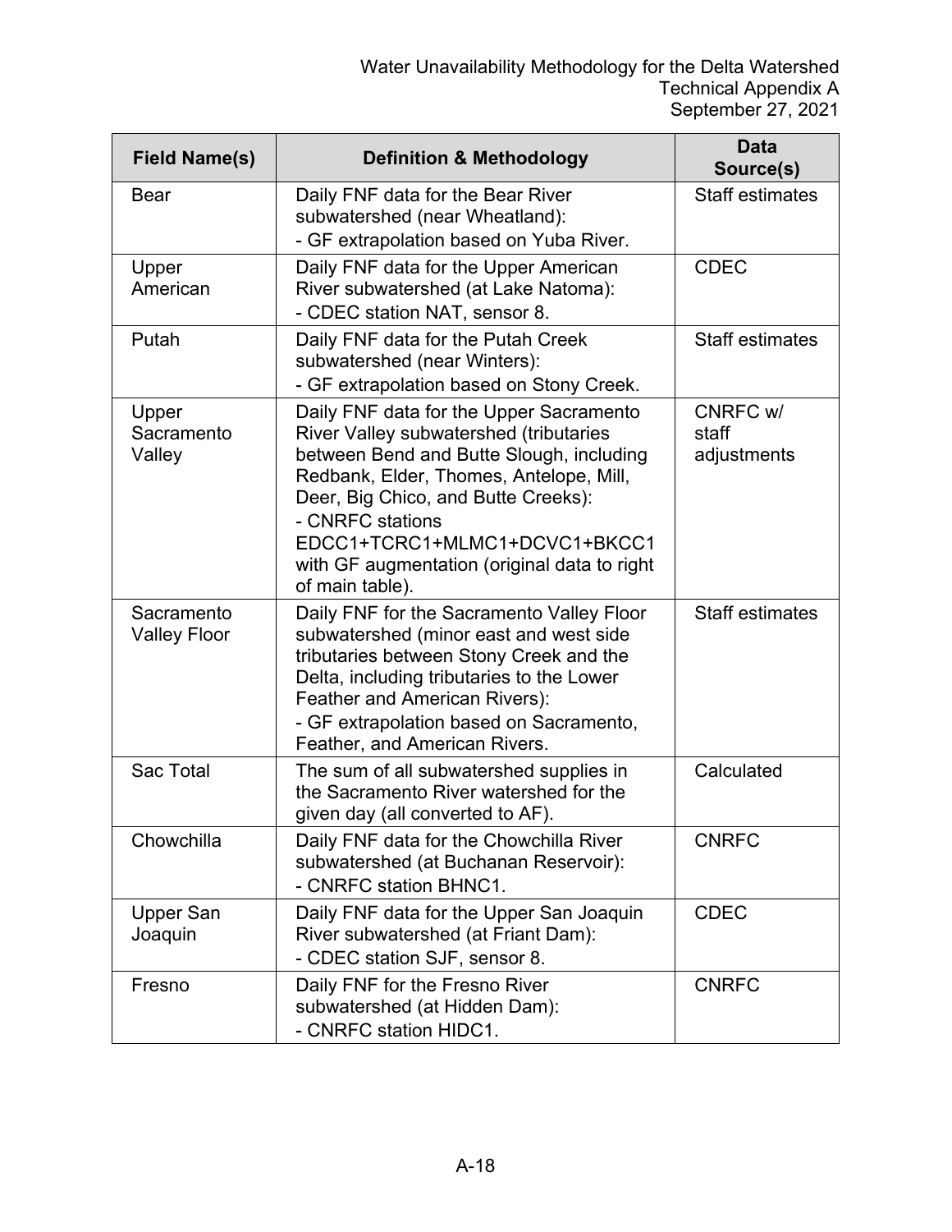| Field Name(s) | Definition & Methodology | Data Source(s) |
|---|---|---|
| Bear | Daily FNF data for the Bear River subwatershed (near Wheatland):<br>- GF extrapolation based on Yuba River. | Staff estimates |
| Upper American | Daily FNF data for the Upper American River subwatershed (at Lake Natoma):<br>- CDEC station NAT, sensor 8. | CDEC |
| Putah | Daily FNF data for the Putah Creek subwatershed (near Winters):<br>- GF extrapolation based on Stony Creek. | Staff estimates |
| Upper Sacramento Valley | Daily FNF data for the Upper Sacramento River Valley subwatershed (tributaries between Bend and Butte Slough, including Redbank, Elder, Thomes, Antelope, Mill, Deer, Big Chico, and Butte Creeks):<br>- CNRFC stations EDCC1+TCRC1+MLMC1+DCVC1+BKCC1 with GF augmentation (original data to right of main table). | CNRFC w/ staff adjustments |
| Sacramento Valley Floor | Daily FNF for the Sacramento Valley Floor subwatershed (minor east and west side tributaries between Stony Creek and the Delta, including tributaries to the Lower Feather and American Rivers):<br>- GF extrapolation based on Sacramento, Feather, and American Rivers. | Staff estimates |
| Sac Total | The sum of all subwatershed supplies in the Sacramento River watershed for the given day (all converted to AF). | Calculated |
| Chowchilla | Daily FNF data for the Chowchilla River subwatershed (at Buchanan Reservoir):<br>- CNRFC station BHNC1. | CNRFC |
| Upper San Joaquin | Daily FNF data for the Upper San Joaquin River subwatershed (at Friant Dam):<br>- CDEC station SJF, sensor 8. | CDEC |
| Fresno | Daily FNF for the Fresno River subwatershed (at Hidden Dam):<br>- CNRFC station HIDC1. | CNRFC |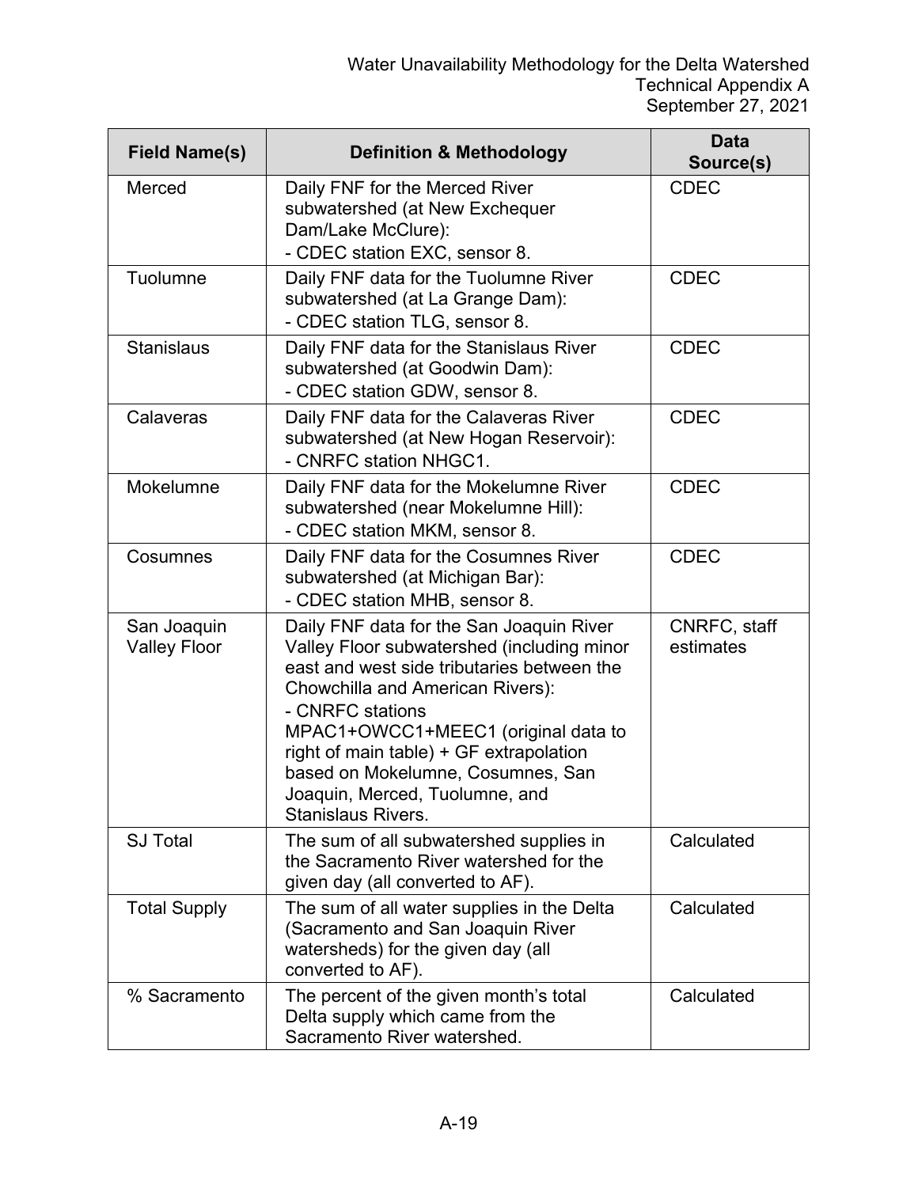| Field Name(s) | Definition & Methodology | Data Source(s) |
| --- | --- | --- |
| Merced | Daily FNF for the Merced River subwatershed (at New Exchequer Dam/Lake McClure):<br>- CDEC station EXC, sensor 8. | CDEC |
| Tuolumne | Daily FNF data for the Tuolumne River subwatershed (at La Grange Dam):<br>- CDEC station TLG, sensor 8. | CDEC |
| Stanislaus | Daily FNF data for the Stanislaus River subwatershed (at Goodwin Dam):<br>- CDEC station GDW, sensor 8. | CDEC |
| Calaveras | Daily FNF data for the Calaveras River subwatershed (at New Hogan Reservoir):<br>- CNRFC station NHGC1. | CDEC |
| Mokelumne | Daily FNF data for the Mokelumne River subwatershed (near Mokelumne Hill):<br>- CDEC station MKM, sensor 8. | CDEC |
| Cosumnes | Daily FNF data for the Cosumnes River subwatershed (at Michigan Bar):<br>- CDEC station MHB, sensor 8. | CDEC |
| San Joaquin Valley Floor | Daily FNF data for the San Joaquin River Valley Floor subwatershed (including minor east and west side tributaries between the Chowchilla and American Rivers):<br>- CNRFC stations MPAC1+OWCC1+MEEC1 (original data to right of main table) + GF extrapolation based on Mokelumne, Cosumnes, San Joaquin, Merced, Tuolumne, and Stanislaus Rivers. | CNRFC, staff estimates |
| SJ Total | The sum of all subwatershed supplies in the Sacramento River watershed for the given day (all converted to AF). | Calculated |
| Total Supply | The sum of all water supplies in the Delta (Sacramento and San Joaquin River watersheds) for the given day (all converted to AF). | Calculated |
| % Sacramento | The percent of the given month's total Delta supply which came from the Sacramento River watershed. | Calculated |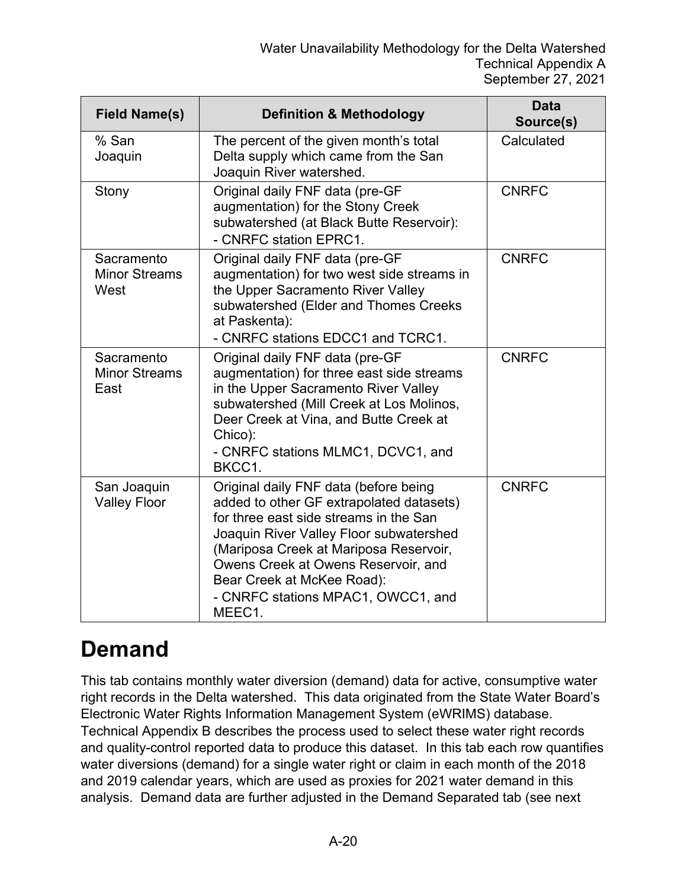| Field Name(s) | Definition & Methodology | Data Source(s) |
| --- | --- | --- |
| % San Joaquin | The percent of the given month's total Delta supply which came from the San Joaquin River watershed. | Calculated |
| Stony | Original daily FNF data (pre-GF augmentation) for the Stony Creek subwatershed (at Black Butte Reservoir):<br>- CNRFC station EPRC1. | CNRFC |
| Sacramento Minor Streams West | Original daily FNF data (pre-GF augmentation) for two west side streams in the Upper Sacramento River Valley subwatershed (Elder and Thomes Creeks at Paskenta):<br>- CNRFC stations EDCC1 and TCRC1. | CNRFC |
| Sacramento Minor Streams East | Original daily FNF data (pre-GF augmentation) for three east side streams in the Upper Sacramento River Valley subwatershed (Mill Creek at Los Molinos, Deer Creek at Vina, and Butte Creek at Chico):<br>- CNRFC stations MLMC1, DCVC1, and BKCC1. | CNRFC |
| San Joaquin Valley Floor | Original daily FNF data (before being added to other GF extrapolated datasets) for three east side streams in the San Joaquin River Valley Floor subwatershed (Mariposa Creek at Mariposa Reservoir, Owens Creek at Owens Reservoir, and Bear Creek at McKee Road):<br>- CNRFC stations MPAC1, OWCC1, and MEEC1. | CNRFC |

# Demand

This tab contains monthly water diversion (demand) data for active, consumptive water right records in the Delta watershed. This data originated from the State Water Board's Electronic Water Rights Information Management System (eWRIMS) database. Technical Appendix B describes the process used to select these water right records and quality-control reported data to produce this dataset. In this tab each row quantifies water diversions (demand) for a single water right or claim in each month of the 2018 and 2019 calendar years, which are used as proxies for 2021 water demand in this analysis. Demand data are further adjusted in the Demand Separated tab (see next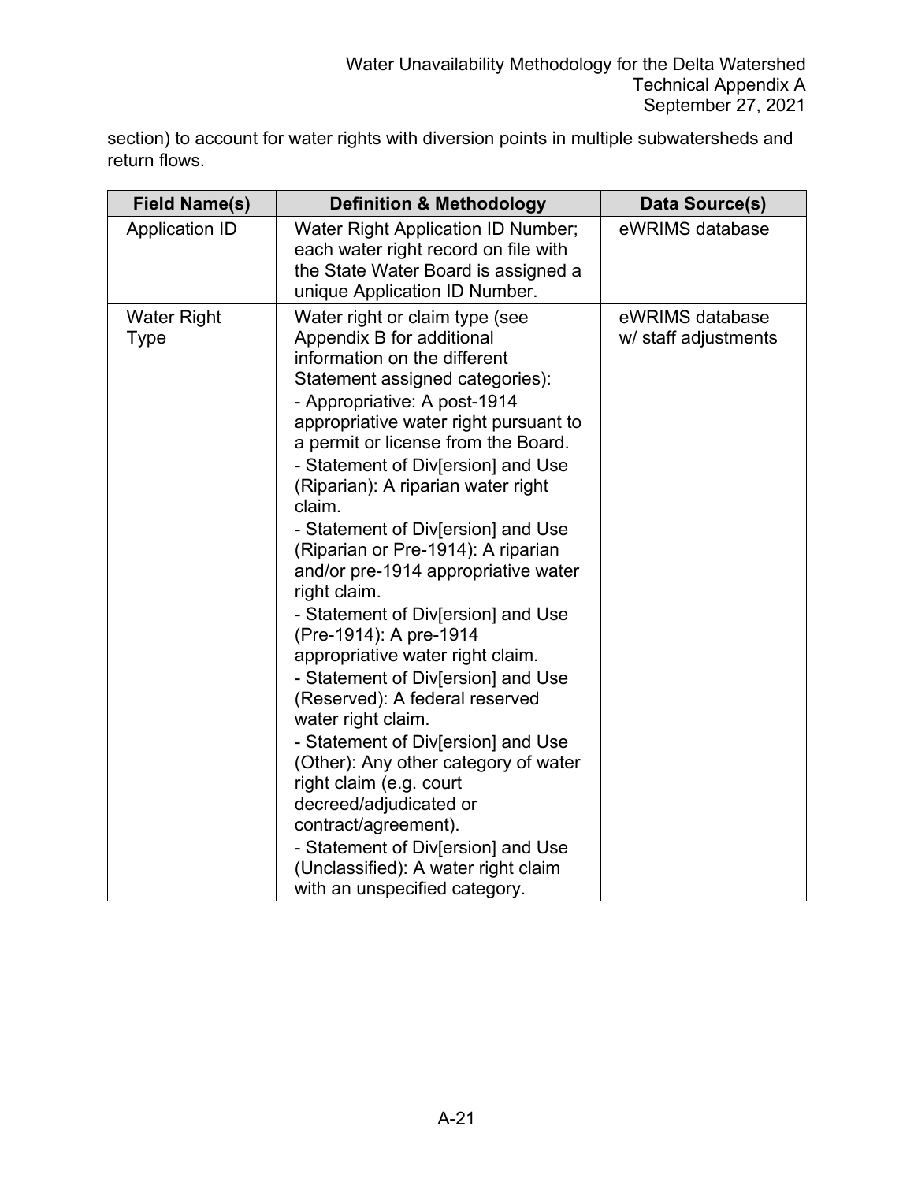section) to account for water rights with diversion points in multiple subwatersheds and return flows.

| Field Name(s) | Definition & Methodology | Data Source(s) |
|---|---|---|
| Application ID | Water Right Application ID Number; each water right record on file with the State Water Board is assigned a unique Application ID Number. | eWRIMS database |
| Water Right Type | Water right or claim type (see Appendix B for additional information on the different Statement assigned categories):<br>- Appropriative: A post-1914 appropriative water right pursuant to a permit or license from the Board.<br>- Statement of Div[ersion] and Use (Riparian): A riparian water right claim.<br>- Statement of Div[ersion] and Use (Riparian or Pre-1914): A riparian and/or pre-1914 appropriative water right claim.<br>- Statement of Div[ersion] and Use (Pre-1914): A pre-1914 appropriative water right claim.<br>- Statement of Div[ersion] and Use (Reserved): A federal reserved water right claim.<br>- Statement of Div[ersion] and Use (Other): Any other category of water right claim (e.g. court decreed/adjudicated or contract/agreement).<br>- Statement of Div[ersion] and Use (Unclassified): A water right claim with an unspecified category. | eWRIMS database w/ staff adjustments |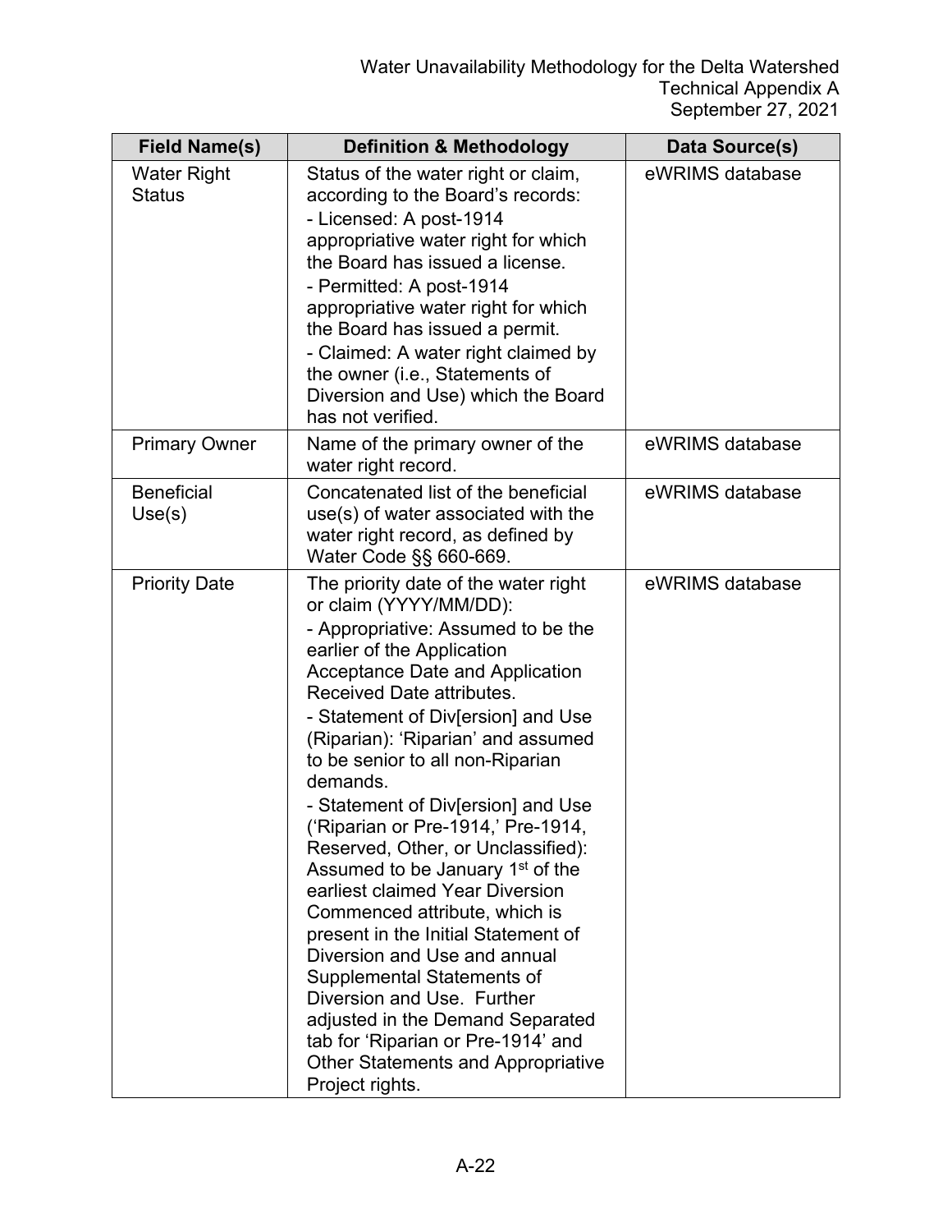| Field Name(s) | Definition & Methodology | Data Source(s) |
|---|---|---|
| Water Right Status | Status of the water right or claim, according to the Board's records: <br>- Licensed: A post-1914 appropriative water right for which the Board has issued a license. <br>- Permitted: A post-1914 appropriative water right for which the Board has issued a permit. <br>- Claimed: A water right claimed by the owner (i.e., Statements of Diversion and Use) which the Board has not verified. | eWRIMS database |
| Primary Owner | Name of the primary owner of the water right record. | eWRIMS database |
| Beneficial Use(s) | Concatenated list of the beneficial use(s) of water associated with the water right record, as defined by Water Code §§ 660-669. | eWRIMS database |
| Priority Date | The priority date of the water right or claim (YYYY/MM/DD): <br>- Appropriative: Assumed to be the earlier of the Application Acceptance Date and Application Received Date attributes. <br>- Statement of Div[ersion] and Use (Riparian): 'Riparian' and assumed to be senior to all non-Riparian demands. <br>- Statement of Div[ersion] and Use ('Riparian or Pre-1914,' Pre-1914, Reserved, Other, or Unclassified): Assumed to be January 1st of the earliest claimed Year Diversion Commenced attribute, which is present in the Initial Statement of Diversion and Use and annual Supplemental Statements of Diversion and Use. Further adjusted in the Demand Separated tab for 'Riparian or Pre-1914' and Other Statements and Appropriative Project rights. | eWRIMS database |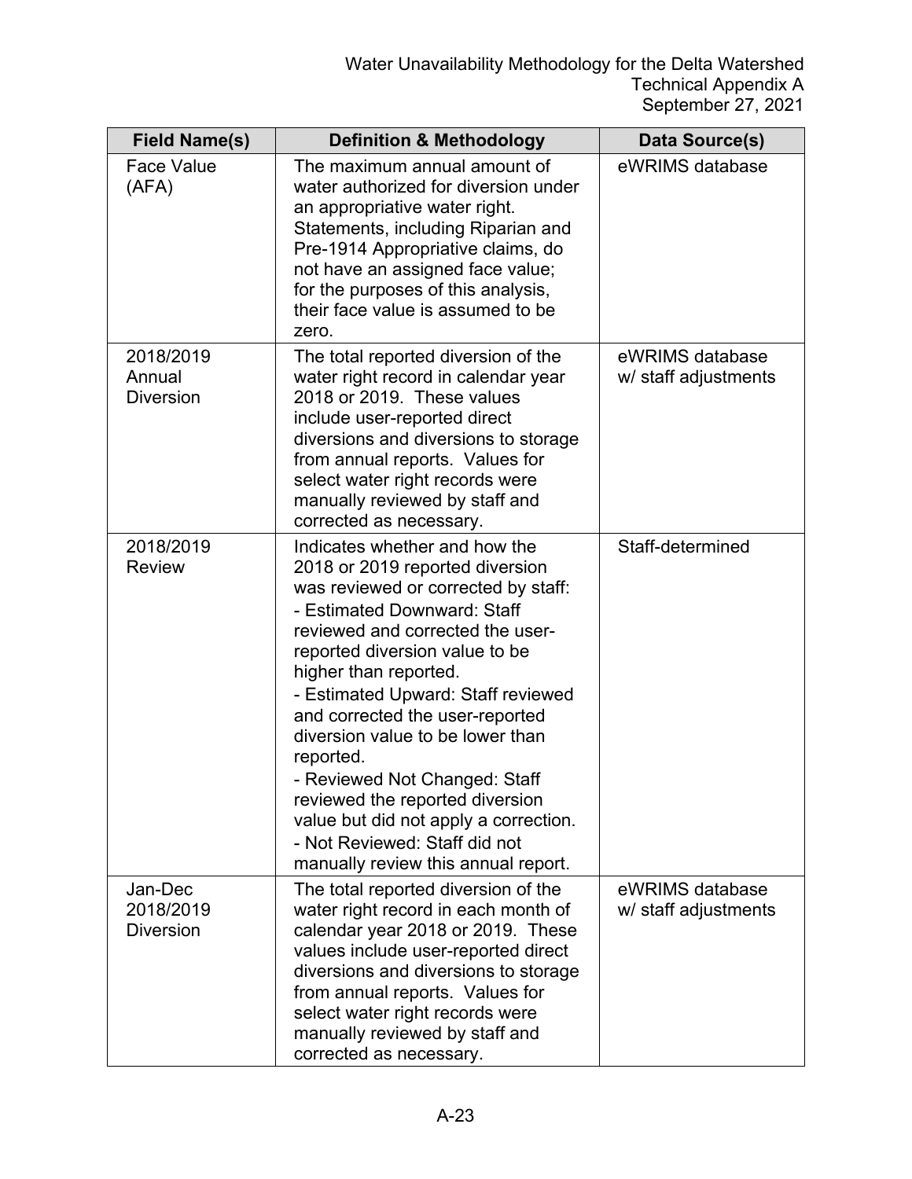| Field Name(s) | Definition & Methodology | Data Source(s) |
|---|---|---|
| Face Value (AFA) | The maximum annual amount of water authorized for diversion under an appropriative water right. Statements, including Riparian and Pre-1914 Appropriative claims, do not have an assigned face value; for the purposes of this analysis, their face value is assumed to be zero. | eWRIMS database |
| 2018/2019 Annual Diversion | The total reported diversion of the water right record in calendar year 2018 or 2019. These values include user-reported direct diversions and diversions to storage from annual reports. Values for select water right records were manually reviewed by staff and corrected as necessary. | eWRIMS database w/ staff adjustments |
| 2018/2019 Review | Indicates whether and how the 2018 or 2019 reported diversion was reviewed or corrected by staff:<br>- Estimated Downward: Staff reviewed and corrected the user-reported diversion value to be higher than reported.<br>- Estimated Upward: Staff reviewed and corrected the user-reported diversion value to be lower than reported.<br>- Reviewed Not Changed: Staff reviewed the reported diversion value but did not apply a correction.<br>- Not Reviewed: Staff did not manually review this annual report. | Staff-determined |
| Jan-Dec 2018/2019 Diversion | The total reported diversion of the water right record in each month of calendar year 2018 or 2019. These values include user-reported direct diversions and diversions to storage from annual reports. Values for select water right records were manually reviewed by staff and corrected as necessary. | eWRIMS database w/ staff adjustments |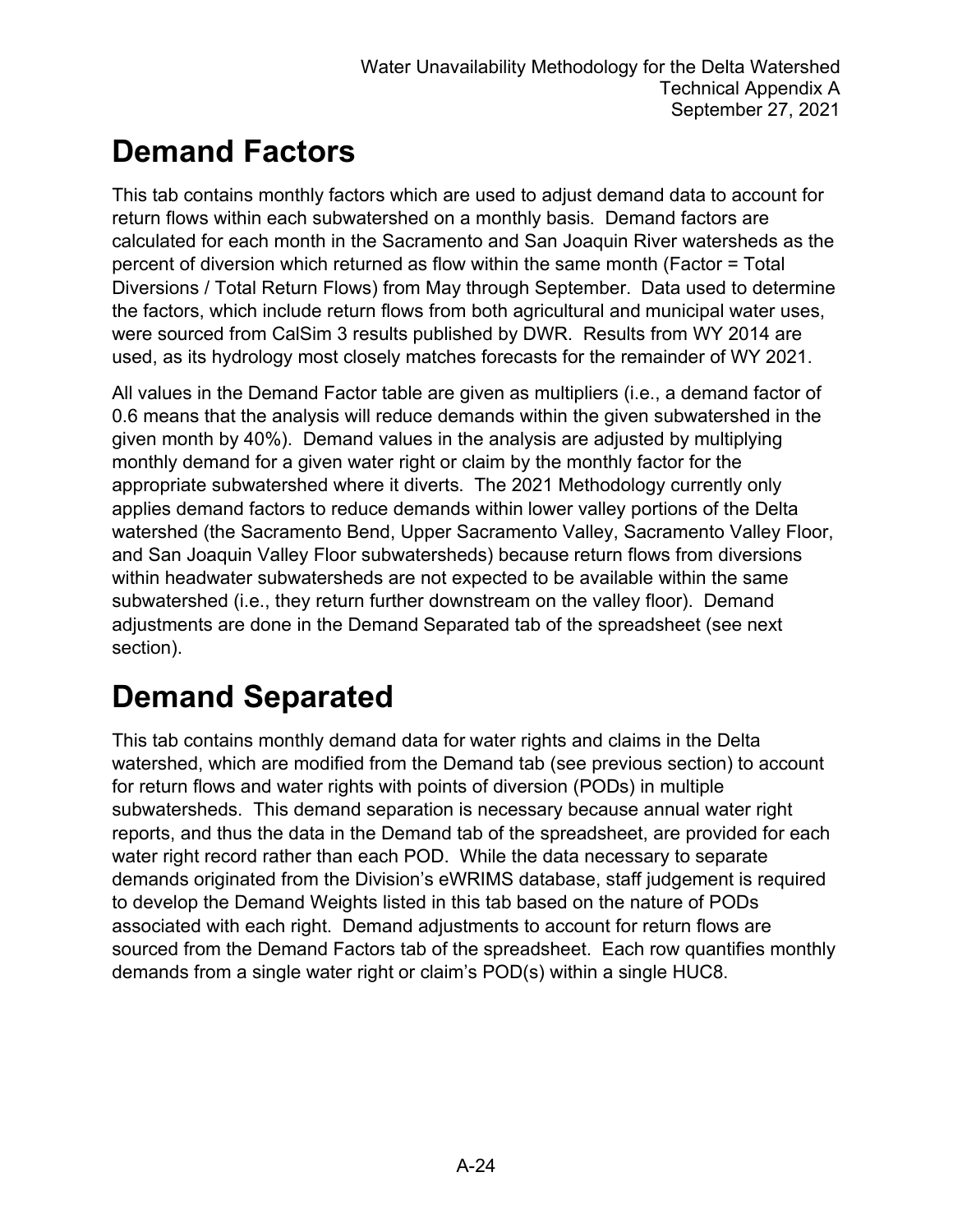# Demand Factors

This tab contains monthly factors which are used to adjust demand data to account for return flows within each subwatershed on a monthly basis. Demand factors are calculated for each month in the Sacramento and San Joaquin River watersheds as the percent of diversion which returned as flow within the same month (Factor = Total Diversions / Total Return Flows) from May through September. Data used to determine the factors, which include return flows from both agricultural and municipal water uses, were sourced from CalSim 3 results published by DWR. Results from WY 2014 are used, as its hydrology most closely matches forecasts for the remainder of WY 2021.

All values in the Demand Factor table are given as multipliers (i.e., a demand factor of 0.6 means that the analysis will reduce demands within the given subwatershed in the given month by 40%). Demand values in the analysis are adjusted by multiplying monthly demand for a given water right or claim by the monthly factor for the appropriate subwatershed where it diverts. The 2021 Methodology currently only applies demand factors to reduce demands within lower valley portions of the Delta watershed (the Sacramento Bend, Upper Sacramento Valley, Sacramento Valley Floor, and San Joaquin Valley Floor subwatersheds) because return flows from diversions within headwater subwatersheds are not expected to be available within the same subwatershed (i.e., they return further downstream on the valley floor). Demand adjustments are done in the Demand Separated tab of the spreadsheet (see next section).

# Demand Separated

This tab contains monthly demand data for water rights and claims in the Delta watershed, which are modified from the Demand tab (see previous section) to account for return flows and water rights with points of diversion (PODs) in multiple subwatersheds. This demand separation is necessary because annual water right reports, and thus the data in the Demand tab of the spreadsheet, are provided for each water right record rather than each POD. While the data necessary to separate demands originated from the Division's eWRIMS database, staff judgement is required to develop the Demand Weights listed in this tab based on the nature of PODs associated with each right. Demand adjustments to account for return flows are sourced from the Demand Factors tab of the spreadsheet. Each row quantifies monthly demands from a single water right or claim's POD(s) within a single HUC8.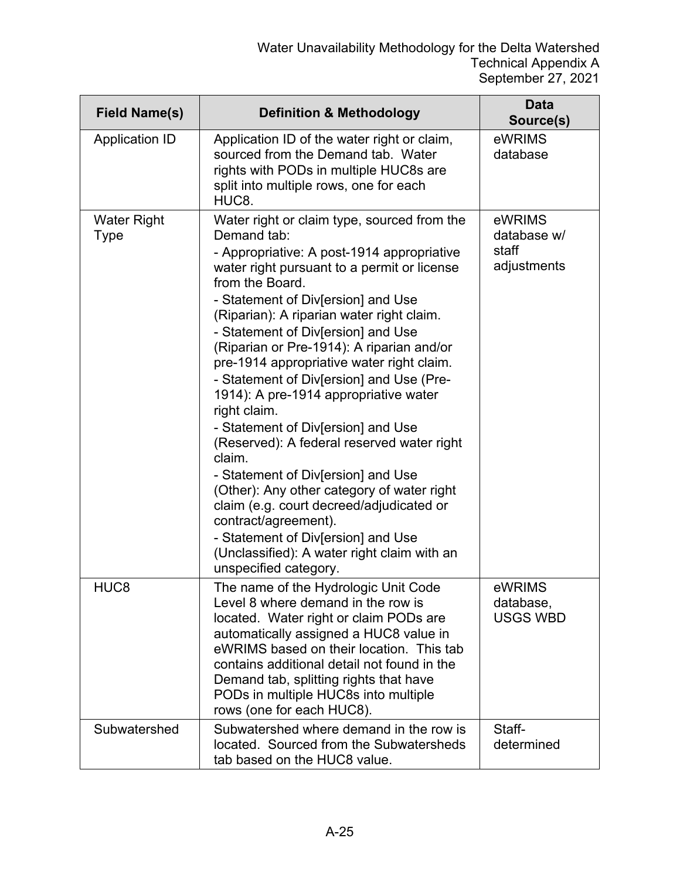| Field Name(s) | Definition & Methodology | Data Source(s) |
|---|---|---|
| Application ID | Application ID of the water right or claim, sourced from the Demand tab. Water rights with PODs in multiple HUC8s are split into multiple rows, one for each HUC8. | eWRIMS database |
| Water Right Type | Water right or claim type, sourced from the Demand tab:<br>- Appropriative: A post-1914 appropriative water right pursuant to a permit or license from the Board.<br>- Statement of Div[ersion] and Use (Riparian): A riparian water right claim.<br>- Statement of Div[ersion] and Use (Riparian or Pre-1914): A riparian and/or pre-1914 appropriative water right claim.<br>- Statement of Div[ersion] and Use (Pre-1914): A pre-1914 appropriative water right claim.<br>- Statement of Div[ersion] and Use (Reserved): A federal reserved water right claim.<br>- Statement of Div[ersion] and Use (Other): Any other category of water right claim (e.g. court decreed/adjudicated or contract/agreement).<br>- Statement of Div[ersion] and Use (Unclassified): A water right claim with an unspecified category. | eWRIMS database w/ staff adjustments |
| HUC8 | The name of the Hydrologic Unit Code Level 8 where demand in the row is located. Water right or claim PODs are automatically assigned a HUC8 value in eWRIMS based on their location. This tab contains additional detail not found in the Demand tab, splitting rights that have PODs in multiple HUC8s into multiple rows (one for each HUC8). | eWRIMS database, USGS WBD |
| Subwatershed | Subwatershed where demand in the row is located. Sourced from the Subwatersheds tab based on the HUC8 value. | Staff-determined |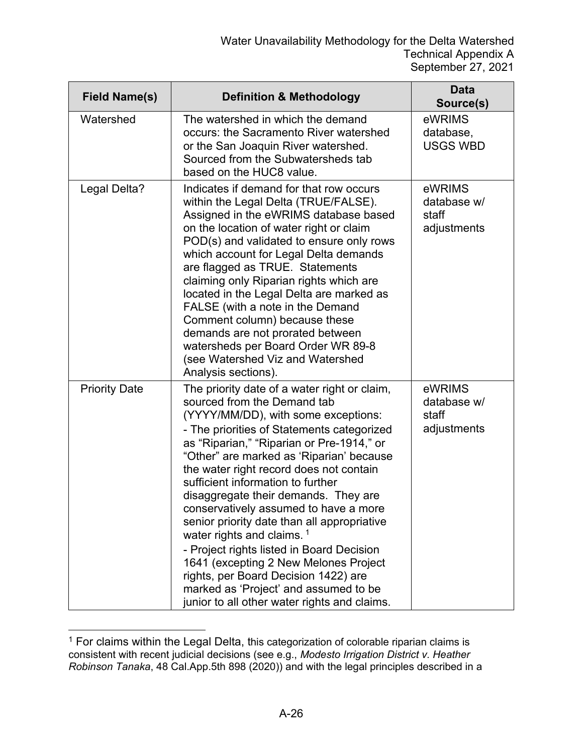| Field Name(s) | Definition & Methodology | Data Source(s) |
|---|---|---|
| Watershed | The watershed in which the demand occurs: the Sacramento River watershed or the San Joaquin River watershed. Sourced from the Subwatersheds tab based on the HUC8 value. | eWRIMS database, USGS WBD |
| Legal Delta? | Indicates if demand for that row occurs within the Legal Delta (TRUE/FALSE). Assigned in the eWRIMS database based on the location of water right or claim POD(s) and validated to ensure only rows which account for Legal Delta demands are flagged as TRUE. Statements claiming only Riparian rights which are located in the Legal Delta are marked as FALSE (with a note in the Demand Comment column) because these demands are not prorated between watersheds per Board Order WR 89-8 (see Watershed Viz and Watershed Analysis sections). | eWRIMS database w/ staff adjustments |
| Priority Date | The priority date of a water right or claim, sourced from the Demand tab (YYYY/MM/DD), with some exceptions:<br>- The priorities of Statements categorized as "Riparian," "Riparian or Pre-1914," or "Other" are marked as 'Riparian' because the water right record does not contain sufficient information to further disaggregate their demands. They are conservatively assumed to have a more senior priority date than all appropriative water rights and claims. [1]<br>- Project rights listed in Board Decision 1641 (excepting 2 New Melones Project rights, per Board Decision 1422) are marked as 'Project' and assumed to be junior to all other water rights and claims. | eWRIMS database w/ staff adjustments |

[1] For claims within the Legal Delta, this categorization of colorable riparian claims is consistent with recent judicial decisions (see e.g., *Modesto Irrigation District v. Heather Robinson Tanaka*, 48 Cal.App.5th 898 (2020)) and with the legal principles described in a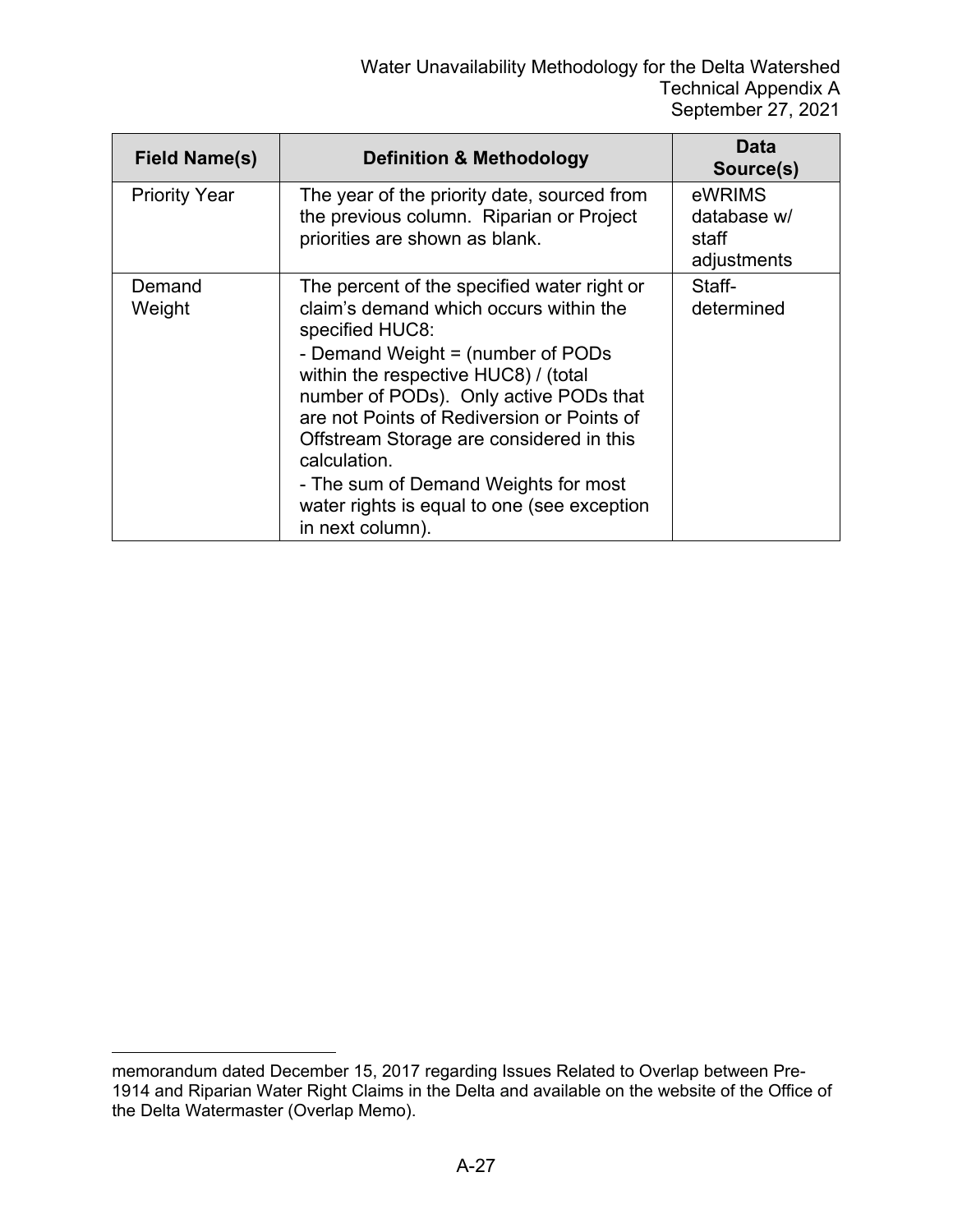| Field Name(s) | Definition & Methodology | Data Source(s) |
|---|---|---|
| Priority Year | The year of the priority date, sourced from the previous column. Riparian or Project priorities are shown as blank. | eWRIMS database w/ staff adjustments |
| Demand Weight | The percent of the specified water right or claim's demand which occurs within the specified HUC8:<br>- Demand Weight = (number of PODs within the respective HUC8) / (total number of PODs). Only active PODs that are not Points of Rediversion or Points of Offstream Storage are considered in this calculation.<br>- The sum of Demand Weights for most water rights is equal to one (see exception in next column). | Staff-determined |

memorandum dated December 15, 2017 regarding Issues Related to Overlap between Pre-1914 and Riparian Water Right Claims in the Delta and available on the website of the Office of the Delta Watermaster (Overlap Memo).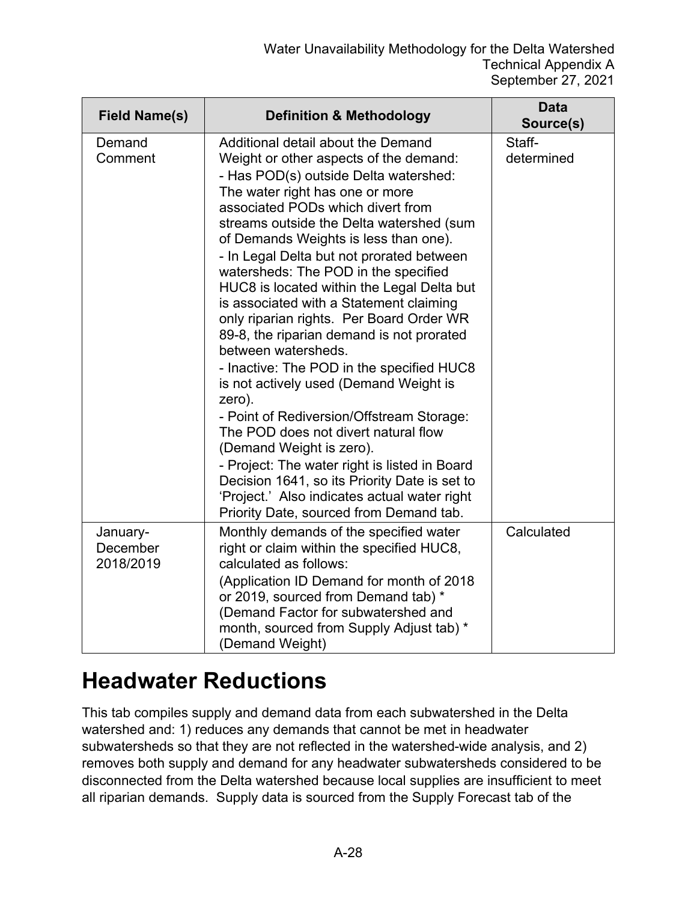| Field Name(s) | Definition & Methodology | Data Source(s) |
|---|---|---|
| Demand Comment | Additional detail about the Demand Weight or other aspects of the demand:<br>- Has POD(s) outside Delta watershed: The water right has one or more associated PODs which divert from streams outside the Delta watershed (sum of Demands Weights is less than one).<br>- In Legal Delta but not prorated between watersheds: The POD in the specified HUC8 is located within the Legal Delta but is associated with a Statement claiming only riparian rights. Per Board Order WR 89-8, the riparian demand is not prorated between watersheds.<br>- Inactive: The POD in the specified HUC8 is not actively used (Demand Weight is zero).<br>- Point of Rediversion/Offstream Storage: The POD does not divert natural flow (Demand Weight is zero).<br>- Project: The water right is listed in Board Decision 1641, so its Priority Date is set to 'Project.' Also indicates actual water right Priority Date, sourced from Demand tab. | Staff-determined |
| January-December 2018/2019 | Monthly demands of the specified water right or claim within the specified HUC8, calculated as follows:<br>(Application ID Demand for month of 2018 or 2019, sourced from Demand tab) * (Demand Factor for subwatershed and month, sourced from Supply Adjust tab) * (Demand Weight) | Calculated |

# Headwater Reductions

This tab compiles supply and demand data from each subwatershed in the Delta watershed and: 1) reduces any demands that cannot be met in headwater subwatersheds so that they are not reflected in the watershed-wide analysis, and 2) removes both supply and demand for any headwater subwatersheds considered to be disconnected from the Delta watershed because local supplies are insufficient to meet all riparian demands. Supply data is sourced from the Supply Forecast tab of the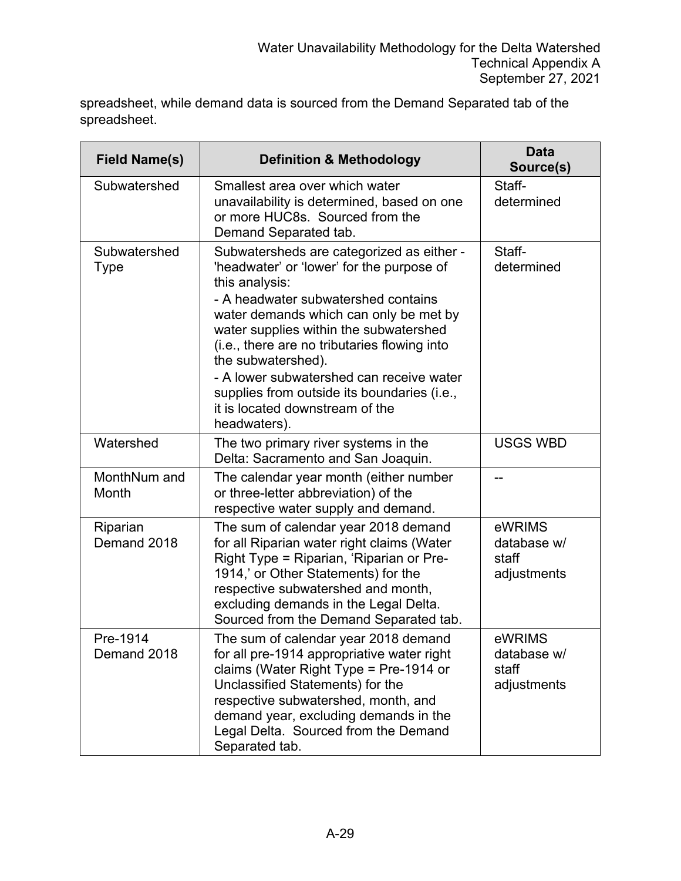spreadsheet, while demand data is sourced from the Demand Separated tab of the spreadsheet.

| Field Name(s) | Definition & Methodology | Data Source(s) |
|---|---|---|
| Subwatershed | Smallest area over which water unavailability is determined, based on one or more HUC8s. Sourced from the Demand Separated tab. | Staff-determined |
| Subwatershed Type | Subwatersheds are categorized as either - 'headwater' or 'lower' for the purpose of this analysis:<br>- A headwater subwatershed contains water demands which can only be met by water supplies within the subwatershed (i.e., there are no tributaries flowing into the subwatershed).<br>- A lower subwatershed can receive water supplies from outside its boundaries (i.e., it is located downstream of the headwaters). | Staff-determined |
| Watershed | The two primary river systems in the Delta: Sacramento and San Joaquin. | USGS WBD |
| MonthNum and Month | The calendar year month (either number or three-letter abbreviation) of the respective water supply and demand. | -- |
| Riparian Demand 2018 | The sum of calendar year 2018 demand for all Riparian water right claims (Water Right Type = Riparian, 'Riparian or Pre-1914,' or Other Statements) for the respective subwatershed and month, excluding demands in the Legal Delta. Sourced from the Demand Separated tab. | eWRIMS database w/ staff adjustments |
| Pre-1914 Demand 2018 | The sum of calendar year 2018 demand for all pre-1914 appropriative water right claims (Water Right Type = Pre-1914 or Unclassified Statements) for the respective subwatershed, month, and demand year, excluding demands in the Legal Delta. Sourced from the Demand Separated tab. | eWRIMS database w/ staff adjustments |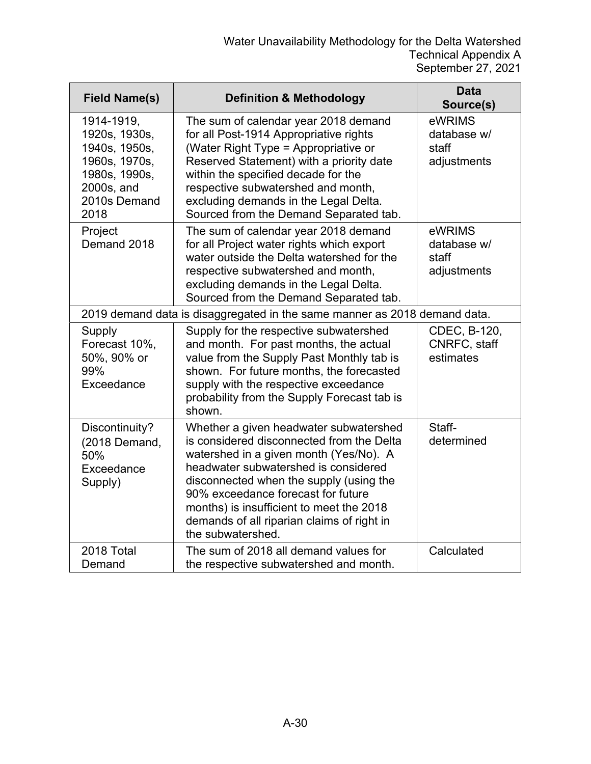| Field Name(s) | Definition & Methodology | Data Source(s) |
|---|---|---|
| 1914-1919, 1920s, 1930s, 1940s, 1950s, 1960s, 1970s, 1980s, 1990s, 2000s, and 2010s Demand 2018 | The sum of calendar year 2018 demand for all Post-1914 Appropriative rights (Water Right Type = Appropriative or Reserved Statement) with a priority date within the specified decade for the respective subwatershed and month, excluding demands in the Legal Delta. Sourced from the Demand Separated tab. | eWRIMS database w/ staff adjustments |
| Project Demand 2018 | The sum of calendar year 2018 demand for all Project water rights which export water outside the Delta watershed for the respective subwatershed and month, excluding demands in the Legal Delta. Sourced from the Demand Separated tab. | eWRIMS database w/ staff adjustments |
| 2019 demand data is disaggregated in the same manner as 2018 demand data. | | |
| Supply Forecast 10%, 50%, 90% or 99% Exceedance | Supply for the respective subwatershed and month. For past months, the actual value from the Supply Past Monthly tab is shown. For future months, the forecasted supply with the respective exceedance probability from the Supply Forecast tab is shown. | CDEC, B-120, CNRFC, staff estimates |
| Discontinuity? (2018 Demand, 50% Exceedance Supply) | Whether a given headwater subwatershed is considered disconnected from the Delta watershed in a given month (Yes/No). A headwater subwatershed is considered disconnected when the supply (using the 90% exceedance forecast for future months) is insufficient to meet the 2018 demands of all riparian claims of right in the subwatershed. | Staff-determined |
| 2018 Total Demand | The sum of 2018 all demand values for the respective subwatershed and month. | Calculated |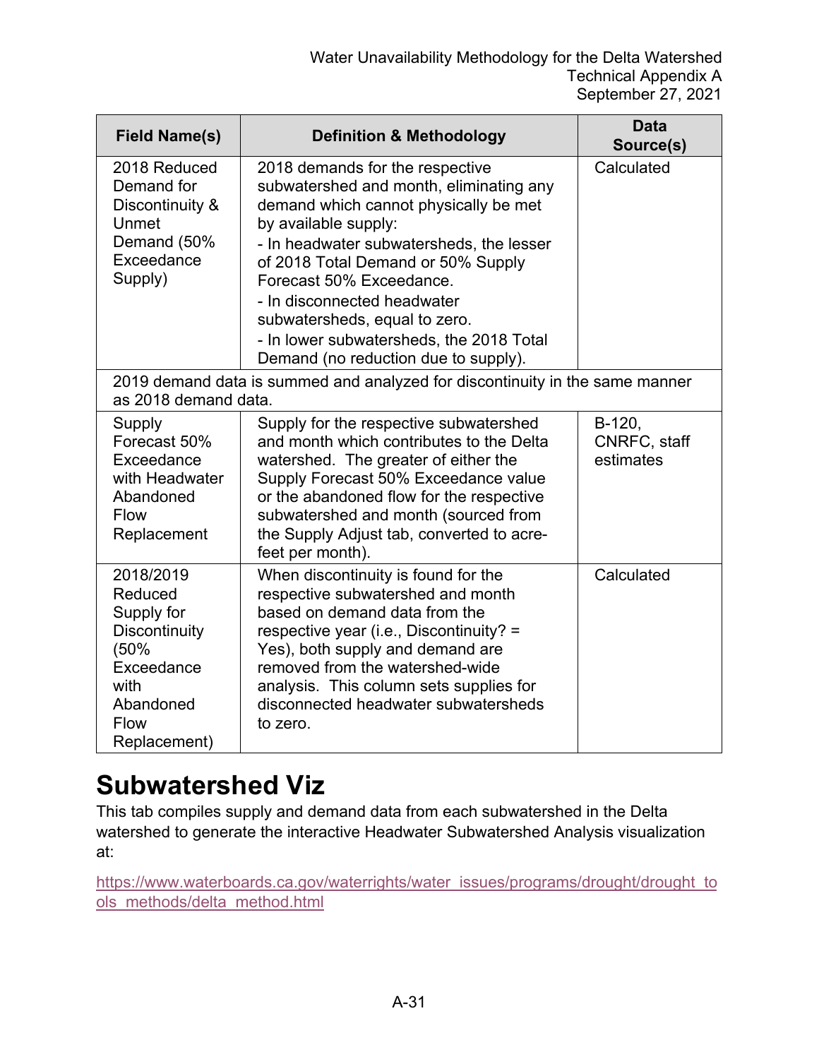| Field Name(s) | Definition & Methodology | Data Source(s) |
|---|---|---|
| 2018 Reduced Demand for Discontinuity & Unmet Demand (50% Exceedance Supply) | 2018 demands for the respective subwatershed and month, eliminating any demand which cannot physically be met by available supply:<br>- In headwater subwatersheds, the lesser of 2018 Total Demand or 50% Supply Forecast 50% Exceedance.<br>- In disconnected headwater subwatersheds, equal to zero.<br>- In lower subwatersheds, the 2018 Total Demand (no reduction due to supply). | Calculated |
| 2019 demand data is summed and analyzed for discontinuity in the same manner as 2018 demand data. | | |
| Supply Forecast 50% Exceedance with Headwater Abandoned Flow Replacement | Supply for the respective subwatershed and month which contributes to the Delta watershed. The greater of either the Supply Forecast 50% Exceedance value or the abandoned flow for the respective subwatershed and month (sourced from the Supply Adjust tab, converted to acre-feet per month). | B-120, CNRFC, staff estimates |
| 2018/2019 Reduced Supply for Discontinuity (50% Exceedance with Abandoned Flow Replacement) | When discontinuity is found for the respective subwatershed and month based on demand data from the respective year (i.e., Discontinuity? = Yes), both supply and demand are removed from the watershed-wide analysis. This column sets supplies for disconnected headwater subwatersheds to zero. | Calculated |

# Subwatershed Viz

This tab compiles supply and demand data from each subwatershed in the Delta watershed to generate the interactive Headwater Subwatershed Analysis visualization at:

https://www.waterboards.ca.gov/waterrights/water_issues/programs/drought/drought_tools_methods/delta_method.html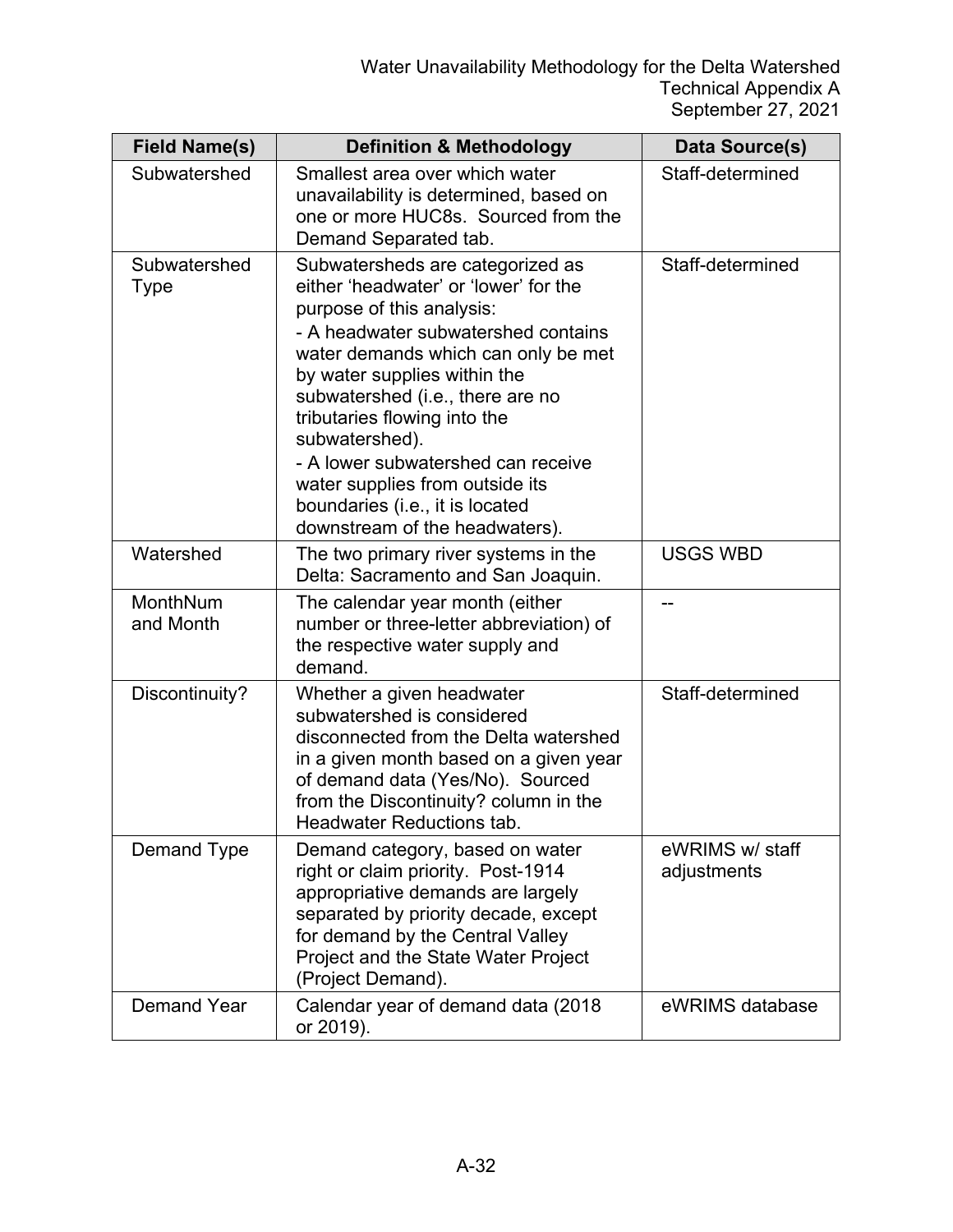| Field Name(s) | Definition & Methodology | Data Source(s) |
|---|---|---|
| Subwatershed | Smallest area over which water unavailability is determined, based on one or more HUC8s. Sourced from the Demand Separated tab. | Staff-determined |
| Subwatershed Type | Subwatersheds are categorized as either 'headwater' or 'lower' for the purpose of this analysis:<br>- A headwater subwatershed contains water demands which can only be met by water supplies within the subwatershed (i.e., there are no tributaries flowing into the subwatershed).<br>- A lower subwatershed can receive water supplies from outside its boundaries (i.e., it is located downstream of the headwaters). | Staff-determined |
| Watershed | The two primary river systems in the Delta: Sacramento and San Joaquin. | USGS WBD |
| MonthNum and Month | The calendar year month (either number or three-letter abbreviation) of the respective water supply and demand. | -- |
| Discontinuity? | Whether a given headwater subwatershed is considered disconnected from the Delta watershed in a given month based on a given year of demand data (Yes/No). Sourced from the Discontinuity? column in the Headwater Reductions tab. | Staff-determined |
| Demand Type | Demand category, based on water right or claim priority. Post-1914 appropriative demands are largely separated by priority decade, except for demand by the Central Valley Project and the State Water Project (Project Demand). | eWRIMS w/ staff adjustments |
| Demand Year | Calendar year of demand data (2018 or 2019). | eWRIMS database |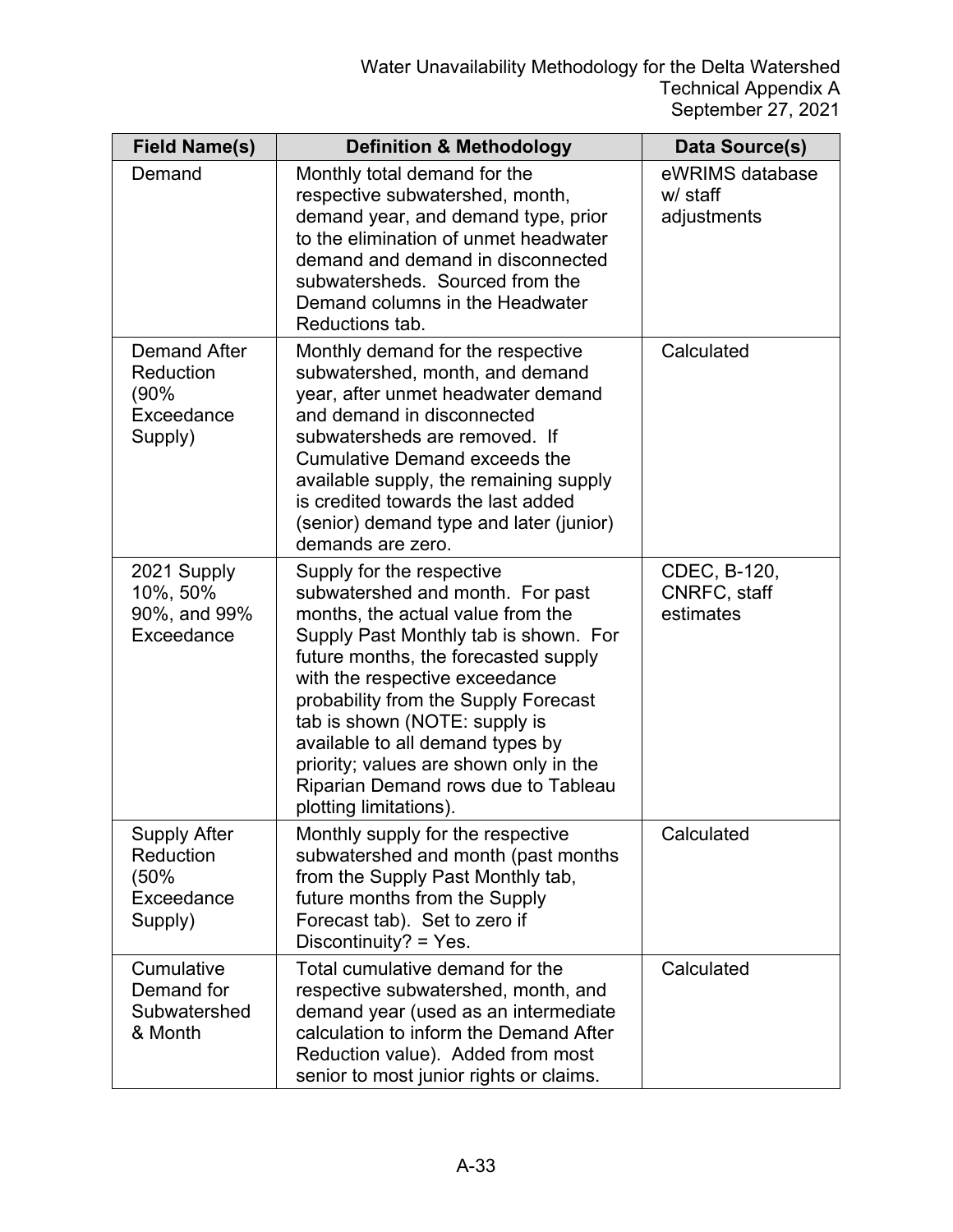| Field Name(s) | Definition & Methodology | Data Source(s) |
|---|---|---|
| Demand | Monthly total demand for the respective subwatershed, month, demand year, and demand type, prior to the elimination of unmet headwater demand and demand in disconnected subwatersheds. Sourced from the Demand columns in the Headwater Reductions tab. | eWRIMS database w/ staff adjustments |
| Demand After Reduction (90% Exceedance Supply) | Monthly demand for the respective subwatershed, month, and demand year, after unmet headwater demand and demand in disconnected subwatersheds are removed. If Cumulative Demand exceeds the available supply, the remaining supply is credited towards the last added (senior) demand type and later (junior) demands are zero. | Calculated |
| 2021 Supply 10%, 50% 90%, and 99% Exceedance | Supply for the respective subwatershed and month. For past months, the actual value from the Supply Past Monthly tab is shown. For future months, the forecasted supply with the respective exceedance probability from the Supply Forecast tab is shown (NOTE: supply is available to all demand types by priority; values are shown only in the Riparian Demand rows due to Tableau plotting limitations). | CDEC, B-120, CNRFC, staff estimates |
| Supply After Reduction (50% Exceedance Supply) | Monthly supply for the respective subwatershed and month (past months from the Supply Past Monthly tab, future months from the Supply Forecast tab). Set to zero if Discontinuity? = Yes. | Calculated |
| Cumulative Demand for Subwatershed & Month | Total cumulative demand for the respective subwatershed, month, and demand year (used as an intermediate calculation to inform the Demand After Reduction value). Added from most senior to most junior rights or claims. | Calculated |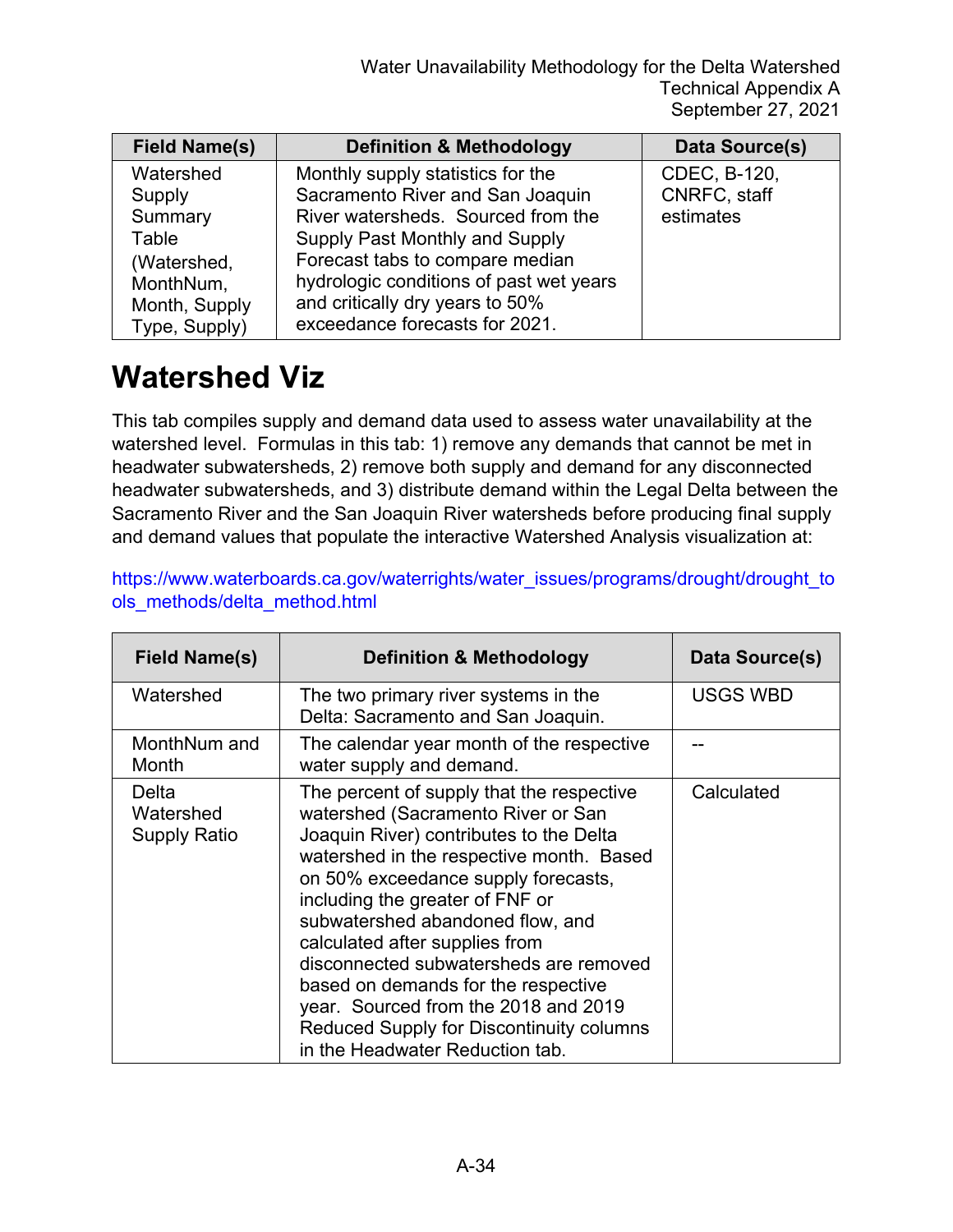| Field Name(s) | Definition & Methodology | Data Source(s) |
|---|---|---|
| Watershed Supply Summary Table (Watershed, MonthNum, Month, Supply Type, Supply) | Monthly supply statistics for the Sacramento River and San Joaquin River watersheds. Sourced from the Supply Past Monthly and Supply Forecast tabs to compare median hydrologic conditions of past wet years and critically dry years to 50% exceedance forecasts for 2021. | CDEC, B-120, CNRFC, staff estimates |

# Watershed Viz

This tab compiles supply and demand data used to assess water unavailability at the watershed level. Formulas in this tab: 1) remove any demands that cannot be met in headwater subwatersheds, 2) remove both supply and demand for any disconnected headwater subwatersheds, and 3) distribute demand within the Legal Delta between the Sacramento River and the San Joaquin River watersheds before producing final supply and demand values that populate the interactive Watershed Analysis visualization at:

https://www.waterboards.ca.gov/waterrights/water_issues/programs/drought/drought_tools_methods/delta_method.html

| Field Name(s) | Definition & Methodology | Data Source(s) |
|---|---|---|
| Watershed | The two primary river systems in the Delta: Sacramento and San Joaquin. | USGS WBD |
| MonthNum and Month | The calendar year month of the respective water supply and demand. | -- |
| Delta Watershed Supply Ratio | The percent of supply that the respective watershed (Sacramento River or San Joaquin River) contributes to the Delta watershed in the respective month. Based on 50% exceedance supply forecasts, including the greater of FNF or subwatershed abandoned flow, and calculated after supplies from disconnected subwatersheds are removed based on demands for the respective year. Sourced from the 2018 and 2019 Reduced Supply for Discontinuity columns in the Headwater Reduction tab. | Calculated |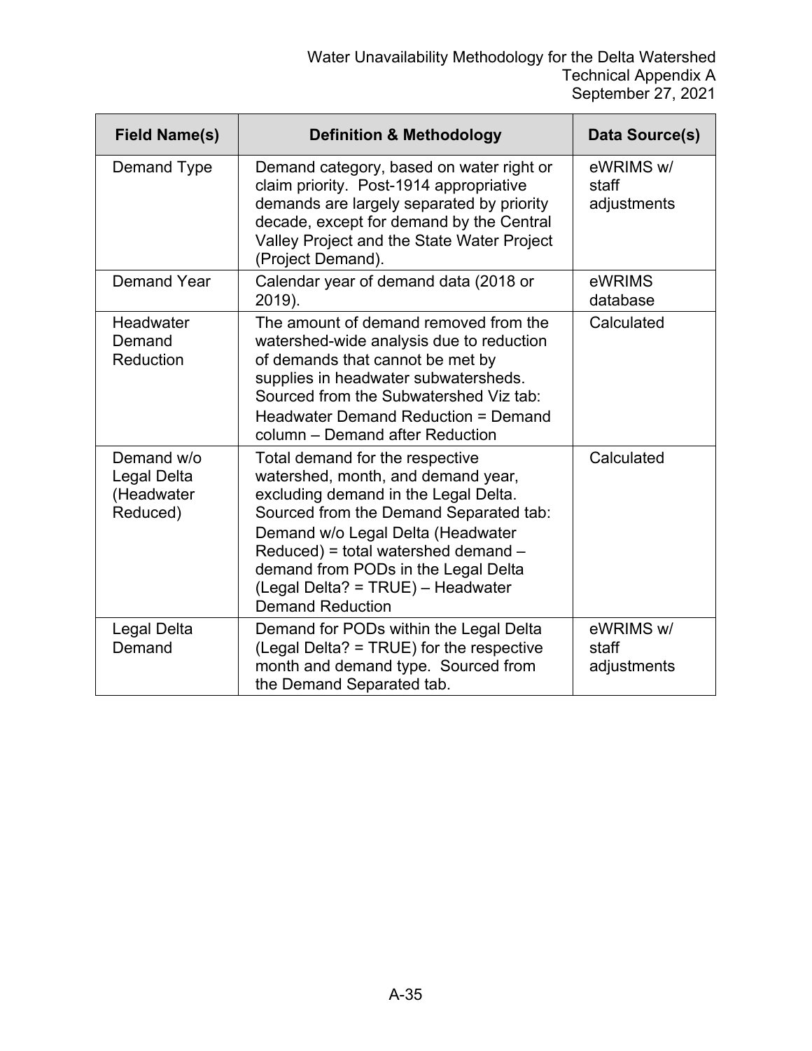| Field Name(s) | Definition & Methodology | Data Source(s) |
|---|---|---|
| Demand Type | Demand category, based on water right or claim priority. Post-1914 appropriative demands are largely separated by priority decade, except for demand by the Central Valley Project and the State Water Project (Project Demand). | eWRIMS w/ staff adjustments |
| Demand Year | Calendar year of demand data (2018 or 2019). | eWRIMS database |
| Headwater Demand Reduction | The amount of demand removed from the watershed-wide analysis due to reduction of demands that cannot be met by supplies in headwater subwatersheds. Sourced from the Subwatershed Viz tab: Headwater Demand Reduction = Demand column – Demand after Reduction | Calculated |
| Demand w/o Legal Delta (Headwater Reduced) | Total demand for the respective watershed, month, and demand year, excluding demand in the Legal Delta. Sourced from the Demand Separated tab: Demand w/o Legal Delta (Headwater Reduced) = total watershed demand – demand from PODs in the Legal Delta (Legal Delta? = TRUE) – Headwater Demand Reduction | Calculated |
| Legal Delta Demand | Demand for PODs within the Legal Delta (Legal Delta? = TRUE) for the respective month and demand type. Sourced from the Demand Separated tab. | eWRIMS w/ staff adjustments |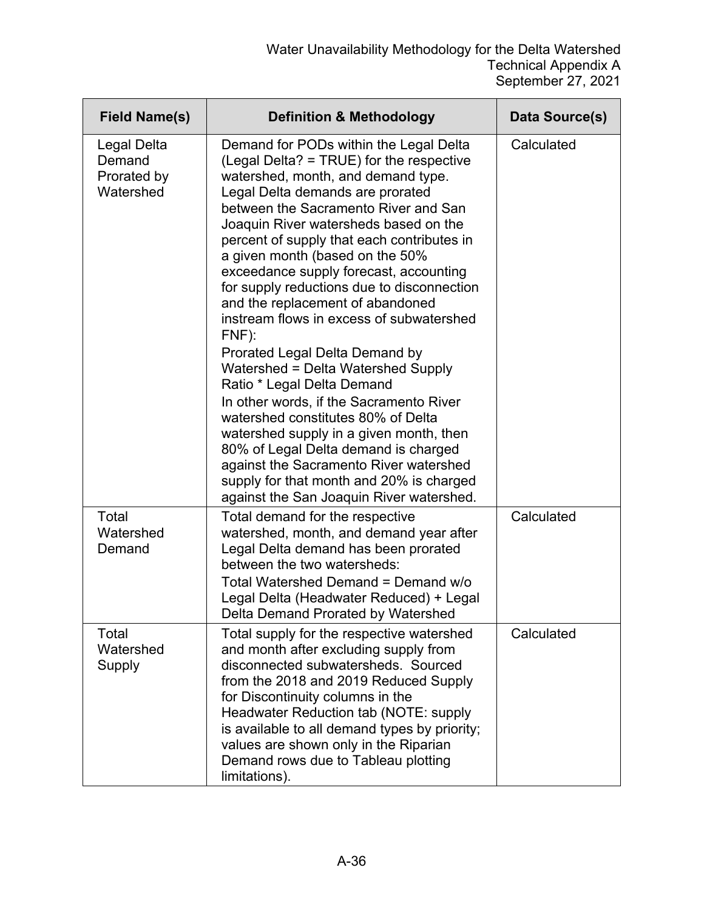| Field Name(s) | Definition & Methodology | Data Source(s) |
|---|---|---|
| Legal Delta Demand Prorated by Watershed | Demand for PODs within the Legal Delta (Legal Delta? = TRUE) for the respective watershed, month, and demand type. Legal Delta demands are prorated between the Sacramento River and San Joaquin River watersheds based on the percent of supply that each contributes in a given month (based on the 50% exceedance supply forecast, accounting for supply reductions due to disconnection and the replacement of abandoned instream flows in excess of subwatershed FNF): Prorated Legal Delta Demand by Watershed = Delta Watershed Supply Ratio * Legal Delta Demand In other words, if the Sacramento River watershed constitutes 80% of Delta watershed supply in a given month, then 80% of Legal Delta demand is charged against the Sacramento River watershed supply for that month and 20% is charged against the San Joaquin River watershed. | Calculated |
| Total Watershed Demand | Total demand for the respective watershed, month, and demand year after Legal Delta demand has been prorated between the two watersheds: Total Watershed Demand = Demand w/o Legal Delta (Headwater Reduced) + Legal Delta Demand Prorated by Watershed | Calculated |
| Total Watershed Supply | Total supply for the respective watershed and month after excluding supply from disconnected subwatersheds. Sourced from the 2018 and 2019 Reduced Supply for Discontinuity columns in the Headwater Reduction tab (NOTE: supply is available to all demand types by priority; values are shown only in the Riparian Demand rows due to Tableau plotting limitations). | Calculated |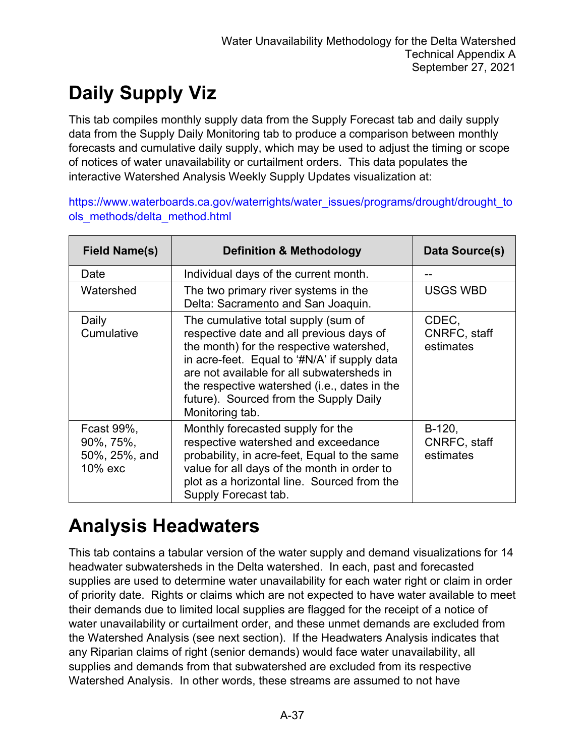# Daily Supply Viz

This tab compiles monthly supply data from the Supply Forecast tab and daily supply data from the Supply Daily Monitoring tab to produce a comparison between monthly forecasts and cumulative daily supply, which may be used to adjust the timing or scope of notices of water unavailability or curtailment orders. This data populates the interactive Watershed Analysis Weekly Supply Updates visualization at:

https://www.waterboards.ca.gov/waterrights/water_issues/programs/drought/drought_tools_methods/delta_method.html

| Field Name(s) | Definition & Methodology | Data Source(s) |
|---|---|---|
| Date | Individual days of the current month. | -- |
| Watershed | The two primary river systems in the Delta: Sacramento and San Joaquin. | USGS WBD |
| Daily Cumulative | The cumulative total supply (sum of respective date and all previous days of the month) for the respective watershed, in acre-feet. Equal to '#N/A' if supply data are not available for all subwatersheds in the respective watershed (i.e., dates in the future). Sourced from the Supply Daily Monitoring tab. | CDEC, CNRFC, staff estimates |
| Fcast 99%, 90%, 75%, 50%, 25%, and 10% exc | Monthly forecasted supply for the respective watershed and exceedance probability, in acre-feet, Equal to the same value for all days of the month in order to plot as a horizontal line. Sourced from the Supply Forecast tab. | B-120, CNRFC, staff estimates |

# Analysis Headwaters

This tab contains a tabular version of the water supply and demand visualizations for 14 headwater subwatersheds in the Delta watershed. In each, past and forecasted supplies are used to determine water unavailability for each water right or claim in order of priority date. Rights or claims which are not expected to have water available to meet their demands due to limited local supplies are flagged for the receipt of a notice of water unavailability or curtailment order, and these unmet demands are excluded from the Watershed Analysis (see next section). If the Headwaters Analysis indicates that any Riparian claims of right (senior demands) would face water unavailability, all supplies and demands from that subwatershed are excluded from its respective Watershed Analysis. In other words, these streams are assumed to not have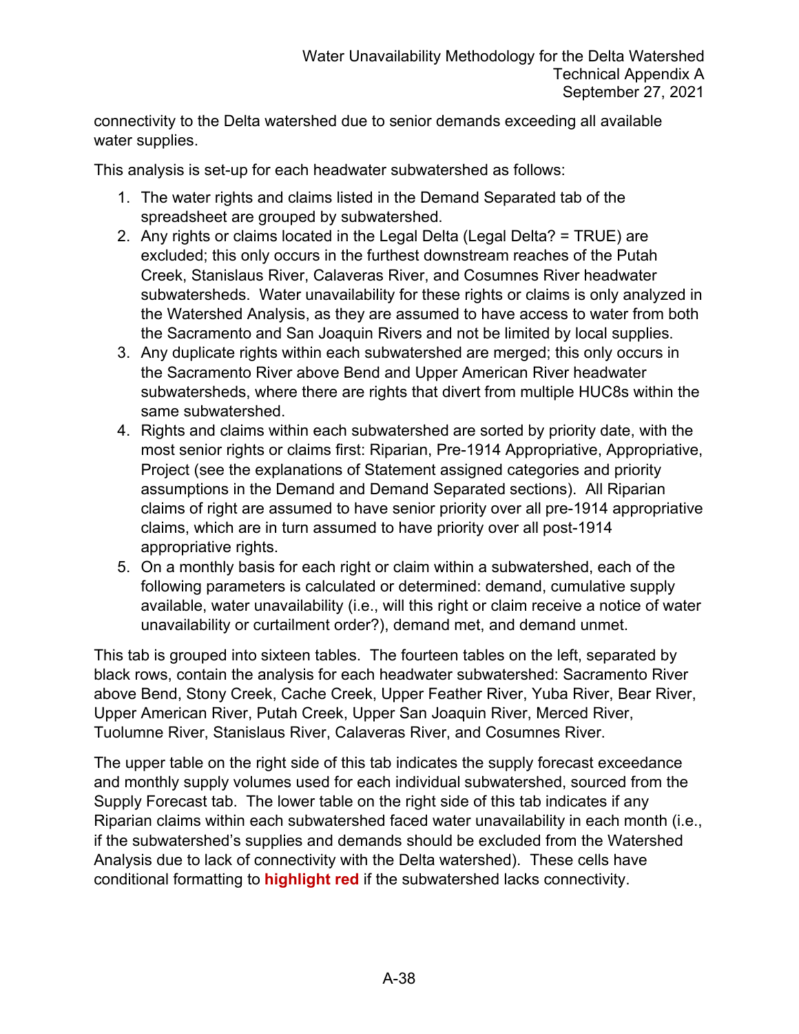connectivity to the Delta watershed due to senior demands exceeding all available water supplies.

This analysis is set-up for each headwater subwatershed as follows:

1. The water rights and claims listed in the Demand Separated tab of the spreadsheet are grouped by subwatershed.
2. Any rights or claims located in the Legal Delta (Legal Delta? = TRUE) are excluded; this only occurs in the furthest downstream reaches of the Putah Creek, Stanislaus River, Calaveras River, and Cosumnes River headwater subwatersheds. Water unavailability for these rights or claims is only analyzed in the Watershed Analysis, as they are assumed to have access to water from both the Sacramento and San Joaquin Rivers and not be limited by local supplies.
3. Any duplicate rights within each subwatershed are merged; this only occurs in the Sacramento River above Bend and Upper American River headwater subwatersheds, where there are rights that divert from multiple HUC8s within the same subwatershed.
4. Rights and claims within each subwatershed are sorted by priority date, with the most senior rights or claims first: Riparian, Pre-1914 Appropriative, Appropriative, Project (see the explanations of Statement assigned categories and priority assumptions in the Demand and Demand Separated sections). All Riparian claims of right are assumed to have senior priority over all pre-1914 appropriative claims, which are in turn assumed to have priority over all post-1914 appropriative rights.
5. On a monthly basis for each right or claim within a subwatershed, each of the following parameters is calculated or determined: demand, cumulative supply available, water unavailability (i.e., will this right or claim receive a notice of water unavailability or curtailment order?), demand met, and demand unmet.

This tab is grouped into sixteen tables. The fourteen tables on the left, separated by black rows, contain the analysis for each headwater subwatershed: Sacramento River above Bend, Stony Creek, Cache Creek, Upper Feather River, Yuba River, Bear River, Upper American River, Putah Creek, Upper San Joaquin River, Merced River, Tuolumne River, Stanislaus River, Calaveras River, and Cosumnes River.

The upper table on the right side of this tab indicates the supply forecast exceedance and monthly supply volumes used for each individual subwatershed, sourced from the Supply Forecast tab. The lower table on the right side of this tab indicates if any Riparian claims within each subwatershed faced water unavailability in each month (i.e., if the subwatershed's supplies and demands should be excluded from the Watershed Analysis due to lack of connectivity with the Delta watershed). These cells have conditional formatting to **highlight red** if the subwatershed lacks connectivity.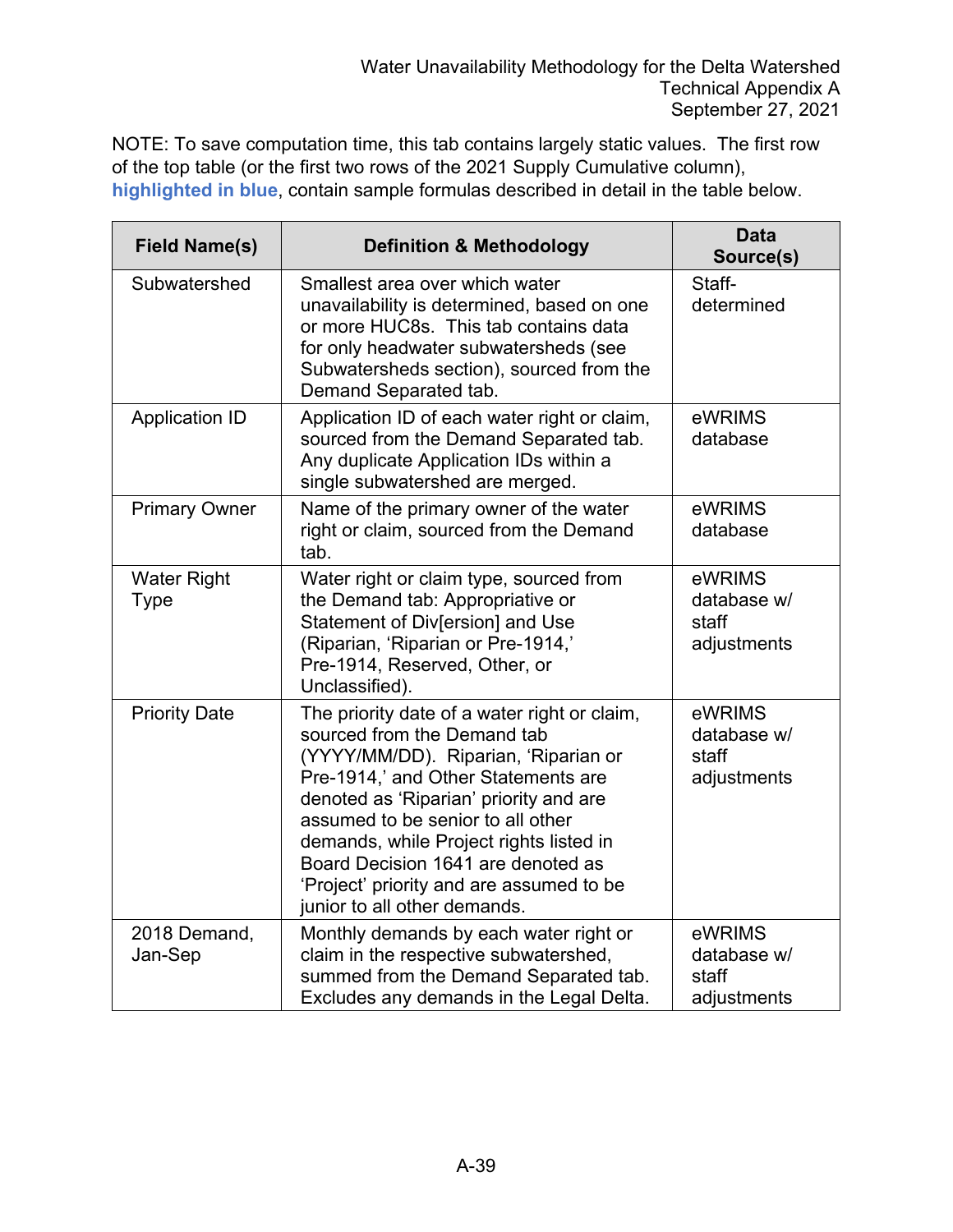NOTE: To save computation time, this tab contains largely static values. The first row of the top table (or the first two rows of the 2021 Supply Cumulative column), **highlighted in blue**, contain sample formulas described in detail in the table below.

| Field Name(s) | Definition & Methodology | Data Source(s) |
|---|---|---|
| Subwatershed | Smallest area over which water unavailability is determined, based on one or more HUC8s. This tab contains data for only headwater subwatersheds (see Subwatersheds section), sourced from the Demand Separated tab. | Staff-determined |
| Application ID | Application ID of each water right or claim, sourced from the Demand Separated tab. Any duplicate Application IDs within a single subwatershed are merged. | eWRIMS database |
| Primary Owner | Name of the primary owner of the water right or claim, sourced from the Demand tab. | eWRIMS database |
| Water Right Type | Water right or claim type, sourced from the Demand tab: Appropriative or Statement of Div[ersion] and Use (Riparian, 'Riparian or Pre-1914,' Pre-1914, Reserved, Other, or Unclassified). | eWRIMS database w/ staff adjustments |
| Priority Date | The priority date of a water right or claim, sourced from the Demand tab (YYYY/MM/DD). Riparian, 'Riparian or Pre-1914,' and Other Statements are denoted as 'Riparian' priority and are assumed to be senior to all other demands, while Project rights listed in Board Decision 1641 are denoted as 'Project' priority and are assumed to be junior to all other demands. | eWRIMS database w/ staff adjustments |
| 2018 Demand, Jan-Sep | Monthly demands by each water right or claim in the respective subwatershed, summed from the Demand Separated tab. Excludes any demands in the Legal Delta. | eWRIMS database w/ staff adjustments |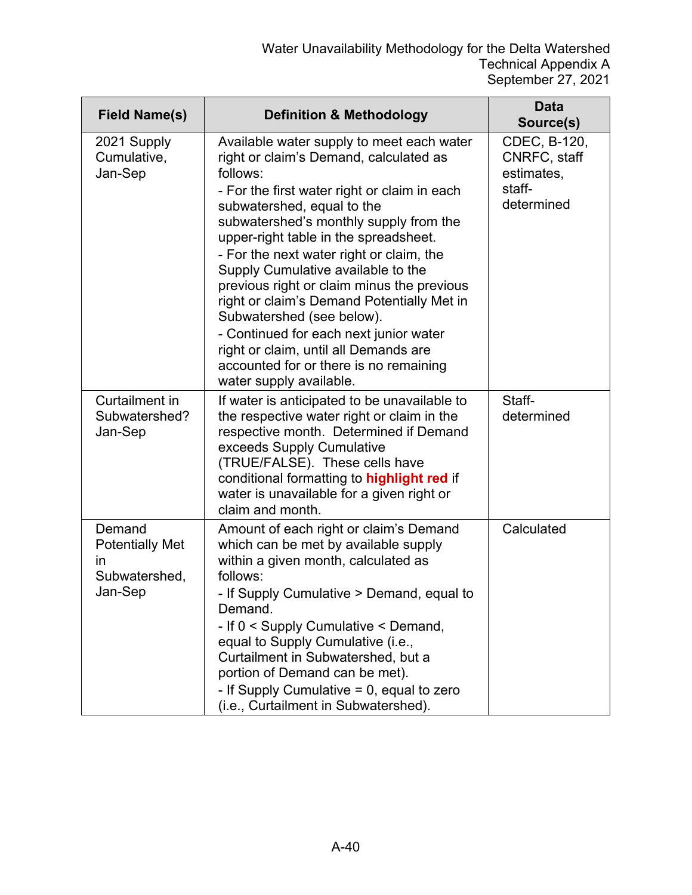| Field Name(s) | Definition & Methodology | Data Source(s) |
|---|---|---|
| 2021 Supply Cumulative, Jan-Sep | Available water supply to meet each water right or claim's Demand, calculated as follows:<br>- For the first water right or claim in each subwatershed, equal to the subwatershed's monthly supply from the upper-right table in the spreadsheet.<br>- For the next water right or claim, the Supply Cumulative available to the previous right or claim minus the previous right or claim's Demand Potentially Met in Subwatershed (see below).<br>- Continued for each next junior water right or claim, until all Demands are accounted for or there is no remaining water supply available. | CDEC, B-120, CNRFC, staff estimates, staff-determined |
| Curtailment in Subwatershed? Jan-Sep | If water is anticipated to be unavailable to the respective water right or claim in the respective month. Determined if Demand exceeds Supply Cumulative (TRUE/FALSE). These cells have conditional formatting to **highlight red** if water is unavailable for a given right or claim and month. | Staff-determined |
| Demand Potentially Met in Subwatershed, Jan-Sep | Amount of each right or claim's Demand which can be met by available supply within a given month, calculated as follows:<br>- If Supply Cumulative > Demand, equal to Demand.<br>- If 0 < Supply Cumulative < Demand, equal to Supply Cumulative (i.e., Curtailment in Subwatershed, but a portion of Demand can be met).<br>- If Supply Cumulative = 0, equal to zero (i.e., Curtailment in Subwatershed). | Calculated |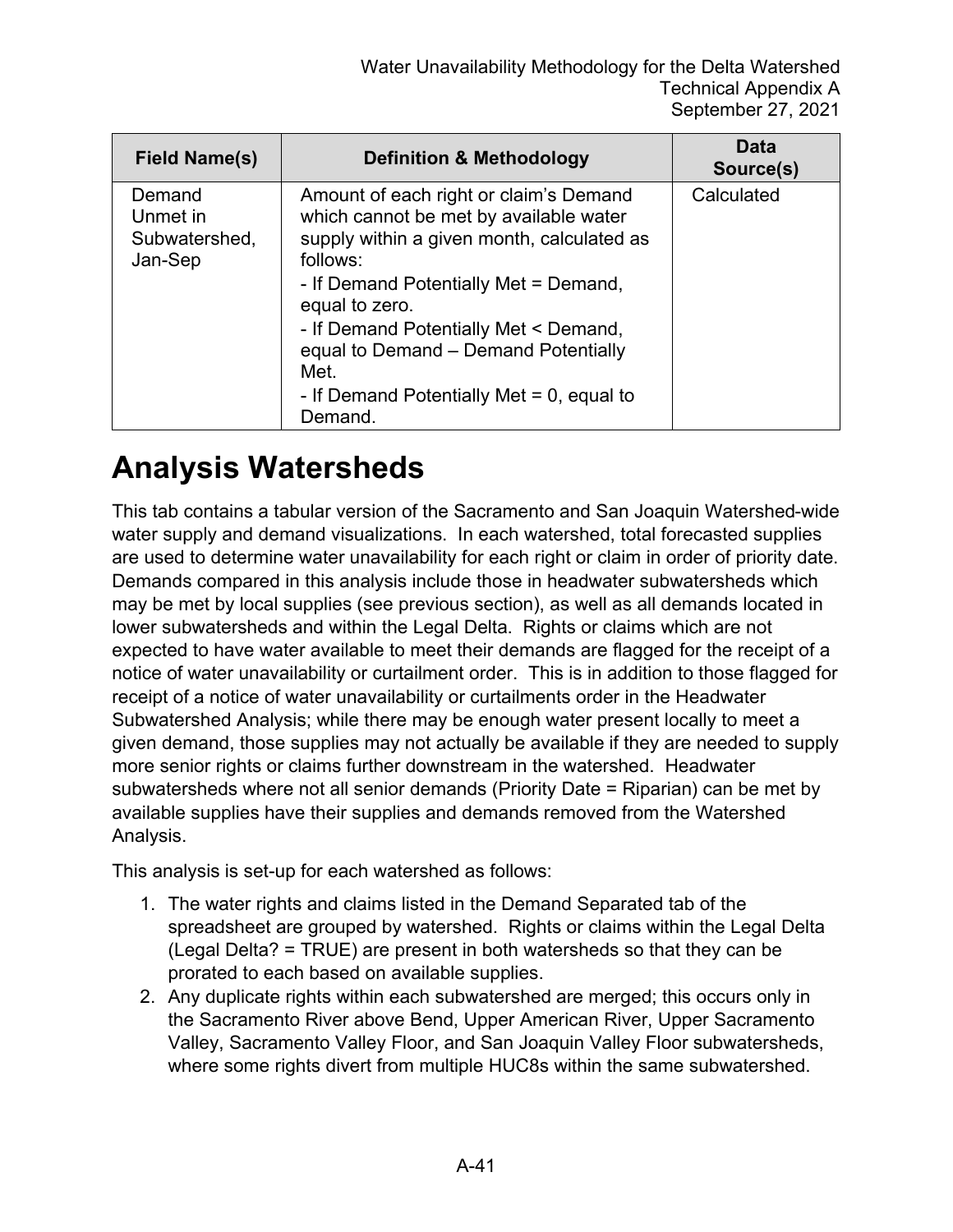| Field Name(s) | Definition & Methodology | Data Source(s) |
|---|---|---|
| Demand Unmet in Subwatershed, Jan-Sep | Amount of each right or claim's Demand which cannot be met by available water supply within a given month, calculated as follows:<br>- If Demand Potentially Met = Demand, equal to zero.<br>- If Demand Potentially Met < Demand, equal to Demand – Demand Potentially Met.<br>- If Demand Potentially Met = 0, equal to Demand. | Calculated |

# Analysis Watersheds

This tab contains a tabular version of the Sacramento and San Joaquin Watershed-wide water supply and demand visualizations. In each watershed, total forecasted supplies are used to determine water unavailability for each right or claim in order of priority date. Demands compared in this analysis include those in headwater subwatersheds which may be met by local supplies (see previous section), as well as all demands located in lower subwatersheds and within the Legal Delta. Rights or claims which are not expected to have water available to meet their demands are flagged for the receipt of a notice of water unavailability or curtailment order. This is in addition to those flagged for receipt of a notice of water unavailability or curtailments order in the Headwater Subwatershed Analysis; while there may be enough water present locally to meet a given demand, those supplies may not actually be available if they are needed to supply more senior rights or claims further downstream in the watershed. Headwater subwatersheds where not all senior demands (Priority Date = Riparian) can be met by available supplies have their supplies and demands removed from the Watershed Analysis.

This analysis is set-up for each watershed as follows:

1. The water rights and claims listed in the Demand Separated tab of the spreadsheet are grouped by watershed. Rights or claims within the Legal Delta (Legal Delta? = TRUE) are present in both watersheds so that they can be prorated to each based on available supplies.
2. Any duplicate rights within each subwatershed are merged; this occurs only in the Sacramento River above Bend, Upper American River, Upper Sacramento Valley, Sacramento Valley Floor, and San Joaquin Valley Floor subwatersheds, where some rights divert from multiple HUC8s within the same subwatershed.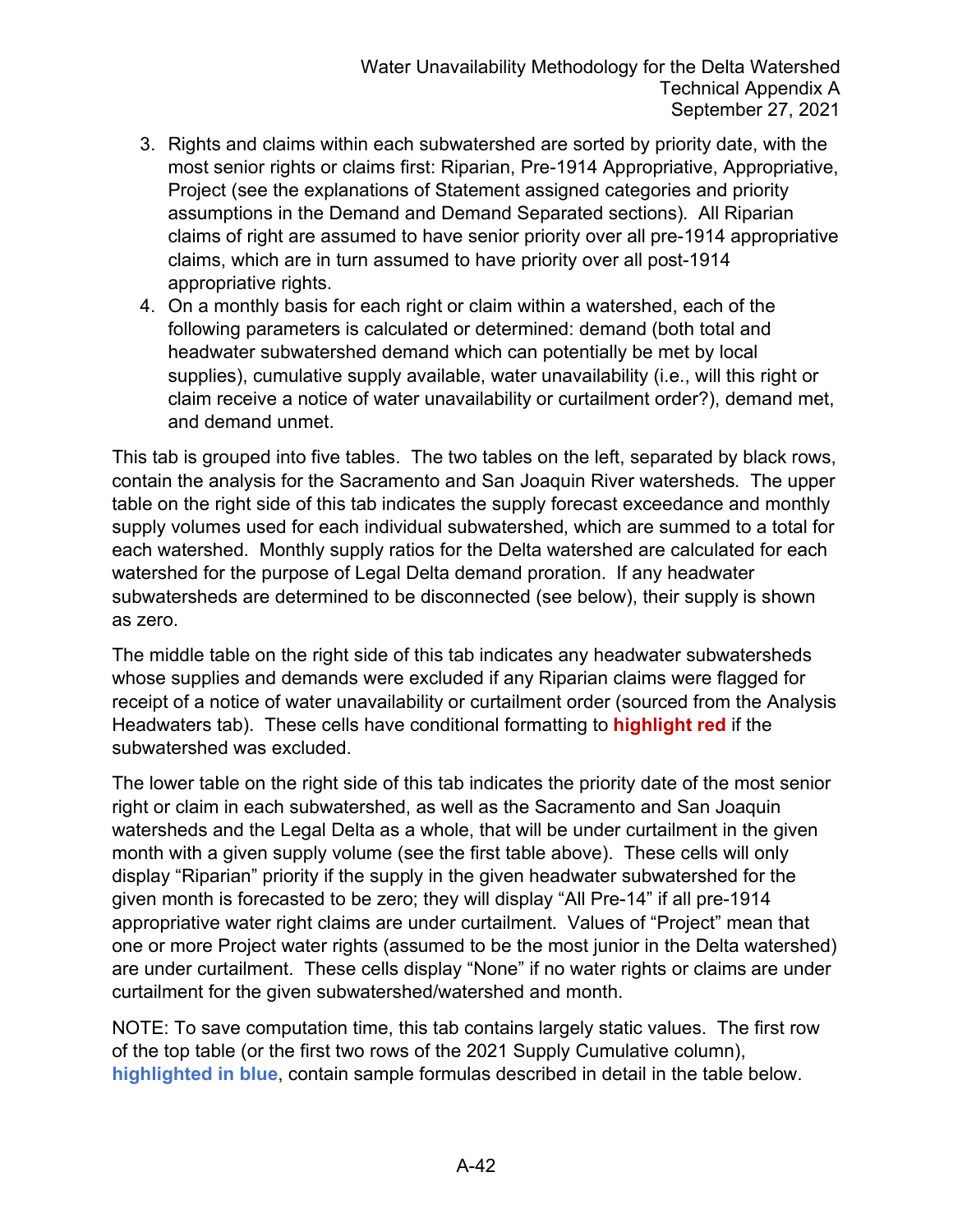3. Rights and claims within each subwatershed are sorted by priority date, with the most senior rights or claims first: Riparian, Pre-1914 Appropriative, Appropriative, Project (see the explanations of Statement assigned categories and priority assumptions in the Demand and Demand Separated sections). All Riparian claims of right are assumed to have senior priority over all pre-1914 appropriative claims, which are in turn assumed to have priority over all post-1914 appropriative rights.
4. On a monthly basis for each right or claim within a watershed, each of the following parameters is calculated or determined: demand (both total and headwater subwatershed demand which can potentially be met by local supplies), cumulative supply available, water unavailability (i.e., will this right or claim receive a notice of water unavailability or curtailment order?), demand met, and demand unmet.

This tab is grouped into five tables. The two tables on the left, separated by black rows, contain the analysis for the Sacramento and San Joaquin River watersheds. The upper table on the right side of this tab indicates the supply forecast exceedance and monthly supply volumes used for each individual subwatershed, which are summed to a total for each watershed. Monthly supply ratios for the Delta watershed are calculated for each watershed for the purpose of Legal Delta demand proration. If any headwater subwatersheds are determined to be disconnected (see below), their supply is shown as zero.

The middle table on the right side of this tab indicates any headwater subwatersheds whose supplies and demands were excluded if any Riparian claims were flagged for receipt of a notice of water unavailability or curtailment order (sourced from the Analysis Headwaters tab). These cells have conditional formatting to **highlight red** if the subwatershed was excluded.

The lower table on the right side of this tab indicates the priority date of the most senior right or claim in each subwatershed, as well as the Sacramento and San Joaquin watersheds and the Legal Delta as a whole, that will be under curtailment in the given month with a given supply volume (see the first table above). These cells will only display "Riparian" priority if the supply in the given headwater subwatershed for the given month is forecasted to be zero; they will display "All Pre-14" if all pre-1914 appropriative water right claims are under curtailment. Values of "Project" mean that one or more Project water rights (assumed to be the most junior in the Delta watershed) are under curtailment. These cells display "None" if no water rights or claims are under curtailment for the given subwatershed/watershed and month.

NOTE: To save computation time, this tab contains largely static values. The first row of the top table (or the first two rows of the 2021 Supply Cumulative column), **highlighted in blue**, contain sample formulas described in detail in the table below.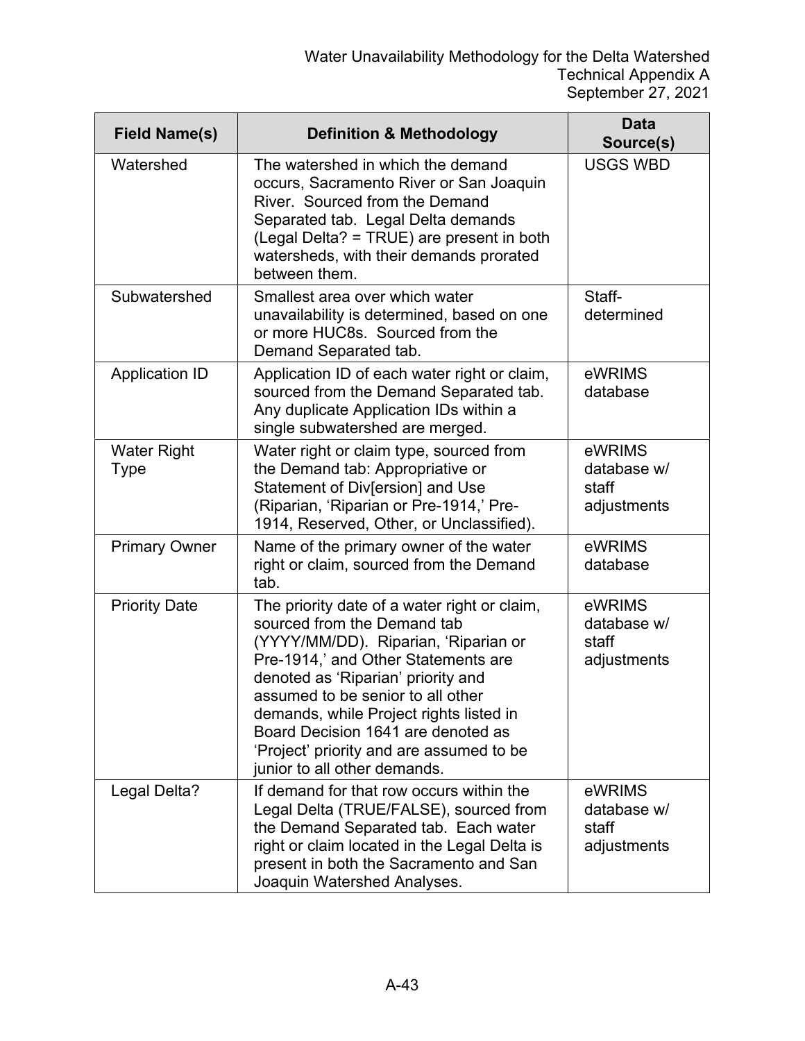| Field Name(s) | Definition & Methodology | Data Source(s) |
|---|---|---|
| Watershed | The watershed in which the demand occurs, Sacramento River or San Joaquin River. Sourced from the Demand Separated tab. Legal Delta demands (Legal Delta? = TRUE) are present in both watersheds, with their demands prorated between them. | USGS WBD |
| Subwatershed | Smallest area over which water unavailability is determined, based on one or more HUC8s. Sourced from the Demand Separated tab. | Staff-determined |
| Application ID | Application ID of each water right or claim, sourced from the Demand Separated tab. Any duplicate Application IDs within a single subwatershed are merged. | eWRIMS database |
| Water Right Type | Water right or claim type, sourced from the Demand tab: Appropriative or Statement of Div[ersion] and Use (Riparian, 'Riparian or Pre-1914,' Pre-1914, Reserved, Other, or Unclassified). | eWRIMS database w/ staff adjustments |
| Primary Owner | Name of the primary owner of the water right or claim, sourced from the Demand tab. | eWRIMS database |
| Priority Date | The priority date of a water right or claim, sourced from the Demand tab (YYYY/MM/DD). Riparian, 'Riparian or Pre-1914,' and Other Statements are denoted as 'Riparian' priority and assumed to be senior to all other demands, while Project rights listed in Board Decision 1641 are denoted as 'Project' priority and are assumed to be junior to all other demands. | eWRIMS database w/ staff adjustments |
| Legal Delta? | If demand for that row occurs within the Legal Delta (TRUE/FALSE), sourced from the Demand Separated tab. Each water right or claim located in the Legal Delta is present in both the Sacramento and San Joaquin Watershed Analyses. | eWRIMS database w/ staff adjustments |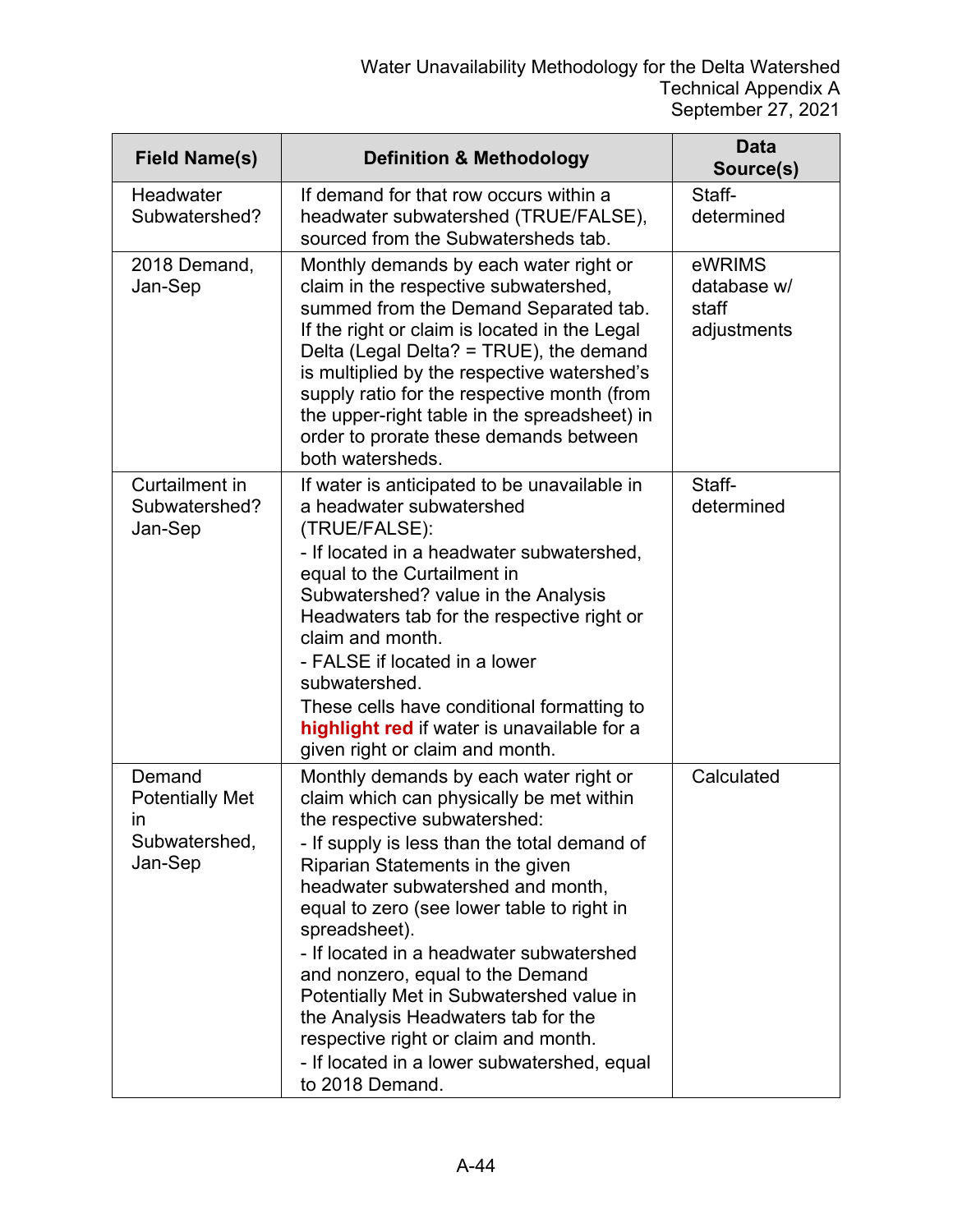| Field Name(s) | Definition & Methodology | Data Source(s) |
|---|---|---|
| Headwater Subwatershed? | If demand for that row occurs within a headwater subwatershed (TRUE/FALSE), sourced from the Subwatersheds tab. | Staff-determined |
| 2018 Demand, Jan-Sep | Monthly demands by each water right or claim in the respective subwatershed, summed from the Demand Separated tab. If the right or claim is located in the Legal Delta (Legal Delta? = TRUE), the demand is multiplied by the respective watershed's supply ratio for the respective month (from the upper-right table in the spreadsheet) in order to prorate these demands between both watersheds. | eWRIMS database w/ staff adjustments |
| Curtailment in Subwatershed? Jan-Sep | If water is anticipated to be unavailable in a headwater subwatershed (TRUE/FALSE):<br>- If located in a headwater subwatershed, equal to the Curtailment in Subwatershed? value in the Analysis Headwaters tab for the respective right or claim and month.<br>- FALSE if located in a lower subwatershed.<br>These cells have conditional formatting to **highlight red** if water is unavailable for a given right or claim and month. | Staff-determined |
| Demand Potentially Met in Subwatershed, Jan-Sep | Monthly demands by each water right or claim which can physically be met within the respective subwatershed:<br>- If supply is less than the total demand of Riparian Statements in the given headwater subwatershed and month, equal to zero (see lower table to right in spreadsheet).<br>- If located in a headwater subwatershed and nonzero, equal to the Demand Potentially Met in Subwatershed value in the Analysis Headwaters tab for the respective right or claim and month.<br>- If located in a lower subwatershed, equal to 2018 Demand. | Calculated |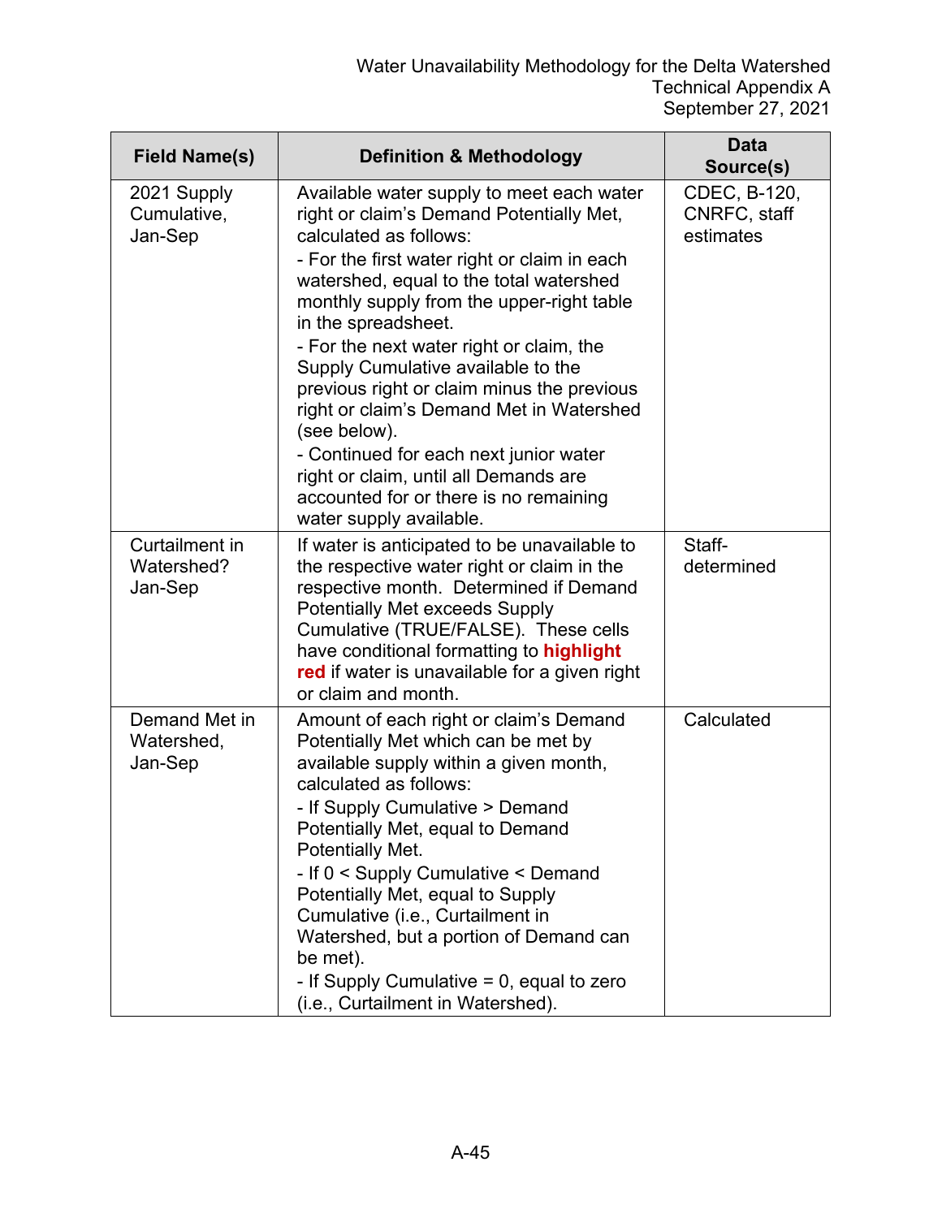| Field Name(s) | Definition & Methodology | Data Source(s) |
|---|---|---|
| 2021 Supply Cumulative, Jan-Sep | Available water supply to meet each water right or claim's Demand Potentially Met, calculated as follows:<br>- For the first water right or claim in each watershed, equal to the total watershed monthly supply from the upper-right table in the spreadsheet.<br>- For the next water right or claim, the Supply Cumulative available to the previous right or claim minus the previous right or claim's Demand Met in Watershed (see below).<br>- Continued for each next junior water right or claim, until all Demands are accounted for or there is no remaining water supply available. | CDEC, B-120, CNRFC, staff estimates |
| Curtailment in Watershed? Jan-Sep | If water is anticipated to be unavailable to the respective water right or claim in the respective month. Determined if Demand Potentially Met exceeds Supply Cumulative (TRUE/FALSE). These cells have conditional formatting to **highlight red** if water is unavailable for a given right or claim and month. | Staff-determined |
| Demand Met in Watershed, Jan-Sep | Amount of each right or claim's Demand Potentially Met which can be met by available supply within a given month, calculated as follows:<br>- If Supply Cumulative > Demand Potentially Met, equal to Demand Potentially Met.<br>- If 0 < Supply Cumulative < Demand Potentially Met, equal to Supply Cumulative (i.e., Curtailment in Watershed, but a portion of Demand can be met).<br>- If Supply Cumulative = 0, equal to zero (i.e., Curtailment in Watershed). | Calculated |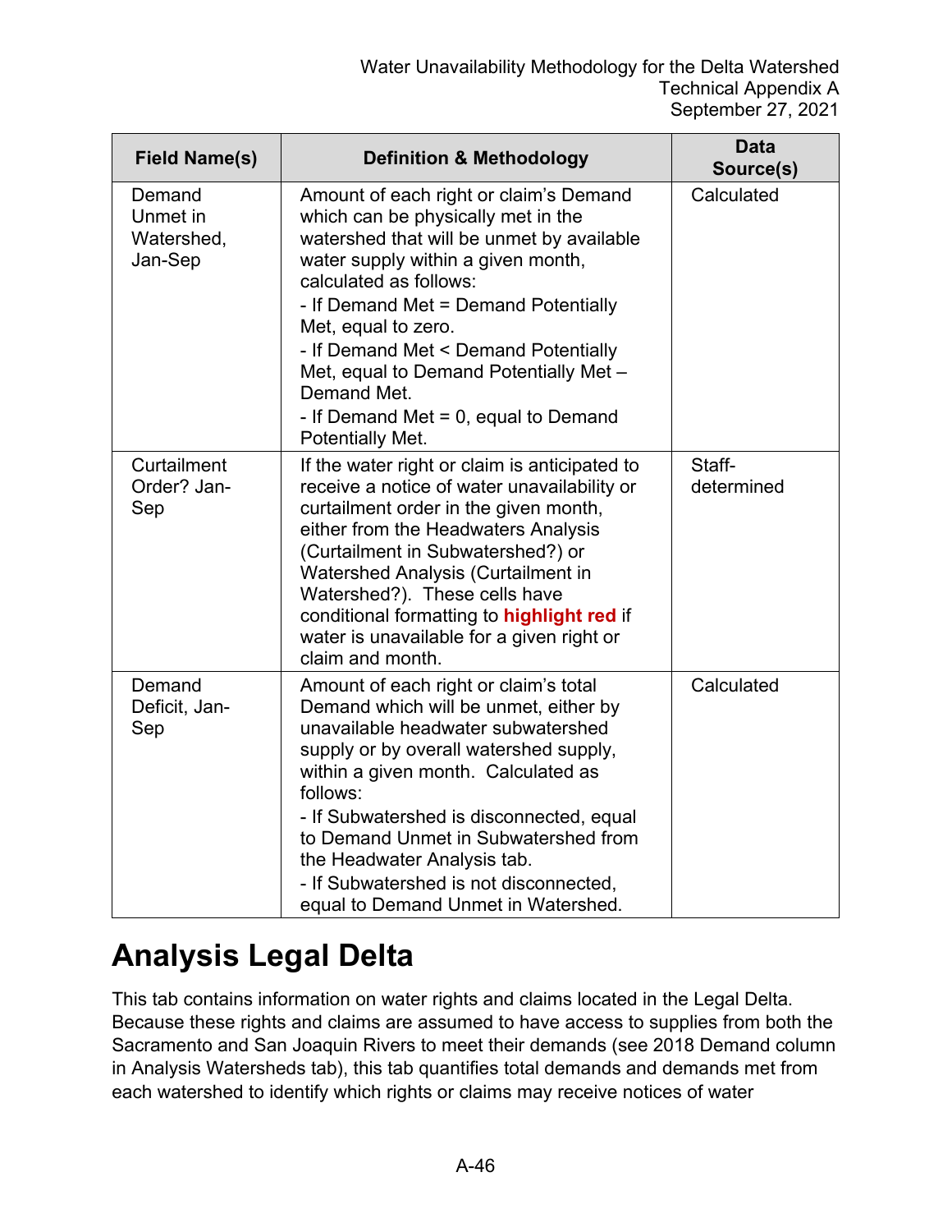| Field Name(s) | Definition & Methodology | Data Source(s) |
|---|---|---|
| Demand Unmet in Watershed, Jan-Sep | Amount of each right or claim's Demand which can be physically met in the watershed that will be unmet by available water supply within a given month, calculated as follows:<br>- If Demand Met = Demand Potentially Met, equal to zero.<br>- If Demand Met < Demand Potentially Met, equal to Demand Potentially Met – Demand Met.<br>- If Demand Met = 0, equal to Demand Potentially Met. | Calculated |
| Curtailment Order? Jan-Sep | If the water right or claim is anticipated to receive a notice of water unavailability or curtailment order in the given month, either from the Headwaters Analysis (Curtailment in Subwatershed?) or Watershed Analysis (Curtailment in Watershed?). These cells have conditional formatting to **highlight red** if water is unavailable for a given right or claim and month. | Staff-determined |
| Demand Deficit, Jan-Sep | Amount of each right or claim's total Demand which will be unmet, either by unavailable headwater subwatershed supply or by overall watershed supply, within a given month. Calculated as follows:<br>- If Subwatershed is disconnected, equal to Demand Unmet in Subwatershed from the Headwater Analysis tab.<br>- If Subwatershed is not disconnected, equal to Demand Unmet in Watershed. | Calculated |

# Analysis Legal Delta

This tab contains information on water rights and claims located in the Legal Delta. Because these rights and claims are assumed to have access to supplies from both the Sacramento and San Joaquin Rivers to meet their demands (see 2018 Demand column in Analysis Watersheds tab), this tab quantifies total demands and demands met from each watershed to identify which rights or claims may receive notices of water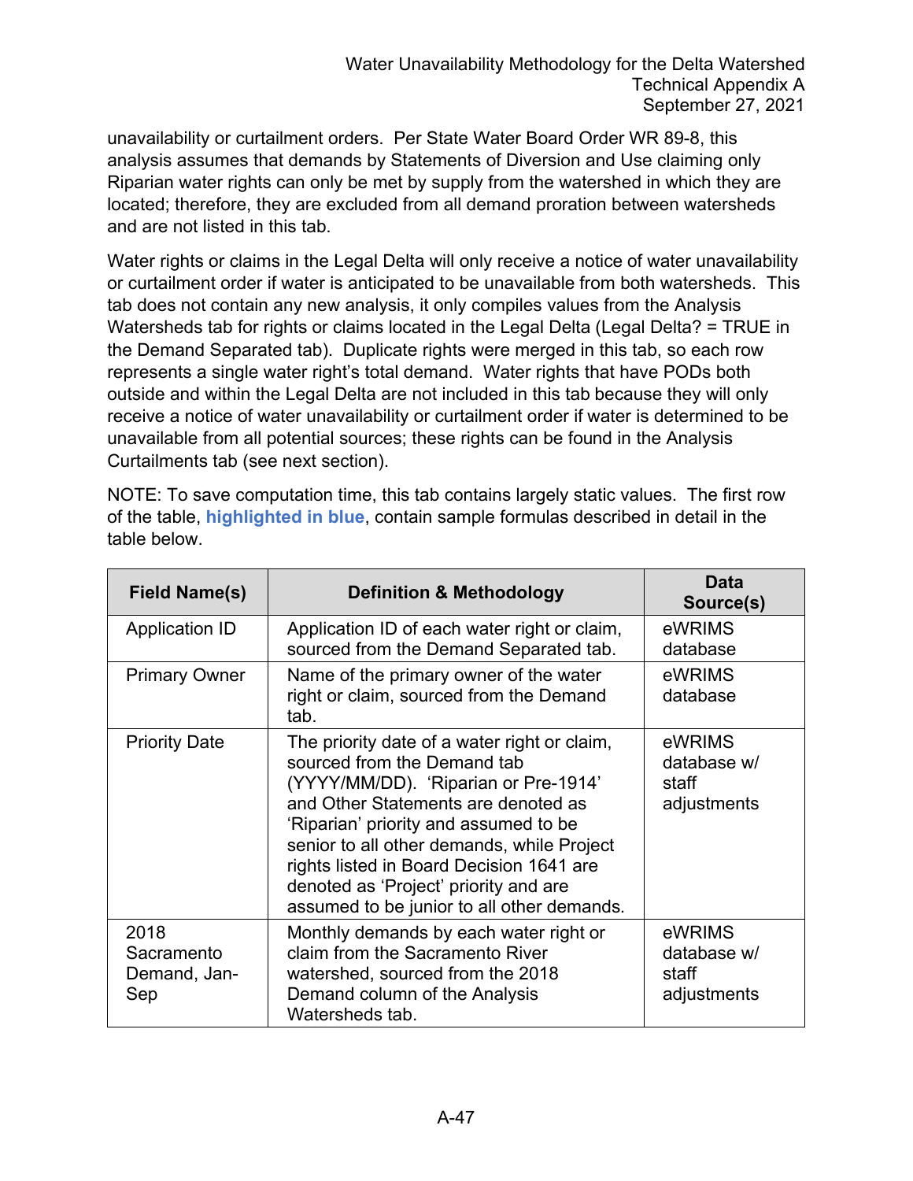unavailability or curtailment orders. Per State Water Board Order WR 89-8, this analysis assumes that demands by Statements of Diversion and Use claiming only Riparian water rights can only be met by supply from the watershed in which they are located; therefore, they are excluded from all demand proration between watersheds and are not listed in this tab.

Water rights or claims in the Legal Delta will only receive a notice of water unavailability or curtailment order if water is anticipated to be unavailable from both watersheds. This tab does not contain any new analysis, it only compiles values from the Analysis Watersheds tab for rights or claims located in the Legal Delta (Legal Delta? = TRUE in the Demand Separated tab). Duplicate rights were merged in this tab, so each row represents a single water right's total demand. Water rights that have PODs both outside and within the Legal Delta are not included in this tab because they will only receive a notice of water unavailability or curtailment order if water is determined to be unavailable from all potential sources; these rights can be found in the Analysis Curtailments tab (see next section).

NOTE: To save computation time, this tab contains largely static values. The first row of the table, **highlighted in blue**, contain sample formulas described in detail in the table below.

| Field Name(s) | Definition & Methodology | Data Source(s) |
|---|---|---|
| Application ID | Application ID of each water right or claim, sourced from the Demand Separated tab. | eWRIMS database |
| Primary Owner | Name of the primary owner of the water right or claim, sourced from the Demand tab. | eWRIMS database |
| Priority Date | The priority date of a water right or claim, sourced from the Demand tab (YYYY/MM/DD). 'Riparian or Pre-1914' and Other Statements are denoted as 'Riparian' priority and assumed to be senior to all other demands, while Project rights listed in Board Decision 1641 are denoted as 'Project' priority and are assumed to be junior to all other demands. | eWRIMS database w/ staff adjustments |
| 2018 Sacramento Demand, Jan-Sep | Monthly demands by each water right or claim from the Sacramento River watershed, sourced from the 2018 Demand column of the Analysis Watersheds tab. | eWRIMS database w/ staff adjustments |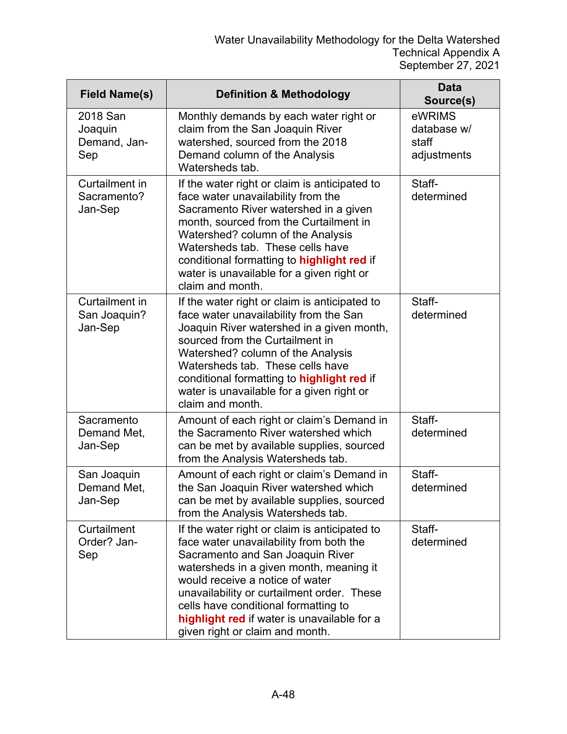| Field Name(s) | Definition & Methodology | Data Source(s) |
| --- | --- | --- |
| 2018 San Joaquin Demand, Jan-Sep | Monthly demands by each water right or claim from the San Joaquin River watershed, sourced from the 2018 Demand column of the Analysis Watersheds tab. | eWRIMS database w/ staff adjustments |
| Curtailment in Sacramento? Jan-Sep | If the water right or claim is anticipated to face water unavailability from the Sacramento River watershed in a given month, sourced from the Curtailment in Watershed? column of the Analysis Watersheds tab. These cells have conditional formatting to **highlight red** if water is unavailable for a given right or claim and month. | Staff-determined |
| Curtailment in San Joaquin? Jan-Sep | If the water right or claim is anticipated to face water unavailability from the San Joaquin River watershed in a given month, sourced from the Curtailment in Watershed? column of the Analysis Watersheds tab. These cells have conditional formatting to **highlight red** if water is unavailable for a given right or claim and month. | Staff-determined |
| Sacramento Demand Met, Jan-Sep | Amount of each right or claim's Demand in the Sacramento River watershed which can be met by available supplies, sourced from the Analysis Watersheds tab. | Staff-determined |
| San Joaquin Demand Met, Jan-Sep | Amount of each right or claim's Demand in the San Joaquin River watershed which can be met by available supplies, sourced from the Analysis Watersheds tab. | Staff-determined |
| Curtailment Order? Jan-Sep | If the water right or claim is anticipated to face water unavailability from both the Sacramento and San Joaquin River watersheds in a given month, meaning it would receive a notice of water unavailability or curtailment order. These cells have conditional formatting to **highlight red** if water is unavailable for a given right or claim and month. | Staff-determined |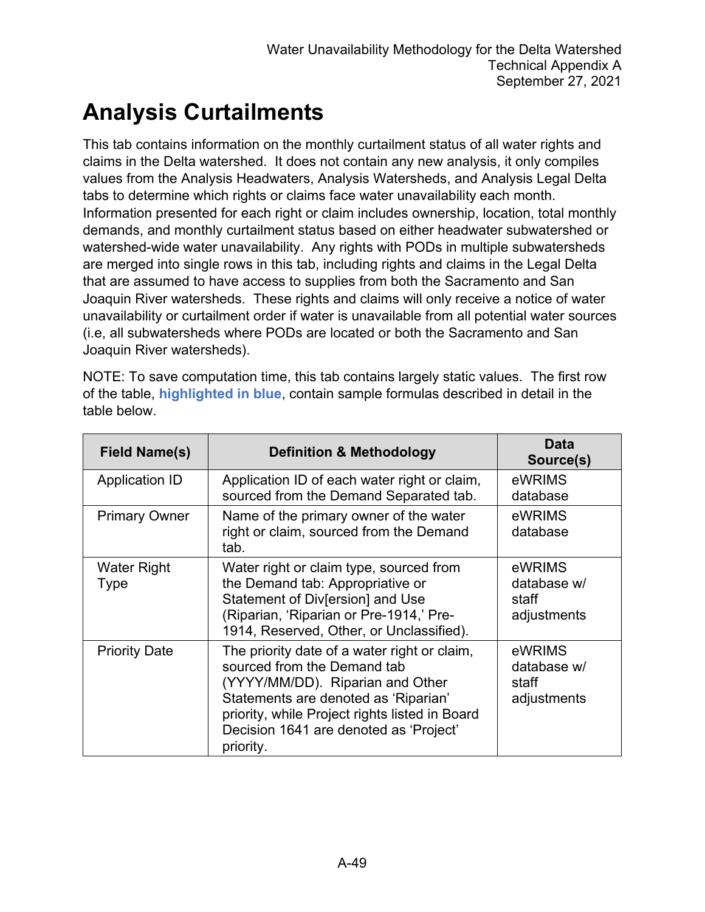# Analysis Curtailments

This tab contains information on the monthly curtailment status of all water rights and claims in the Delta watershed. It does not contain any new analysis, it only compiles values from the Analysis Headwaters, Analysis Watersheds, and Analysis Legal Delta tabs to determine which rights or claims face water unavailability each month. Information presented for each right or claim includes ownership, location, total monthly demands, and monthly curtailment status based on either headwater subwatershed or watershed-wide water unavailability. Any rights with PODs in multiple subwatersheds are merged into single rows in this tab, including rights and claims in the Legal Delta that are assumed to have access to supplies from both the Sacramento and San Joaquin River watersheds. These rights and claims will only receive a notice of water unavailability or curtailment order if water is unavailable from all potential water sources (i.e, all subwatersheds where PODs are located or both the Sacramento and San Joaquin River watersheds).

NOTE: To save computation time, this tab contains largely static values. The first row of the table, **highlighted in blue**, contain sample formulas described in detail in the table below.

| Field Name(s) | Definition & Methodology | Data Source(s) |
|---|---|---|
| Application ID | Application ID of each water right or claim, sourced from the Demand Separated tab. | eWRIMS database |
| Primary Owner | Name of the primary owner of the water right or claim, sourced from the Demand tab. | eWRIMS database |
| Water Right Type | Water right or claim type, sourced from the Demand tab: Appropriative or Statement of Div[ersion] and Use (Riparian, 'Riparian or Pre-1914,' Pre-1914, Reserved, Other, or Unclassified). | eWRIMS database w/ staff adjustments |
| Priority Date | The priority date of a water right or claim, sourced from the Demand tab (YYYY/MM/DD). Riparian and Other Statements are denoted as 'Riparian' priority, while Project rights listed in Board Decision 1641 are denoted as 'Project' priority. | eWRIMS database w/ staff adjustments |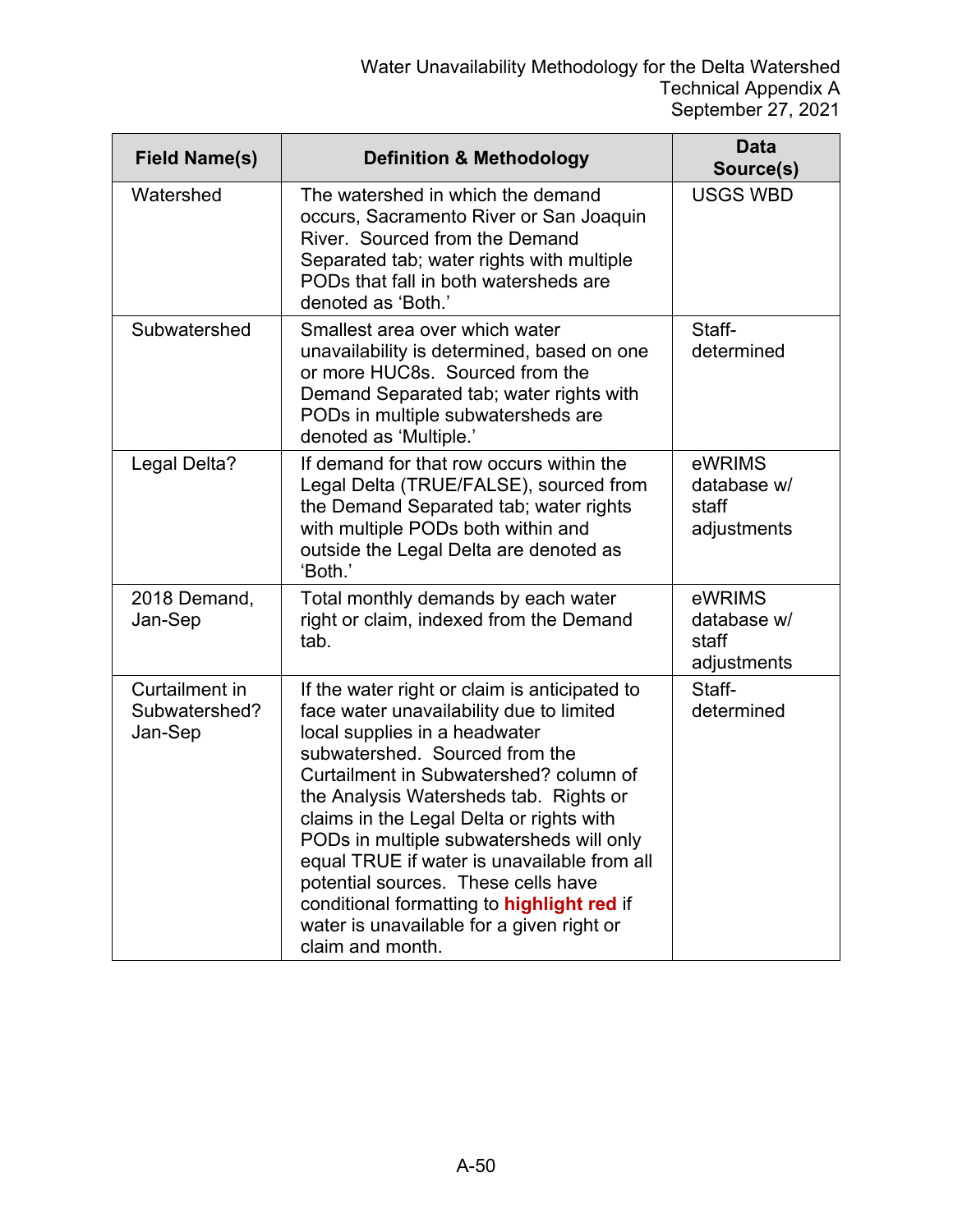| Field Name(s) | Definition & Methodology | Data Source(s) |
| --- | --- | --- |
| Watershed | The watershed in which the demand occurs, Sacramento River or San Joaquin River. Sourced from the Demand Separated tab; water rights with multiple PODs that fall in both watersheds are denoted as 'Both.' | USGS WBD |
| Subwatershed | Smallest area over which water unavailability is determined, based on one or more HUC8s. Sourced from the Demand Separated tab; water rights with PODs in multiple subwatersheds are denoted as 'Multiple.' | Staff-determined |
| Legal Delta? | If demand for that row occurs within the Legal Delta (TRUE/FALSE), sourced from the Demand Separated tab; water rights with multiple PODs both within and outside the Legal Delta are denoted as 'Both.' | eWRIMS database w/ staff adjustments |
| 2018 Demand, Jan-Sep | Total monthly demands by each water right or claim, indexed from the Demand tab. | eWRIMS database w/ staff adjustments |
| Curtailment in Subwatershed? Jan-Sep | If the water right or claim is anticipated to face water unavailability due to limited local supplies in a headwater subwatershed. Sourced from the Curtailment in Subwatershed? column of the Analysis Watersheds tab. Rights or claims in the Legal Delta or rights with PODs in multiple subwatersheds will only equal TRUE if water is unavailable from all potential sources. These cells have conditional formatting to **highlight red** if water is unavailable for a given right or claim and month. | Staff-determined |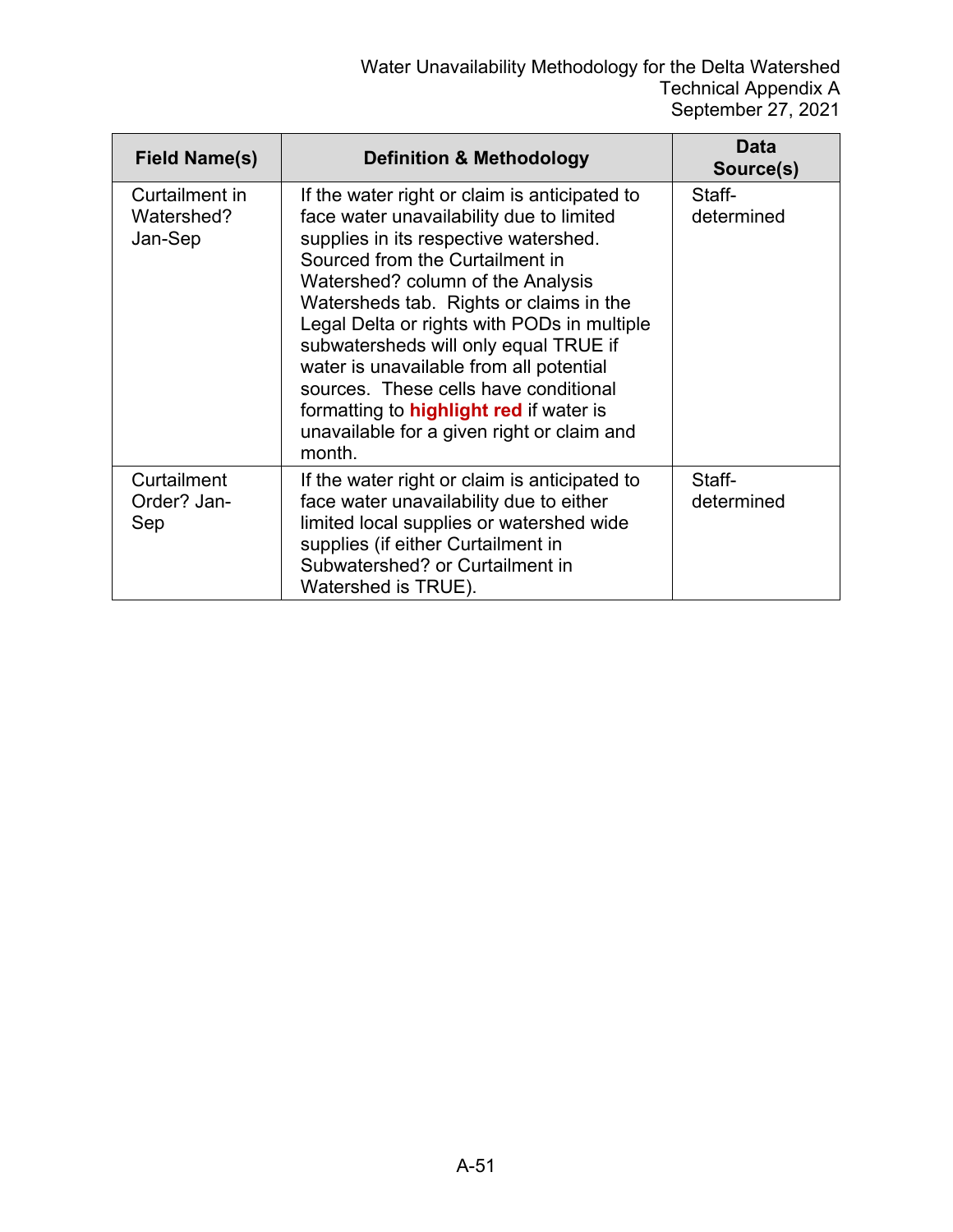| Field Name(s) | Definition & Methodology | Data Source(s) |
|---|---|---|
| Curtailment in Watershed? Jan-Sep | If the water right or claim is anticipated to face water unavailability due to limited supplies in its respective watershed. Sourced from the Curtailment in Watershed? column of the Analysis Watersheds tab. Rights or claims in the Legal Delta or rights with PODs in multiple subwatersheds will only equal TRUE if water is unavailable from all potential sources. These cells have conditional formatting to **highlight red** if water is unavailable for a given right or claim and month. | Staff-determined |
| Curtailment Order? Jan-Sep | If the water right or claim is anticipated to face water unavailability due to either limited local supplies or watershed wide supplies (if either Curtailment in Subwatershed? or Curtailment in Watershed is TRUE). | Staff-determined |